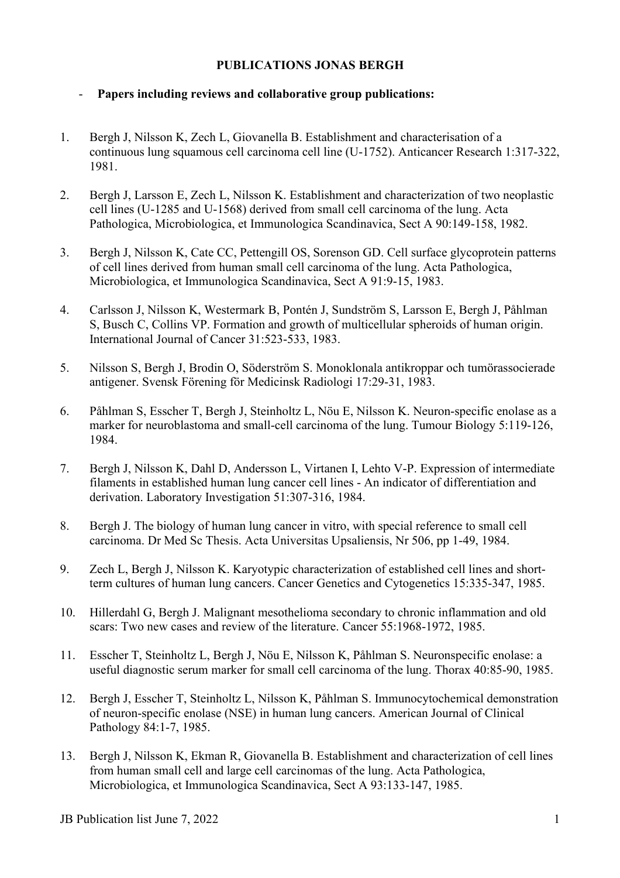# PUBLICATIONS JONAS BERGH

- **Papers including reviews and collaborative group publications:**

1. Bergh J, Nilsson K, Zech L, Giovanella B. Establishment and characterisation of a continuous lung squamous cell carcinoma cell line (U-1752). Anticancer Research 1:317-322, 1981.

2. Bergh J, Larsson E, Zech L, Nilsson K. Establishment and characterization of two neoplastic cell lines (U-1285 and U-1568) derived from small cell carcinoma of the lung. Acta Pathologica, Microbiologica, et Immunologica Scandinavica, Sect A 90:149-158, 1982.

3. Bergh J, Nilsson K, Cate CC, Pettengill OS, Sorenson GD. Cell surface glycoprotein patterns of cell lines derived from human small cell carcinoma of the lung. Acta Pathologica, Microbiologica, et Immunologica Scandinavica, Sect A 91:9-15, 1983.

4. Carlsson J, Nilsson K, Westermark B, Pontén J, Sundström S, Larsson E, Bergh J, Påhlman S, Busch C, Collins VP. Formation and growth of multicellular spheroids of human origin. International Journal of Cancer 31:523-533, 1983.

5. Nilsson S, Bergh J, Brodin O, Söderström S. Monoklonala antikroppar och tumörassocierade antigener. Svensk Förening för Medicinsk Radiologi 17:29-31, 1983.

6. Påhlman S, Esscher T, Bergh J, Steinholtz L, Nöu E, Nilsson K. Neuron-specific enolase as a marker for neuroblastoma and small-cell carcinoma of the lung. Tumour Biology 5:119-126, 1984.

7. Bergh J, Nilsson K, Dahl D, Andersson L, Virtanen I, Lehto V-P. Expression of intermediate filaments in established human lung cancer cell lines - An indicator of differentiation and derivation. Laboratory Investigation 51:307-316, 1984.

8. Bergh J. The biology of human lung cancer in vitro, with special reference to small cell carcinoma. Dr Med Sc Thesis. Acta Universitas Upsaliensis, Nr 506, pp 1-49, 1984.

9. Zech L, Bergh J, Nilsson K. Karyotypic characterization of established cell lines and short-term cultures of human lung cancers. Cancer Genetics and Cytogenetics 15:335-347, 1985.

10. Hillerdahl G, Bergh J. Malignant mesothelioma secondary to chronic inflammation and old scars: Two new cases and review of the literature. Cancer 55:1968-1972, 1985.

11. Esscher T, Steinholtz L, Bergh J, Nöu E, Nilsson K, Påhlman S. Neuronspecific enolase: a useful diagnostic serum marker for small cell carcinoma of the lung. Thorax 40:85-90, 1985.

12. Bergh J, Esscher T, Steinholtz L, Nilsson K, Påhlman S. Immunocytochemical demonstration of neuron-specific enolase (NSE) in human lung cancers. American Journal of Clinical Pathology 84:1-7, 1985.

13. Bergh J, Nilsson K, Ekman R, Giovanella B. Establishment and characterization of cell lines from human small cell and large cell carcinomas of the lung. Acta Pathologica, Microbiologica, et Immunologica Scandinavica, Sect A 93:133-147, 1985.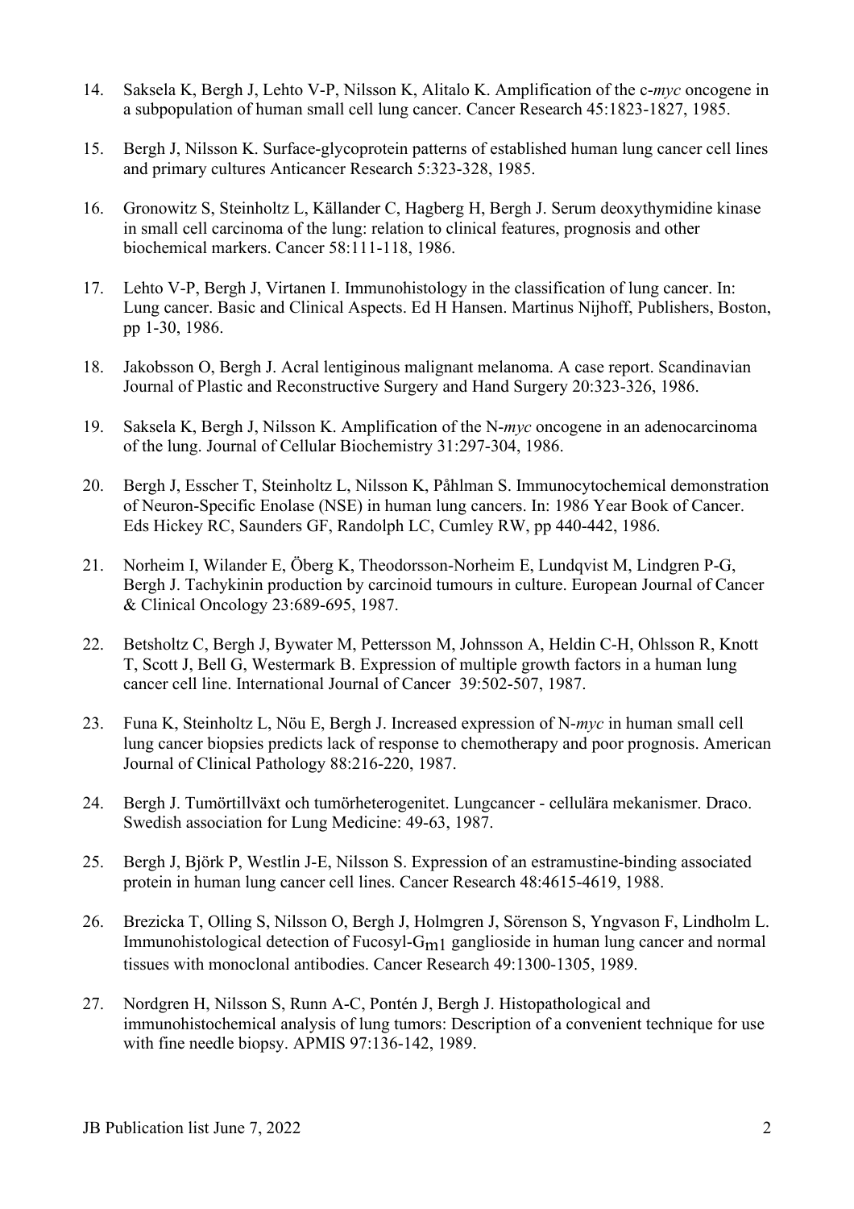14. Saksela K, Bergh J, Lehto V-P, Nilsson K, Alitalo K. Amplification of the c-*myc* oncogene in a subpopulation of human small cell lung cancer. Cancer Research 45:1823-1827, 1985.

15. Bergh J, Nilsson K. Surface-glycoprotein patterns of established human lung cancer cell lines and primary cultures Anticancer Research 5:323-328, 1985.

16. Gronowitz S, Steinholtz L, Källander C, Hagberg H, Bergh J. Serum deoxythymidine kinase in small cell carcinoma of the lung: relation to clinical features, prognosis and other biochemical markers. Cancer 58:111-118, 1986.

17. Lehto V-P, Bergh J, Virtanen I. Immunohistology in the classification of lung cancer. In: Lung cancer. Basic and Clinical Aspects. Ed H Hansen. Martinus Nijhoff, Publishers, Boston, pp 1-30, 1986.

18. Jakobsson O, Bergh J. Acral lentiginous malignant melanoma. A case report. Scandinavian Journal of Plastic and Reconstructive Surgery and Hand Surgery 20:323-326, 1986.

19. Saksela K, Bergh J, Nilsson K. Amplification of the N-*myc* oncogene in an adenocarcinoma of the lung. Journal of Cellular Biochemistry 31:297-304, 1986.

20. Bergh J, Esscher T, Steinholtz L, Nilsson K, Påhlman S. Immunocytochemical demonstration of Neuron-Specific Enolase (NSE) in human lung cancers. In: 1986 Year Book of Cancer. Eds Hickey RC, Saunders GF, Randolph LC, Cumley RW, pp 440-442, 1986.

21. Norheim I, Wilander E, Öberg K, Theodorsson-Norheim E, Lundqvist M, Lindgren P-G, Bergh J. Tachykinin production by carcinoid tumours in culture. European Journal of Cancer & Clinical Oncology 23:689-695, 1987.

22. Betsholtz C, Bergh J, Bywater M, Pettersson M, Johnsson A, Heldin C-H, Ohlsson R, Knott T, Scott J, Bell G, Westermark B. Expression of multiple growth factors in a human lung cancer cell line. International Journal of Cancer 39:502-507, 1987.

23. Funa K, Steinholtz L, Nöu E, Bergh J. Increased expression of N-*myc* in human small cell lung cancer biopsies predicts lack of response to chemotherapy and poor prognosis. American Journal of Clinical Pathology 88:216-220, 1987.

24. Bergh J. Tumörtillväxt och tumörheterogenitet. Lungcancer - cellulära mekanismer. Draco. Swedish association for Lung Medicine: 49-63, 1987.

25. Bergh J, Björk P, Westlin J-E, Nilsson S. Expression of an estramustine-binding associated protein in human lung cancer cell lines. Cancer Research 48:4615-4619, 1988.

26. Brezicka T, Olling S, Nilsson O, Bergh J, Holmgren J, Sörenson S, Yngvason F, Lindholm L. Immunohistological detection of Fucosyl-$G_{m1}$ ganglioside in human lung cancer and normal tissues with monoclonal antibodies. Cancer Research 49:1300-1305, 1989.

27. Nordgren H, Nilsson S, Runn A-C, Pontén J, Bergh J. Histopathological and immunohistochemical analysis of lung tumors: Description of a convenient technique for use with fine needle biopsy. APMIS 97:136-142, 1989.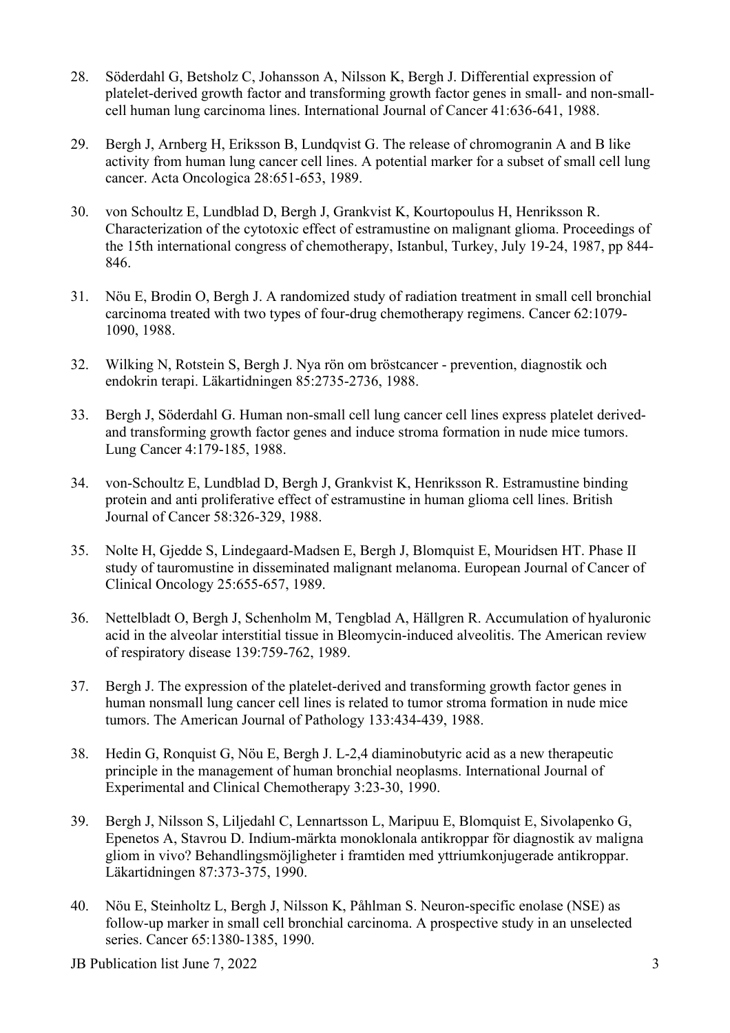28. Söderdahl G, Betsholz C, Johansson A, Nilsson K, Bergh J. Differential expression of platelet-derived growth factor and transforming growth factor genes in small- and non-small-cell human lung carcinoma lines. International Journal of Cancer 41:636-641, 1988.

29. Bergh J, Arnberg H, Eriksson B, Lundqvist G. The release of chromogranin A and B like activity from human lung cancer cell lines. A potential marker for a subset of small cell lung cancer. Acta Oncologica 28:651-653, 1989.

30. von Schoultz E, Lundblad D, Bergh J, Grankvist K, Kourtopoulus H, Henriksson R. Characterization of the cytotoxic effect of estramustine on malignant glioma. Proceedings of the 15th international congress of chemotherapy, Istanbul, Turkey, July 19-24, 1987, pp 844-846.

31. Nõu E, Brodin O, Bergh J. A randomized study of radiation treatment in small cell bronchial carcinoma treated with two types of four-drug chemotherapy regimens. Cancer 62:1079-1090, 1988.

32. Wilking N, Rotstein S, Bergh J. Nya rön om bröstcancer - prevention, diagnostik och endokrin terapi. Läkartidningen 85:2735-2736, 1988.

33. Bergh J, Söderdahl G. Human non-small cell lung cancer cell lines express platelet derived- and transforming growth factor genes and induce stroma formation in nude mice tumors. Lung Cancer 4:179-185, 1988.

34. von-Schoultz E, Lundblad D, Bergh J, Grankvist K, Henriksson R. Estramustine binding protein and anti proliferative effect of estramustine in human glioma cell lines. British Journal of Cancer 58:326-329, 1988.

35. Nolte H, Gjedde S, Lindegaard-Madsen E, Bergh J, Blomquist E, Mouridsen HT. Phase II study of tauromustine in disseminated malignant melanoma. European Journal of Cancer of Clinical Oncology 25:655-657, 1989.

36. Nettelbladt O, Bergh J, Schenholm M, Tengblad A, Hällgren R. Accumulation of hyaluronic acid in the alveolar interstitial tissue in Bleomycin-induced alveolitis. The American review of respiratory disease 139:759-762, 1989.

37. Bergh J. The expression of the platelet-derived and transforming growth factor genes in human nonsmall lung cancer cell lines is related to tumor stroma formation in nude mice tumors. The American Journal of Pathology 133:434-439, 1988.

38. Hedin G, Ronquist G, Nõu E, Bergh J. L-2,4 diaminobutyric acid as a new therapeutic principle in the management of human bronchial neoplasms. International Journal of Experimental and Clinical Chemotherapy 3:23-30, 1990.

39. Bergh J, Nilsson S, Liljedahl C, Lennartsson L, Maripuu E, Blomquist E, Sivolapenko G, Epenetos A, Stavrou D. Indium-märkta monoklonala antikroppar för diagnostik av maligna gliom in vivo? Behandlingsmöjligheter i framtiden med yttriumkonjugerade antikroppar. Läkartidningen 87:373-375, 1990.

40. Nõu E, Steinholtz L, Bergh J, Nilsson K, Påhlman S. Neuron-specific enolase (NSE) as follow-up marker in small cell bronchial carcinoma. A prospective study in an unselected series. Cancer 65:1380-1385, 1990.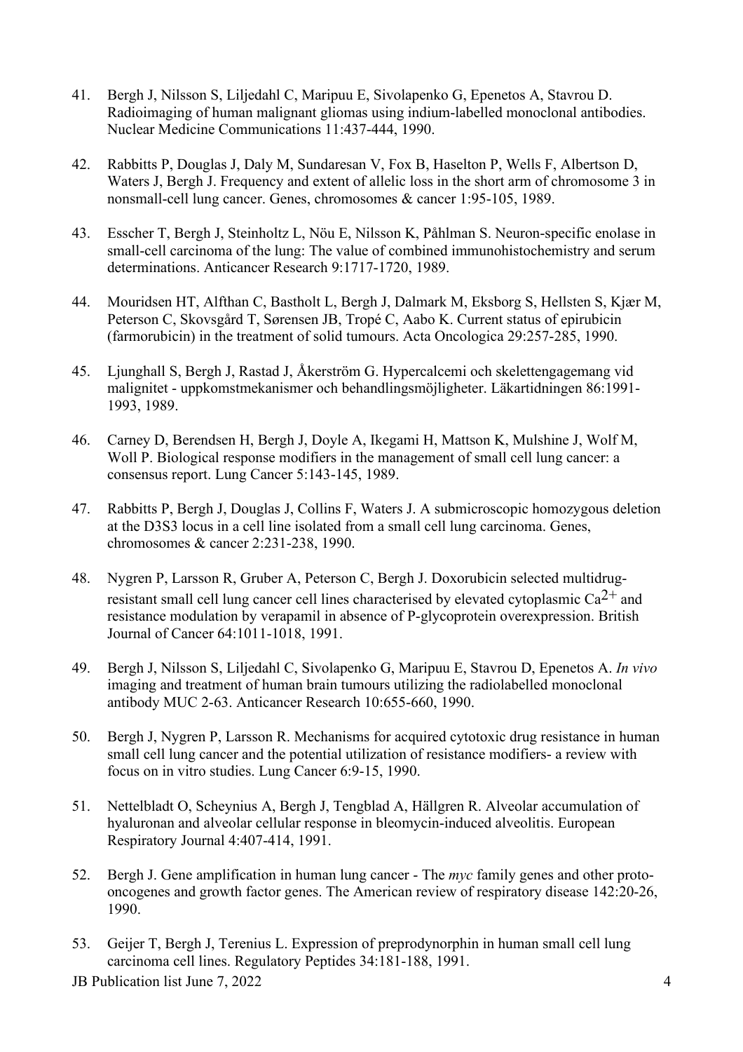41. Bergh J, Nilsson S, Liljedahl C, Maripuu E, Sivolapenko G, Epenetos A, Stavrou D. Radioimaging of human malignant gliomas using indium-labelled monoclonal antibodies. Nuclear Medicine Communications 11:437-444, 1990.

42. Rabbitts P, Douglas J, Daly M, Sundaresan V, Fox B, Haselton P, Wells F, Albertson D, Waters J, Bergh J. Frequency and extent of allelic loss in the short arm of chromosome 3 in nonsmall-cell lung cancer. Genes, chromosomes & cancer 1:95-105, 1989.

43. Esscher T, Bergh J, Steinholtz L, Nöu E, Nilsson K, Påhlman S. Neuron-specific enolase in small-cell carcinoma of the lung: The value of combined immunohistochemistry and serum determinations. Anticancer Research 9:1717-1720, 1989.

44. Mouridsen HT, Alfthan C, Bastholt L, Bergh J, Dalmark M, Eksborg S, Hellsten S, Kjær M, Peterson C, Skovsgård T, Sørensen JB, Tropé C, Aabo K. Current status of epirubicin (farmorubicin) in the treatment of solid tumours. Acta Oncologica 29:257-285, 1990.

45. Ljunghall S, Bergh J, Rastad J, Åkerström G. Hypercalcemi och skelettengagemang vid malignitet - uppkomstmekanismer och behandlingsmöjligheter. Läkartidningen 86:1991-1993, 1989.

46. Carney D, Berendsen H, Bergh J, Doyle A, Ikegami H, Mattson K, Mulshine J, Wolf M, Woll P. Biological response modifiers in the management of small cell lung cancer: a consensus report. Lung Cancer 5:143-145, 1989.

47. Rabbitts P, Bergh J, Douglas J, Collins F, Waters J. A submicroscopic homozygous deletion at the D3S3 locus in a cell line isolated from a small cell lung carcinoma. Genes, chromosomes & cancer 2:231-238, 1990.

48. Nygren P, Larsson R, Gruber A, Peterson C, Bergh J. Doxorubicin selected multidrug-resistant small cell lung cancer cell lines characterised by elevated cytoplasmic $Ca^{2+}$ and resistance modulation by verapamil in absence of P-glycoprotein overexpression. British Journal of Cancer 64:1011-1018, 1991.

49. Bergh J, Nilsson S, Liljedahl C, Sivolapenko G, Maripuu E, Stavrou D, Epenetos A. *In vivo* imaging and treatment of human brain tumours utilizing the radiolabelled monoclonal antibody MUC 2-63. Anticancer Research 10:655-660, 1990.

50. Bergh J, Nygren P, Larsson R. Mechanisms for acquired cytotoxic drug resistance in human small cell lung cancer and the potential utilization of resistance modifiers- a review with focus on in vitro studies. Lung Cancer 6:9-15, 1990.

51. Nettelbladt O, Scheynius A, Bergh J, Tengblad A, Hällgren R. Alveolar accumulation of hyaluronan and alveolar cellular response in bleomycin-induced alveolitis. European Respiratory Journal 4:407-414, 1991.

52. Bergh J. Gene amplification in human lung cancer - The *myc* family genes and other proto-oncogenes and growth factor genes. The American review of respiratory disease 142:20-26, 1990.

53. Geijer T, Bergh J, Terenius L. Expression of preprodynorphin in human small cell lung carcinoma cell lines. Regulatory Peptides 34:181-188, 1991.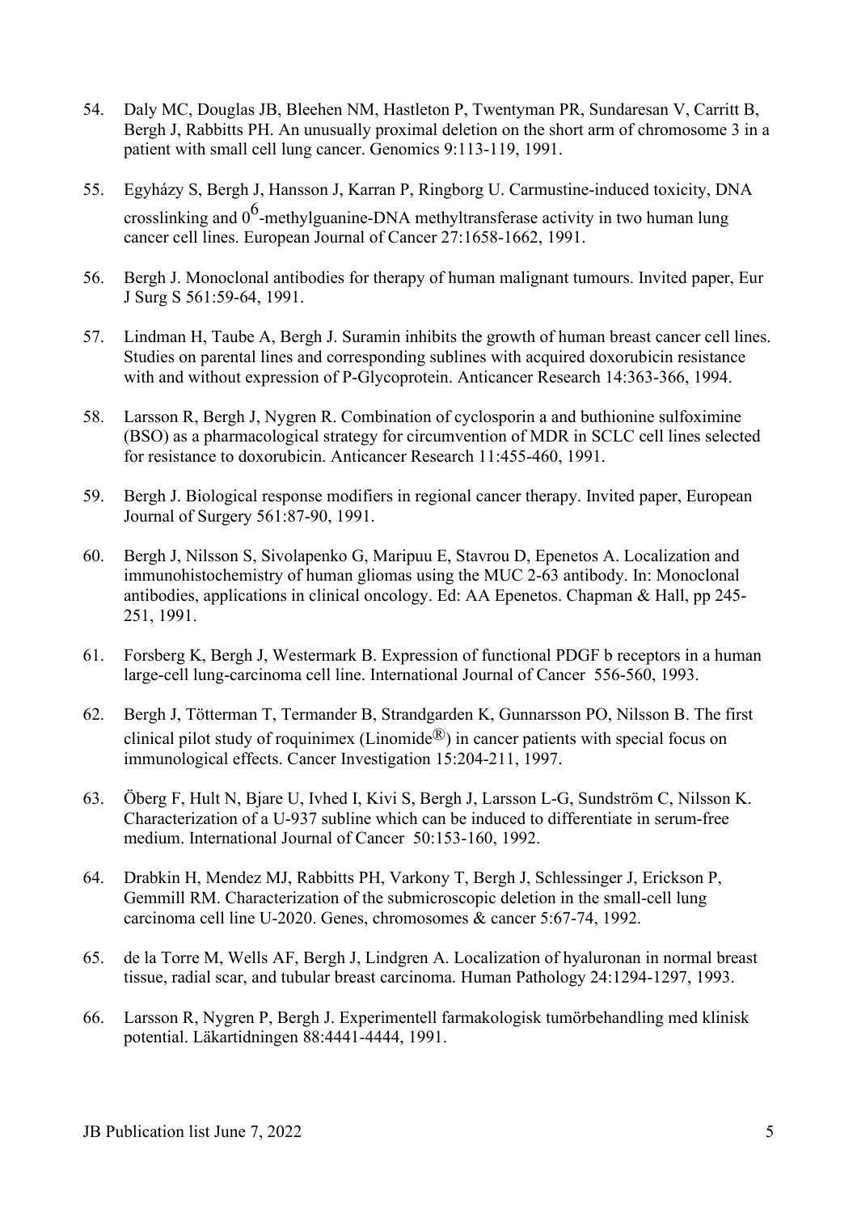54. Daly MC, Douglas JB, Bleehen NM, Hastleton P, Twentyman PR, Sundaresan V, Carritt B, Bergh J, Rabbitts PH. An unusually proximal deletion on the short arm of chromosome 3 in a patient with small cell lung cancer. Genomics 9:113-119, 1991.

55. Egyházy S, Bergh J, Hansson J, Karran P, Ringborg U. Carmustine-induced toxicity, DNA crosslinking and $0^6$-methylguanine-DNA methyltransferase activity in two human lung cancer cell lines. European Journal of Cancer 27:1658-1662, 1991.

56. Bergh J. Monoclonal antibodies for therapy of human malignant tumours. Invited paper, Eur J Surg S 561:59-64, 1991.

57. Lindman H, Taube A, Bergh J. Suramin inhibits the growth of human breast cancer cell lines. Studies on parental lines and corresponding sublines with acquired doxorubicin resistance with and without expression of P-Glycoprotein. Anticancer Research 14:363-366, 1994.

58. Larsson R, Bergh J, Nygren R. Combination of cyclosporin a and buthionine sulfoximine (BSO) as a pharmacological strategy for circumvention of MDR in SCLC cell lines selected for resistance to doxorubicin. Anticancer Research 11:455-460, 1991.

59. Bergh J. Biological response modifiers in regional cancer therapy. Invited paper, European Journal of Surgery 561:87-90, 1991.

60. Bergh J, Nilsson S, Sivolapenko G, Maripuu E, Stavrou D, Epenetos A. Localization and immunohistochemistry of human gliomas using the MUC 2-63 antibody. In: Monoclonal antibodies, applications in clinical oncology. Ed: AA Epenetos. Chapman & Hall, pp 245-251, 1991.

61. Forsberg K, Bergh J, Westermark B. Expression of functional PDGF b receptors in a human large-cell lung-carcinoma cell line. International Journal of Cancer 556-560, 1993.

62. Bergh J, Tötterman T, Termander B, Strandgarden K, Gunnarsson PO, Nilsson B. The first clinical pilot study of roquinimex (Linomide®) in cancer patients with special focus on immunological effects. Cancer Investigation 15:204-211, 1997.

63. Öberg F, Hult N, Bjare U, Ivhed I, Kivi S, Bergh J, Larsson L-G, Sundström C, Nilsson K. Characterization of a U-937 subline which can be induced to differentiate in serum-free medium. International Journal of Cancer 50:153-160, 1992.

64. Drabkin H, Mendez MJ, Rabbitts PH, Varkony T, Bergh J, Schlessinger J, Erickson P, Gemmill RM. Characterization of the submicroscopic deletion in the small-cell lung carcinoma cell line U-2020. Genes, chromosomes & cancer 5:67-74, 1992.

65. de la Torre M, Wells AF, Bergh J, Lindgren A. Localization of hyaluronan in normal breast tissue, radial scar, and tubular breast carcinoma. Human Pathology 24:1294-1297, 1993.

66. Larsson R, Nygren P, Bergh J. Experimentell farmakologisk tumörbehandling med klinisk potential. Läkartidningen 88:4441-4444, 1991.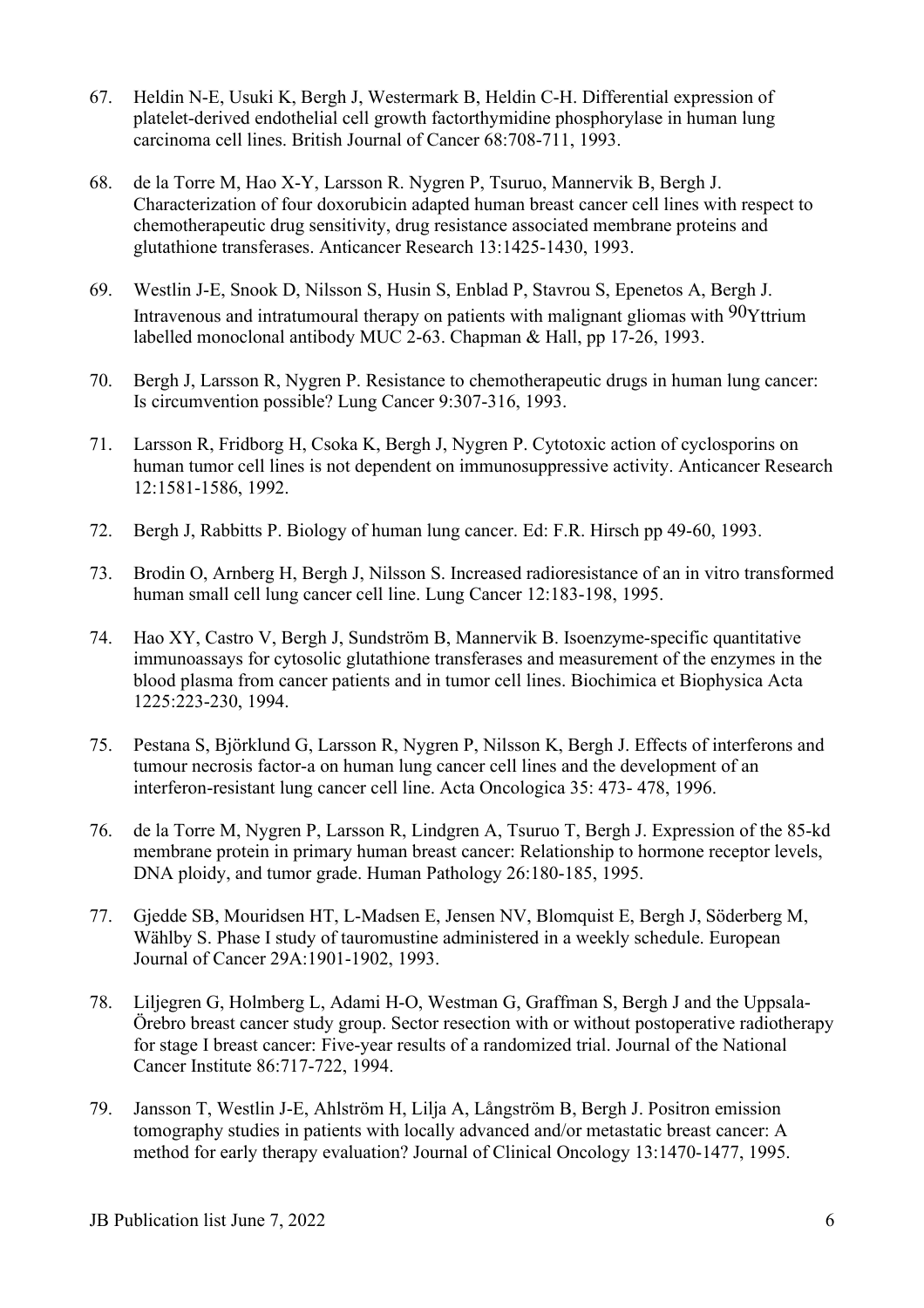67. Heldin N-E, Usuki K, Bergh J, Westermark B, Heldin C-H. Differential expression of platelet-derived endothelial cell growth factorthymidine phosphorylase in human lung carcinoma cell lines. British Journal of Cancer 68:708-711, 1993.

68. de la Torre M, Hao X-Y, Larsson R. Nygren P, Tsuruo, Mannervik B, Bergh J. Characterization of four doxorubicin adapted human breast cancer cell lines with respect to chemotherapeutic drug sensitivity, drug resistance associated membrane proteins and glutathione transferases. Anticancer Research 13:1425-1430, 1993.

69. Westlin J-E, Snook D, Nilsson S, Husin S, Enblad P, Stavrou S, Epenetos A, Bergh J. Intravenous and intratumoural therapy on patients with malignant gliomas with $^{90}$Yttrium labelled monoclonal antibody MUC 2-63. Chapman & Hall, pp 17-26, 1993.

70. Bergh J, Larsson R, Nygren P. Resistance to chemotherapeutic drugs in human lung cancer: Is circumvention possible? Lung Cancer 9:307-316, 1993.

71. Larsson R, Fridborg H, Csoka K, Bergh J, Nygren P. Cytotoxic action of cyclosporins on human tumor cell lines is not dependent on immunosuppressive activity. Anticancer Research 12:1581-1586, 1992.

72. Bergh J, Rabbitts P. Biology of human lung cancer. Ed: F.R. Hirsch pp 49-60, 1993.

73. Brodin O, Arnberg H, Bergh J, Nilsson S. Increased radioresistance of an in vitro transformed human small cell lung cancer cell line. Lung Cancer 12:183-198, 1995.

74. Hao XY, Castro V, Bergh J, Sundström B, Mannervik B. Isoenzyme-specific quantitative immunoassays for cytosolic glutathione transferases and measurement of the enzymes in the blood plasma from cancer patients and in tumor cell lines. Biochimica et Biophysica Acta 1225:223-230, 1994.

75. Pestana S, Björklund G, Larsson R, Nygren P, Nilsson K, Bergh J. Effects of interferons and tumour necrosis factor-a on human lung cancer cell lines and the development of an interferon-resistant lung cancer cell line. Acta Oncologica 35: 473- 478, 1996.

76. de la Torre M, Nygren P, Larsson R, Lindgren A, Tsuruo T, Bergh J. Expression of the 85-kd membrane protein in primary human breast cancer: Relationship to hormone receptor levels, DNA ploidy, and tumor grade. Human Pathology 26:180-185, 1995.

77. Gjedde SB, Mouridsen HT, L-Madsen E, Jensen NV, Blomquist E, Bergh J, Söderberg M, Wählby S. Phase I study of tauromustine administered in a weekly schedule. European Journal of Cancer 29A:1901-1902, 1993.

78. Liljegren G, Holmberg L, Adami H-O, Westman G, Graffman S, Bergh J and the Uppsala-Örebro breast cancer study group. Sector resection with or without postoperative radiotherapy for stage I breast cancer: Five-year results of a randomized trial. Journal of the National Cancer Institute 86:717-722, 1994.

79. Jansson T, Westlin J-E, Ahlström H, Lilja A, Långström B, Bergh J. Positron emission tomography studies in patients with locally advanced and/or metastatic breast cancer: A method for early therapy evaluation? Journal of Clinical Oncology 13:1470-1477, 1995.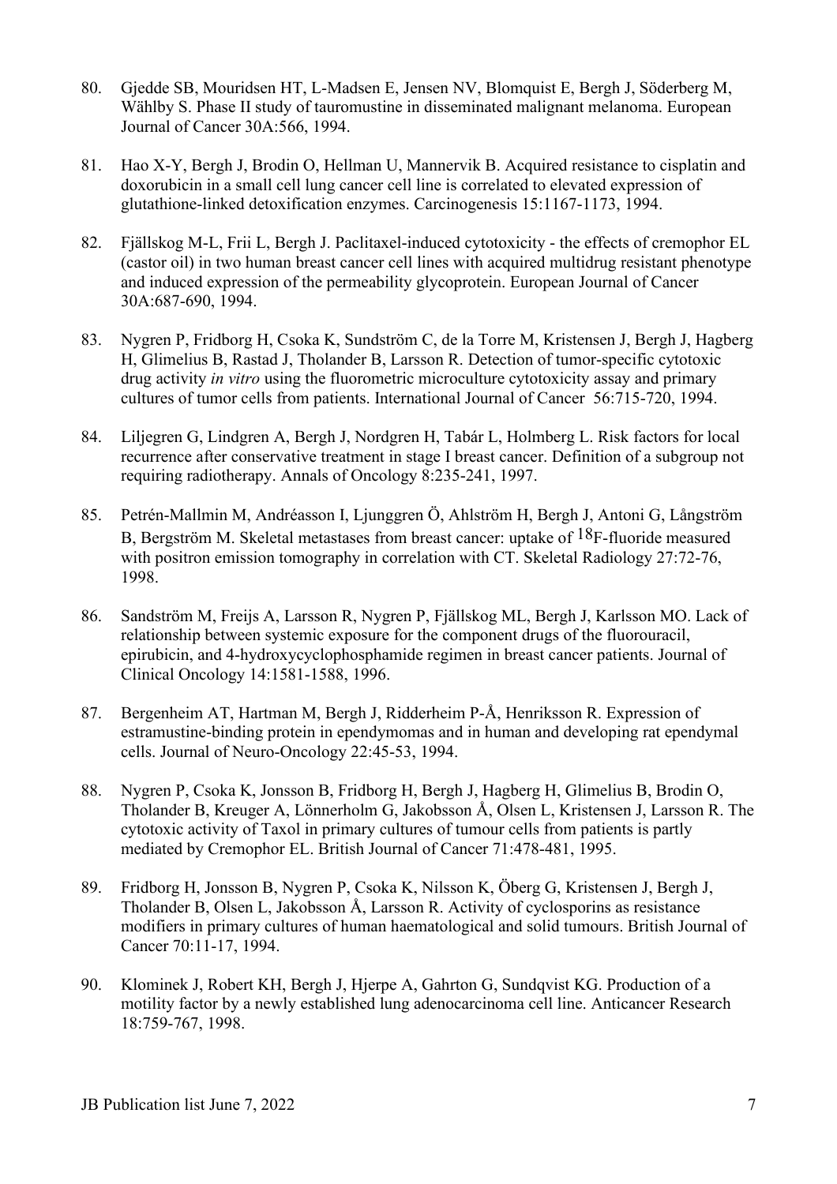80. Gjedde SB, Mouridsen HT, L-Madsen E, Jensen NV, Blomquist E, Bergh J, Söderberg M, Wählby S. Phase II study of tauromustine in disseminated malignant melanoma. European Journal of Cancer 30A:566, 1994.

81. Hao X-Y, Bergh J, Brodin O, Hellman U, Mannervik B. Acquired resistance to cisplatin and doxorubicin in a small cell lung cancer cell line is correlated to elevated expression of glutathione-linked detoxification enzymes. Carcinogenesis 15:1167-1173, 1994.

82. Fjällskog M-L, Frii L, Bergh J. Paclitaxel-induced cytotoxicity - the effects of cremophor EL (castor oil) in two human breast cancer cell lines with acquired multidrug resistant phenotype and induced expression of the permeability glycoprotein. European Journal of Cancer 30A:687-690, 1994.

83. Nygren P, Fridborg H, Csoka K, Sundström C, de la Torre M, Kristensen J, Bergh J, Hagberg H, Glimelius B, Rastad J, Tholander B, Larsson R. Detection of tumor-specific cytotoxic drug activity *in vitro* using the fluorometric microculture cytotoxicity assay and primary cultures of tumor cells from patients. International Journal of Cancer 56:715-720, 1994.

84. Liljegren G, Lindgren A, Bergh J, Nordgren H, Tabár L, Holmberg L. Risk factors for local recurrence after conservative treatment in stage I breast cancer. Definition of a subgroup not requiring radiotherapy. Annals of Oncology 8:235-241, 1997.

85. Petrén-Mallmin M, Andréasson I, Ljunggren Ö, Ahlström H, Bergh J, Antoni G, Långström B, Bergström M. Skeletal metastases from breast cancer: uptake of $^{18}$F-fluoride measured with positron emission tomography in correlation with CT. Skeletal Radiology 27:72-76, 1998.

86. Sandström M, Freijs A, Larsson R, Nygren P, Fjällskog ML, Bergh J, Karlsson MO. Lack of relationship between systemic exposure for the component drugs of the fluorouracil, epirubicin, and 4-hydroxycyclophosphamide regimen in breast cancer patients. Journal of Clinical Oncology 14:1581-1588, 1996.

87. Bergenheim AT, Hartman M, Bergh J, Ridderheim P-Å, Henriksson R. Expression of estramustine-binding protein in ependymomas and in human and developing rat ependymal cells. Journal of Neuro-Oncology 22:45-53, 1994.

88. Nygren P, Csoka K, Jonsson B, Fridborg H, Bergh J, Hagberg H, Glimelius B, Brodin O, Tholander B, Kreuger A, Lönnerholm G, Jakobsson Å, Olsen L, Kristensen J, Larsson R. The cytotoxic activity of Taxol in primary cultures of tumour cells from patients is partly mediated by Cremophor EL. British Journal of Cancer 71:478-481, 1995.

89. Fridborg H, Jonsson B, Nygren P, Csoka K, Nilsson K, Öberg G, Kristensen J, Bergh J, Tholander B, Olsen L, Jakobsson Å, Larsson R. Activity of cyclosporins as resistance modifiers in primary cultures of human haematological and solid tumours. British Journal of Cancer 70:11-17, 1994.

90. Klominek J, Robert KH, Bergh J, Hjerpe A, Gahrton G, Sundqvist KG. Production of a motility factor by a newly established lung adenocarcinoma cell line. Anticancer Research 18:759-767, 1998.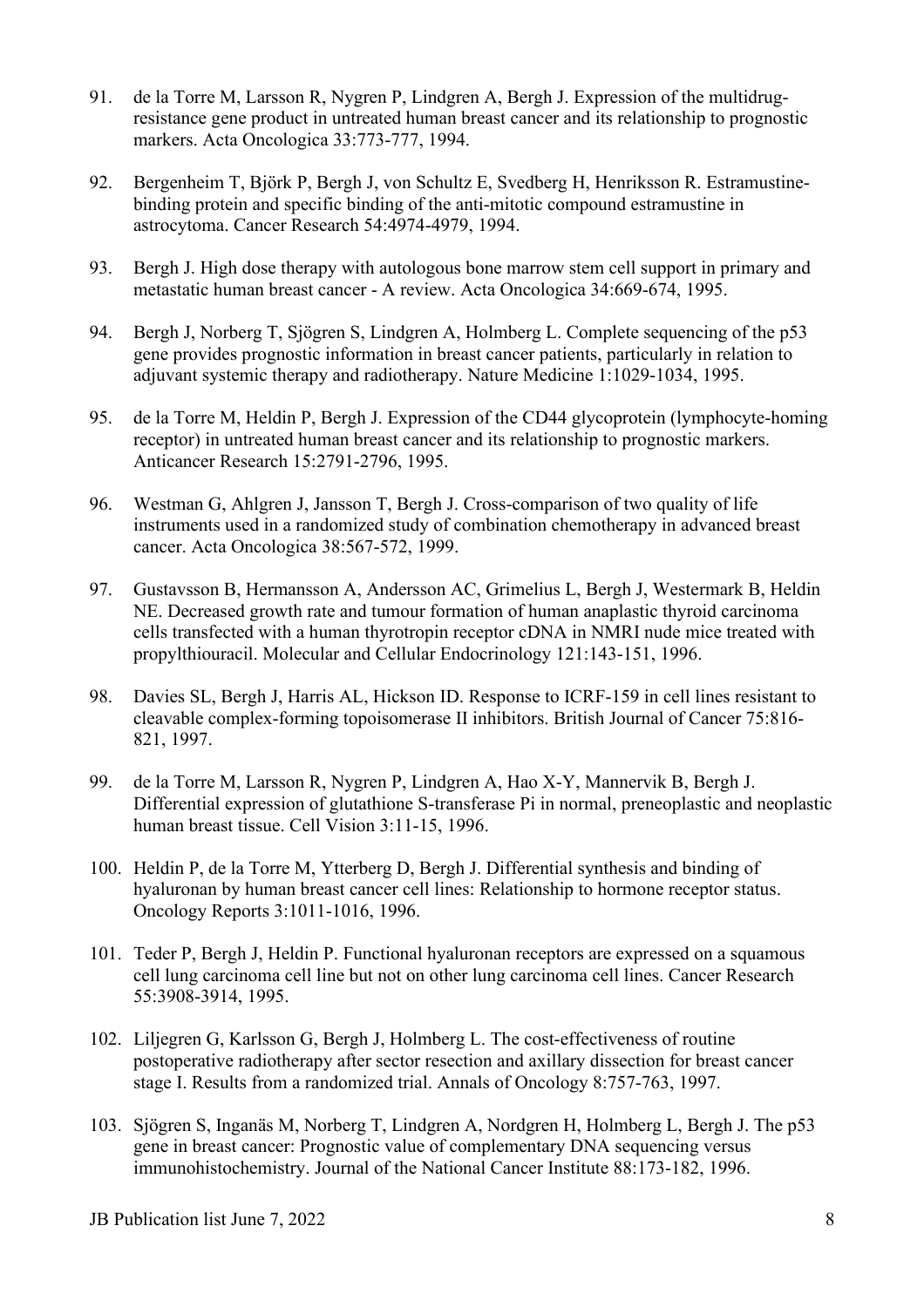91. de la Torre M, Larsson R, Nygren P, Lindgren A, Bergh J. Expression of the multidrug-resistance gene product in untreated human breast cancer and its relationship to prognostic markers. Acta Oncologica 33:773-777, 1994.

92. Bergenheim T, Björk P, Bergh J, von Schultz E, Svedberg H, Henriksson R. Estramustine-binding protein and specific binding of the anti-mitotic compound estramustine in astrocytoma. Cancer Research 54:4974-4979, 1994.

93. Bergh J. High dose therapy with autologous bone marrow stem cell support in primary and metastatic human breast cancer - A review. Acta Oncologica 34:669-674, 1995.

94. Bergh J, Norberg T, Sjögren S, Lindgren A, Holmberg L. Complete sequencing of the p53 gene provides prognostic information in breast cancer patients, particularly in relation to adjuvant systemic therapy and radiotherapy. Nature Medicine 1:1029-1034, 1995.

95. de la Torre M, Heldin P, Bergh J. Expression of the CD44 glycoprotein (lymphocyte-homing receptor) in untreated human breast cancer and its relationship to prognostic markers. Anticancer Research 15:2791-2796, 1995.

96. Westman G, Ahlgren J, Jansson T, Bergh J. Cross-comparison of two quality of life instruments used in a randomized study of combination chemotherapy in advanced breast cancer. Acta Oncologica 38:567-572, 1999.

97. Gustavsson B, Hermansson A, Andersson AC, Grimelius L, Bergh J, Westermark B, Heldin NE. Decreased growth rate and tumour formation of human anaplastic thyroid carcinoma cells transfected with a human thyrotropin receptor cDNA in NMRI nude mice treated with propylthiouracil. Molecular and Cellular Endocrinology 121:143-151, 1996.

98. Davies SL, Bergh J, Harris AL, Hickson ID. Response to ICRF-159 in cell lines resistant to cleavable complex-forming topoisomerase II inhibitors. British Journal of Cancer 75:816-821, 1997.

99. de la Torre M, Larsson R, Nygren P, Lindgren A, Hao X-Y, Mannervik B, Bergh J. Differential expression of glutathione S-transferase Pi in normal, preneoplastic and neoplastic human breast tissue. Cell Vision 3:11-15, 1996.

100. Heldin P, de la Torre M, Ytterberg D, Bergh J. Differential synthesis and binding of hyaluronan by human breast cancer cell lines: Relationship to hormone receptor status. Oncology Reports 3:1011-1016, 1996.

101. Teder P, Bergh J, Heldin P. Functional hyaluronan receptors are expressed on a squamous cell lung carcinoma cell line but not on other lung carcinoma cell lines. Cancer Research 55:3908-3914, 1995.

102. Liljegren G, Karlsson G, Bergh J, Holmberg L. The cost-effectiveness of routine postoperative radiotherapy after sector resection and axillary dissection for breast cancer stage I. Results from a randomized trial. Annals of Oncology 8:757-763, 1997.

103. Sjögren S, Inganäs M, Norberg T, Lindgren A, Nordgren H, Holmberg L, Bergh J. The p53 gene in breast cancer: Prognostic value of complementary DNA sequencing versus immunohistochemistry. Journal of the National Cancer Institute 88:173-182, 1996.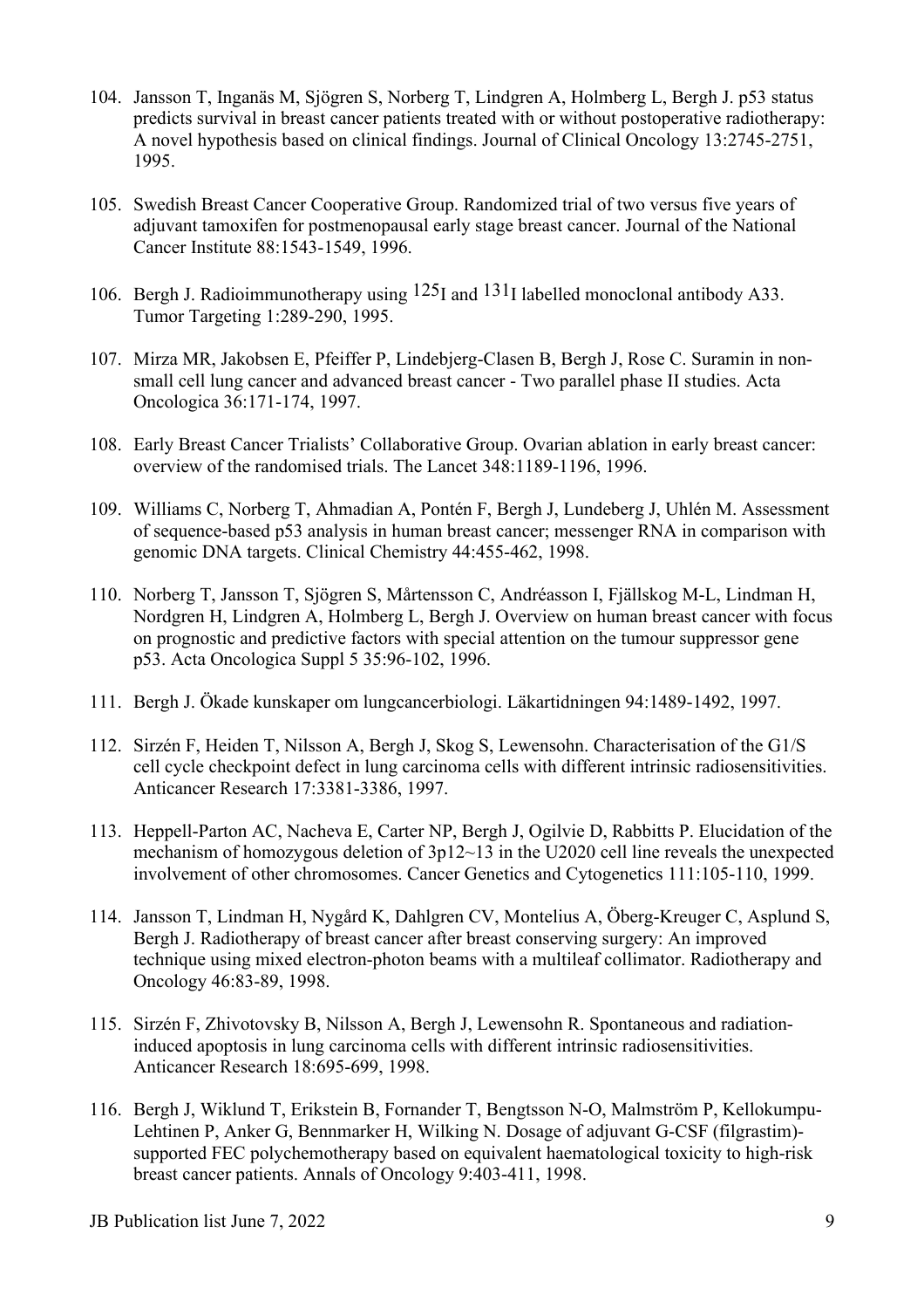104. Jansson T, Inganäs M, Sjögren S, Norberg T, Lindgren A, Holmberg L, Bergh J. p53 status predicts survival in breast cancer patients treated with or without postoperative radiotherapy: A novel hypothesis based on clinical findings. Journal of Clinical Oncology 13:2745-2751, 1995.

105. Swedish Breast Cancer Cooperative Group. Randomized trial of two versus five years of adjuvant tamoxifen for postmenopausal early stage breast cancer. Journal of the National Cancer Institute 88:1543-1549, 1996.

106. Bergh J. Radioimmunotherapy using $^{125}$I and $^{131}$I labelled monoclonal antibody A33. Tumor Targeting 1:289-290, 1995.

107. Mirza MR, Jakobsen E, Pfeiffer P, Lindebjerg-Clasen B, Bergh J, Rose C. Suramin in non-small cell lung cancer and advanced breast cancer - Two parallel phase II studies. Acta Oncologica 36:171-174, 1997.

108. Early Breast Cancer Trialists' Collaborative Group. Ovarian ablation in early breast cancer: overview of the randomised trials. The Lancet 348:1189-1196, 1996.

109. Williams C, Norberg T, Ahmadian A, Pontén F, Bergh J, Lundeberg J, Uhlén M. Assessment of sequence-based p53 analysis in human breast cancer; messenger RNA in comparison with genomic DNA targets. Clinical Chemistry 44:455-462, 1998.

110. Norberg T, Jansson T, Sjögren S, Mårtensson C, Andréasson I, Fjällskog M-L, Lindman H, Nordgren H, Lindgren A, Holmberg L, Bergh J. Overview on human breast cancer with focus on prognostic and predictive factors with special attention on the tumour suppressor gene p53. Acta Oncologica Suppl 5 35:96-102, 1996.

111. Bergh J. Ökade kunskaper om lungcancerbiologi. Läkartidningen 94:1489-1492, 1997.

112. Sirzén F, Heiden T, Nilsson A, Bergh J, Skog S, Lewensohn. Characterisation of the G1/S cell cycle checkpoint defect in lung carcinoma cells with different intrinsic radiosensitivities. Anticancer Research 17:3381-3386, 1997.

113. Heppell-Parton AC, Nacheva E, Carter NP, Bergh J, Ogilvie D, Rabbitts P. Elucidation of the mechanism of homozygous deletion of 3p12~13 in the U2020 cell line reveals the unexpected involvement of other chromosomes. Cancer Genetics and Cytogenetics 111:105-110, 1999.

114. Jansson T, Lindman H, Nygård K, Dahlgren CV, Montelius A, Öberg-Kreuger C, Asplund S, Bergh J. Radiotherapy of breast cancer after breast conserving surgery: An improved technique using mixed electron-photon beams with a multileaf collimator. Radiotherapy and Oncology 46:83-89, 1998.

115. Sirzén F, Zhivotovsky B, Nilsson A, Bergh J, Lewensohn R. Spontaneous and radiation-induced apoptosis in lung carcinoma cells with different intrinsic radiosensitivities. Anticancer Research 18:695-699, 1998.

116. Bergh J, Wiklund T, Erikstein B, Fornander T, Bengtsson N-O, Malmström P, Kellokumpu-Lehtinen P, Anker G, Bennmarker H, Wilking N. Dosage of adjuvant G-CSF (filgrastim)-supported FEC polychemotherapy based on equivalent haematological toxicity to high-risk breast cancer patients. Annals of Oncology 9:403-411, 1998.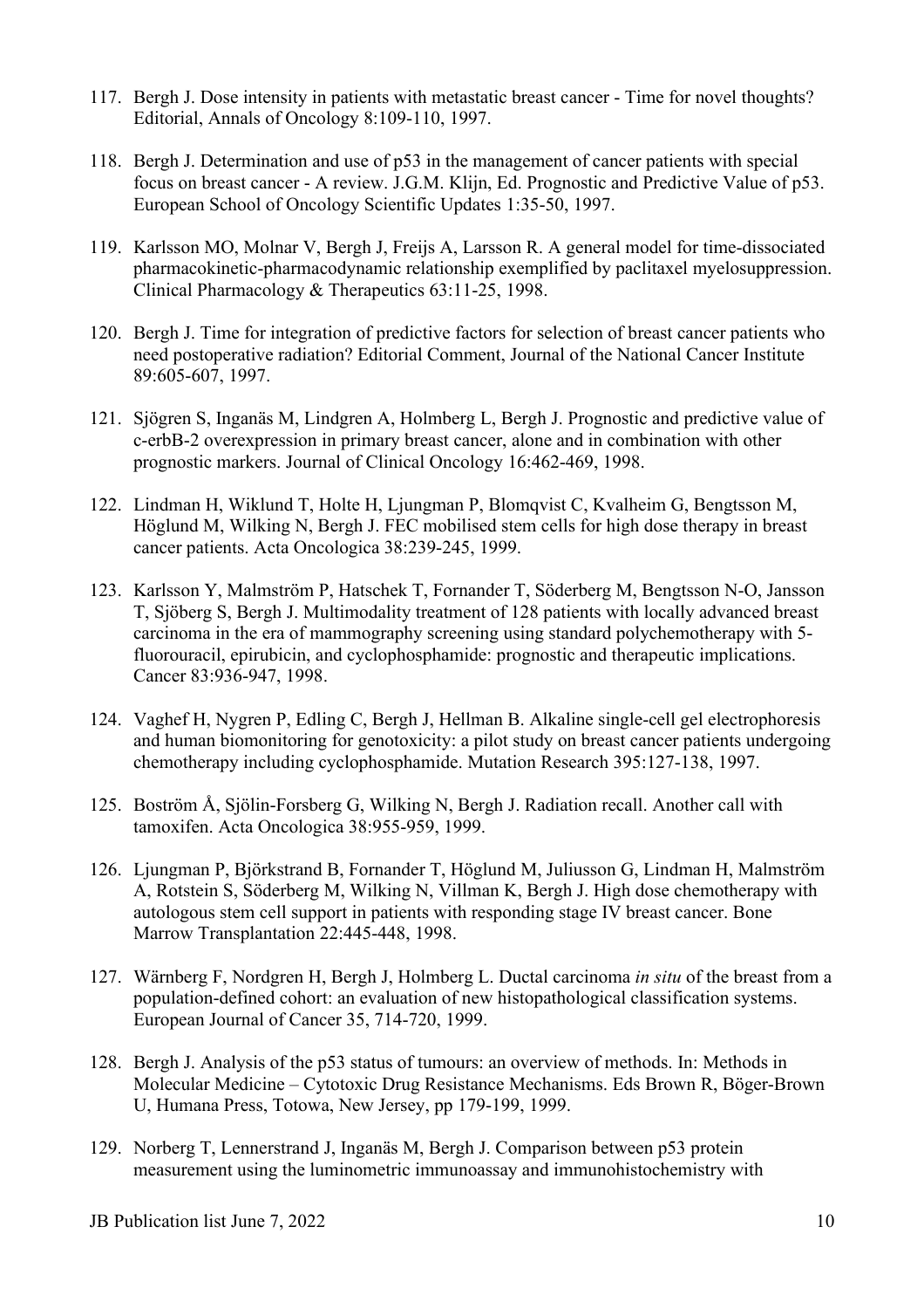117. Bergh J. Dose intensity in patients with metastatic breast cancer - Time for novel thoughts? Editorial, Annals of Oncology 8:109-110, 1997.

118. Bergh J. Determination and use of p53 in the management of cancer patients with special focus on breast cancer - A review. J.G.M. Klijn, Ed. Prognostic and Predictive Value of p53. European School of Oncology Scientific Updates 1:35-50, 1997.

119. Karlsson MO, Molnar V, Bergh J, Freijs A, Larsson R. A general model for time-dissociated pharmacokinetic-pharmacodynamic relationship exemplified by paclitaxel myelosuppression. Clinical Pharmacology & Therapeutics 63:11-25, 1998.

120. Bergh J. Time for integration of predictive factors for selection of breast cancer patients who need postoperative radiation? Editorial Comment, Journal of the National Cancer Institute 89:605-607, 1997.

121. Sjögren S, Inganäs M, Lindgren A, Holmberg L, Bergh J. Prognostic and predictive value of c-erbB-2 overexpression in primary breast cancer, alone and in combination with other prognostic markers. Journal of Clinical Oncology 16:462-469, 1998.

122. Lindman H, Wiklund T, Holte H, Ljungman P, Blomqvist C, Kvalheim G, Bengtsson M, Höglund M, Wilking N, Bergh J. FEC mobilised stem cells for high dose therapy in breast cancer patients. Acta Oncologica 38:239-245, 1999.

123. Karlsson Y, Malmström P, Hatschek T, Fornander T, Söderberg M, Bengtsson N-O, Jansson T, Sjöberg S, Bergh J. Multimodality treatment of 128 patients with locally advanced breast carcinoma in the era of mammography screening using standard polychemotherapy with 5-fluorouracil, epirubicin, and cyclophosphamide: prognostic and therapeutic implications. Cancer 83:936-947, 1998.

124. Vaghef H, Nygren P, Edling C, Bergh J, Hellman B. Alkaline single-cell gel electrophoresis and human biomonitoring for genotoxicity: a pilot study on breast cancer patients undergoing chemotherapy including cyclophosphamide. Mutation Research 395:127-138, 1997.

125. Boström Å, Sjölin-Forsberg G, Wilking N, Bergh J. Radiation recall. Another call with tamoxifen. Acta Oncologica 38:955-959, 1999.

126. Ljungman P, Björkstrand B, Fornander T, Höglund M, Juliusson G, Lindman H, Malmström A, Rotstein S, Söderberg M, Wilking N, Villman K, Bergh J. High dose chemotherapy with autologous stem cell support in patients with responding stage IV breast cancer. Bone Marrow Transplantation 22:445-448, 1998.

127. Wärnberg F, Nordgren H, Bergh J, Holmberg L. Ductal carcinoma *in situ* of the breast from a population-defined cohort: an evaluation of new histopathological classification systems. European Journal of Cancer 35, 714-720, 1999.

128. Bergh J. Analysis of the p53 status of tumours: an overview of methods. In: Methods in Molecular Medicine – Cytotoxic Drug Resistance Mechanisms. Eds Brown R, Böger-Brown U, Humana Press, Totowa, New Jersey, pp 179-199, 1999.

129. Norberg T, Lennerstrand J, Inganäs M, Bergh J. Comparison between p53 protein measurement using the luminometric immunoassay and immunohistochemistry with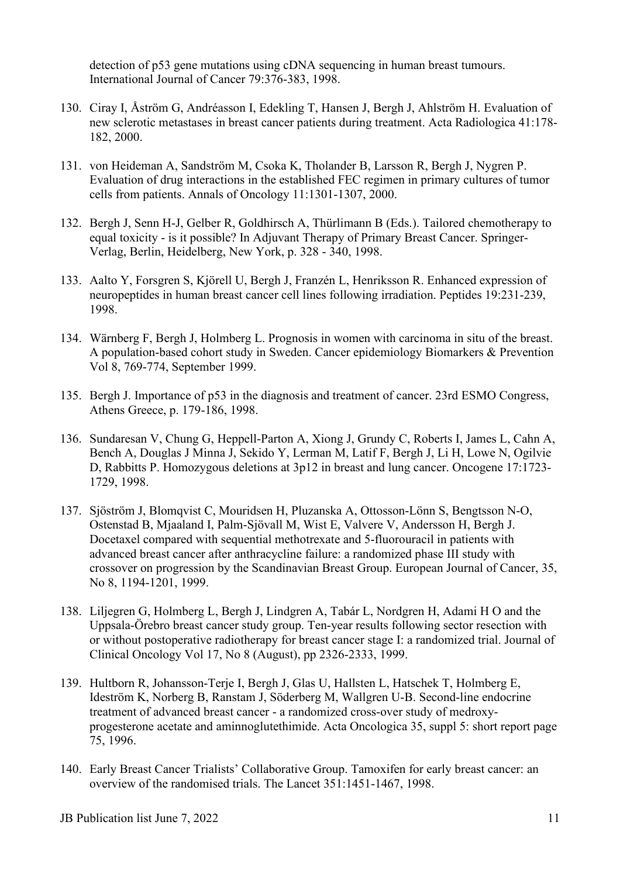detection of p53 gene mutations using cDNA sequencing in human breast tumours. International Journal of Cancer 79:376-383, 1998.

130. Ciray I, Åström G, Andréasson I, Edekling T, Hansen J, Bergh J, Ahlström H. Evaluation of new sclerotic metastases in breast cancer patients during treatment. Acta Radiologica 41:178-182, 2000.

131. von Heideman A, Sandström M, Csoka K, Tholander B, Larsson R, Bergh J, Nygren P. Evaluation of drug interactions in the established FEC regimen in primary cultures of tumor cells from patients. Annals of Oncology 11:1301-1307, 2000.

132. Bergh J, Senn H-J, Gelber R, Goldhirsch A, Thürlimann B (Eds.). Tailored chemotherapy to equal toxicity - is it possible? In Adjuvant Therapy of Primary Breast Cancer. Springer-Verlag, Berlin, Heidelberg, New York, p. 328 - 340, 1998.

133. Aalto Y, Forsgren S, Kjörell U, Bergh J, Franzén L, Henriksson R. Enhanced expression of neuropeptides in human breast cancer cell lines following irradiation. Peptides 19:231-239, 1998.

134. Wärnberg F, Bergh J, Holmberg L. Prognosis in women with carcinoma in situ of the breast. A population-based cohort study in Sweden. Cancer epidemiology Biomarkers & Prevention Vol 8, 769-774, September 1999.

135. Bergh J. Importance of p53 in the diagnosis and treatment of cancer. 23rd ESMO Congress, Athens Greece, p. 179-186, 1998.

136. Sundaresan V, Chung G, Heppell-Parton A, Xiong J, Grundy C, Roberts I, James L, Cahn A, Bench A, Douglas J Minna J, Sekido Y, Lerman M, Latif F, Bergh J, Li H, Lowe N, Ogilvie D, Rabbitts P. Homozygous deletions at 3p12 in breast and lung cancer. Oncogene 17:1723-1729, 1998.

137. Sjöström J, Blomqvist C, Mouridsen H, Pluzanska A, Ottosson-Lönn S, Bengtsson N-O, Ostenstad B, Mjaaland I, Palm-Sjövall M, Wist E, Valvere V, Andersson H, Bergh J. Docetaxel compared with sequential methotrexate and 5-fluorouracil in patients with advanced breast cancer after anthracycline failure: a randomized phase III study with crossover on progression by the Scandinavian Breast Group. European Journal of Cancer, 35, No 8, 1194-1201, 1999.

138. Liljegren G, Holmberg L, Bergh J, Lindgren A, Tabár L, Nordgren H, Adami H O and the Uppsala-Örebro breast cancer study group. Ten-year results following sector resection with or without postoperative radiotherapy for breast cancer stage I: a randomized trial. Journal of Clinical Oncology Vol 17, No 8 (August), pp 2326-2333, 1999.

139. Hultborn R, Johansson-Terje I, Bergh J, Glas U, Hallsten L, Hatschek T, Holmberg E, Ideström K, Norberg B, Ranstam J, Söderberg M, Wallgren U-B. Second-line endocrine treatment of advanced breast cancer - a randomized cross-over study of medroxy-progesterone acetate and aminnoglutethimide. Acta Oncologica 35, suppl 5: short report page 75, 1996.

140. Early Breast Cancer Trialists' Collaborative Group. Tamoxifen for early breast cancer: an overview of the randomised trials. The Lancet 351:1451-1467, 1998.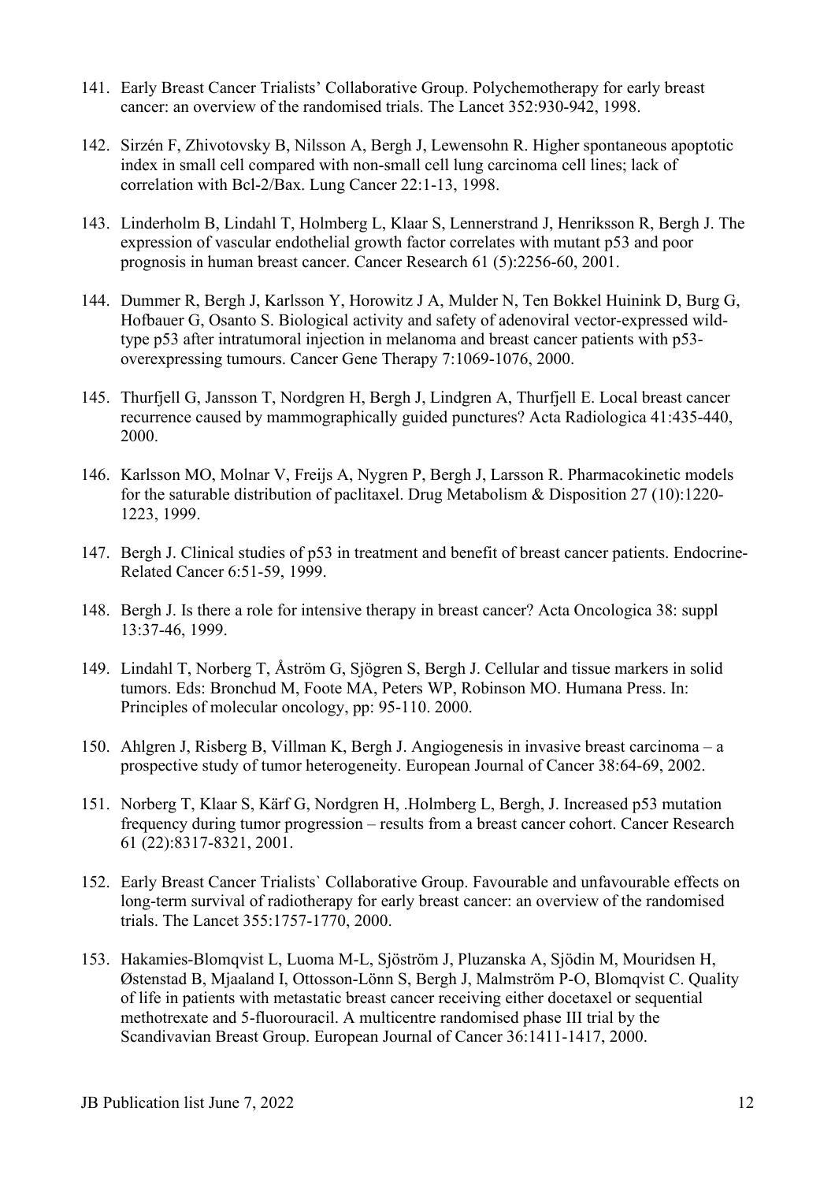141. Early Breast Cancer Trialists' Collaborative Group. Polychemotherapy for early breast cancer: an overview of the randomised trials. The Lancet 352:930-942, 1998.

142. Sirzén F, Zhivotovsky B, Nilsson A, Bergh J, Lewensohn R. Higher spontaneous apoptotic index in small cell compared with non-small cell lung carcinoma cell lines; lack of correlation with Bcl-2/Bax. Lung Cancer 22:1-13, 1998.

143. Linderholm B, Lindahl T, Holmberg L, Klaar S, Lennerstrand J, Henriksson R, Bergh J. The expression of vascular endothelial growth factor correlates with mutant p53 and poor prognosis in human breast cancer. Cancer Research 61 (5):2256-60, 2001.

144. Dummer R, Bergh J, Karlsson Y, Horowitz J A, Mulder N, Ten Bokkel Huinink D, Burg G, Hofbauer G, Osanto S. Biological activity and safety of adenoviral vector-expressed wild-type p53 after intratumoral injection in melanoma and breast cancer patients with p53-overexpressing tumours. Cancer Gene Therapy 7:1069-1076, 2000.

145. Thurfjell G, Jansson T, Nordgren H, Bergh J, Lindgren A, Thurfjell E. Local breast cancer recurrence caused by mammographically guided punctures? Acta Radiologica 41:435-440, 2000.

146. Karlsson MO, Molnar V, Freijs A, Nygren P, Bergh J, Larsson R. Pharmacokinetic models for the saturable distribution of paclitaxel. Drug Metabolism & Disposition 27 (10):1220-1223, 1999.

147. Bergh J. Clinical studies of p53 in treatment and benefit of breast cancer patients. Endocrine-Related Cancer 6:51-59, 1999.

148. Bergh J. Is there a role for intensive therapy in breast cancer? Acta Oncologica 38: suppl 13:37-46, 1999.

149. Lindahl T, Norberg T, Åström G, Sjögren S, Bergh J. Cellular and tissue markers in solid tumors. Eds: Bronchud M, Foote MA, Peters WP, Robinson MO. Humana Press. In: Principles of molecular oncology, pp: 95-110. 2000.

150. Ahlgren J, Risberg B, Villman K, Bergh J. Angiogenesis in invasive breast carcinoma – a prospective study of tumor heterogeneity. European Journal of Cancer 38:64-69, 2002.

151. Norberg T, Klaar S, Kärf G, Nordgren H, .Holmberg L, Bergh, J. Increased p53 mutation frequency during tumor progression – results from a breast cancer cohort. Cancer Research 61 (22):8317-8321, 2001.

152. Early Breast Cancer Trialists` Collaborative Group. Favourable and unfavourable effects on long-term survival of radiotherapy for early breast cancer: an overview of the randomised trials. The Lancet 355:1757-1770, 2000.

153. Hakamies-Blomqvist L, Luoma M-L, Sjöström J, Pluzanska A, Sjödin M, Mouridsen H, Østenstad B, Mjaaland I, Ottosson-Lönn S, Bergh J, Malmström P-O, Blomqvist C. Quality of life in patients with metastatic breast cancer receiving either docetaxel or sequential methotrexate and 5-fluorouracil. A multicentre randomised phase III trial by the Scandivavian Breast Group. European Journal of Cancer 36:1411-1417, 2000.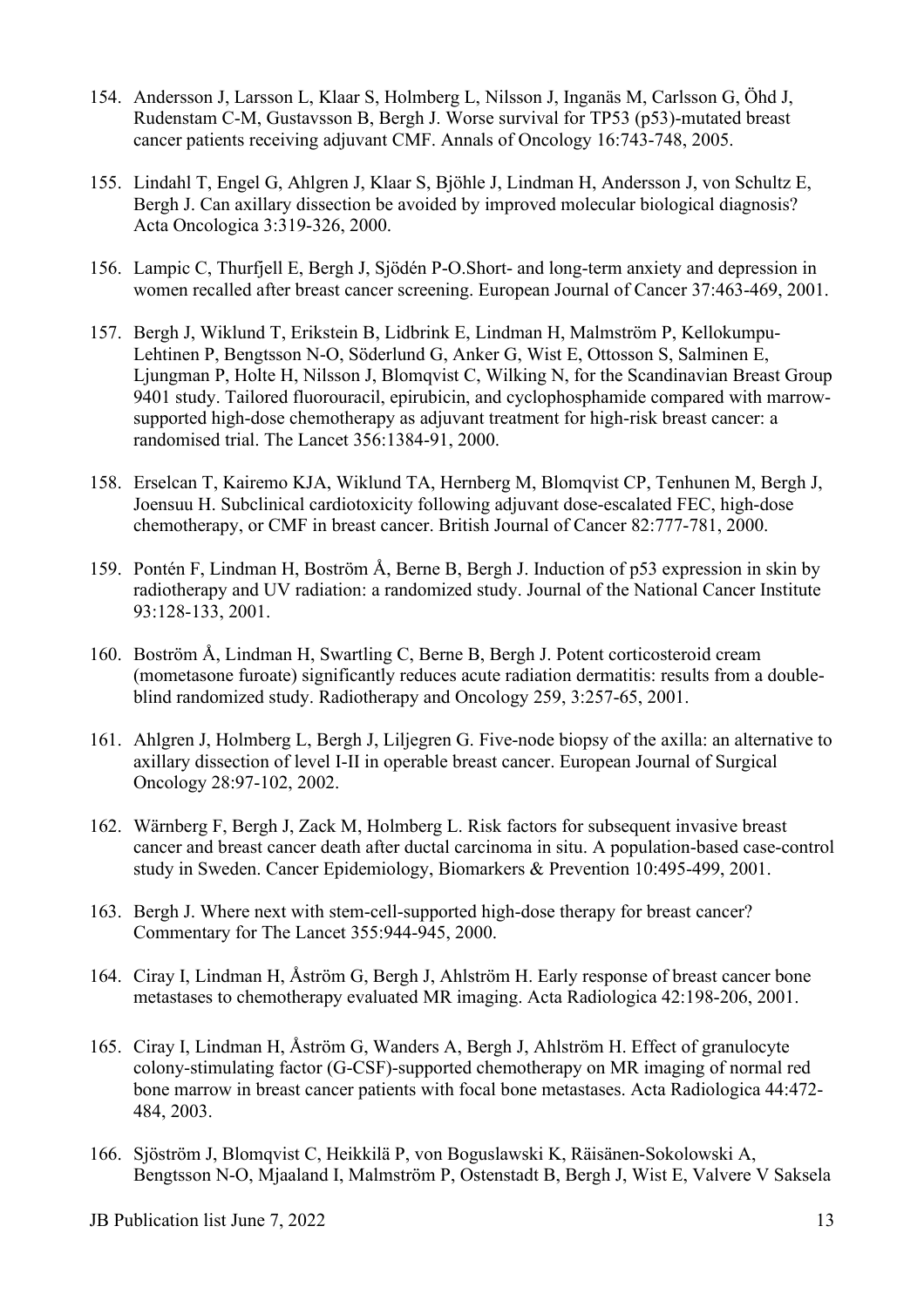154. Andersson J, Larsson L, Klaar S, Holmberg L, Nilsson J, Inganäs M, Carlsson G, Öhd J, Rudenstam C-M, Gustavsson B, Bergh J. Worse survival for TP53 (p53)-mutated breast cancer patients receiving adjuvant CMF. Annals of Oncology 16:743-748, 2005.

155. Lindahl T, Engel G, Ahlgren J, Klaar S, Bjöhle J, Lindman H, Andersson J, von Schultz E, Bergh J. Can axillary dissection be avoided by improved molecular biological diagnosis? Acta Oncologica 3:319-326, 2000.

156. Lampic C, Thurfjell E, Bergh J, Sjödén P-O.Short- and long-term anxiety and depression in women recalled after breast cancer screening. European Journal of Cancer 37:463-469, 2001.

157. Bergh J, Wiklund T, Erikstein B, Lidbrink E, Lindman H, Malmström P, Kellokumpu-Lehtinen P, Bengtsson N-O, Söderlund G, Anker G, Wist E, Ottosson S, Salminen E, Ljungman P, Holte H, Nilsson J, Blomqvist C, Wilking N, for the Scandinavian Breast Group 9401 study. Tailored fluorouracil, epirubicin, and cyclophosphamide compared with marrow-supported high-dose chemotherapy as adjuvant treatment for high-risk breast cancer: a randomised trial. The Lancet 356:1384-91, 2000.

158. Erselcan T, Kairemo KJA, Wiklund TA, Hernberg M, Blomqvist CP, Tenhunen M, Bergh J, Joensuu H. Subclinical cardiotoxicity following adjuvant dose-escalated FEC, high-dose chemotherapy, or CMF in breast cancer. British Journal of Cancer 82:777-781, 2000.

159. Pontén F, Lindman H, Boström Å, Berne B, Bergh J. Induction of p53 expression in skin by radiotherapy and UV radiation: a randomized study. Journal of the National Cancer Institute 93:128-133, 2001.

160. Boström Å, Lindman H, Swartling C, Berne B, Bergh J. Potent corticosteroid cream (mometasone furoate) significantly reduces acute radiation dermatitis: results from a double-blind randomized study. Radiotherapy and Oncology 259, 3:257-65, 2001.

161. Ahlgren J, Holmberg L, Bergh J, Liljegren G. Five-node biopsy of the axilla: an alternative to axillary dissection of level I-II in operable breast cancer. European Journal of Surgical Oncology 28:97-102, 2002.

162. Wärnberg F, Bergh J, Zack M, Holmberg L. Risk factors for subsequent invasive breast cancer and breast cancer death after ductal carcinoma in situ. A population-based case-control study in Sweden. Cancer Epidemiology, Biomarkers & Prevention 10:495-499, 2001.

163. Bergh J. Where next with stem-cell-supported high-dose therapy for breast cancer? Commentary for The Lancet 355:944-945, 2000.

164. Ciray I, Lindman H, Åström G, Bergh J, Ahlström H. Early response of breast cancer bone metastases to chemotherapy evaluated MR imaging. Acta Radiologica 42:198-206, 2001.

165. Ciray I, Lindman H, Åström G, Wanders A, Bergh J, Ahlström H. Effect of granulocyte colony-stimulating factor (G-CSF)-supported chemotherapy on MR imaging of normal red bone marrow in breast cancer patients with focal bone metastases. Acta Radiologica 44:472-484, 2003.

166. Sjöström J, Blomqvist C, Heikkilä P, von Boguslawski K, Räisänen-Sokolowski A, Bengtsson N-O, Mjaaland I, Malmström P, Ostenstadt B, Bergh J, Wist E, Valvere V Saksela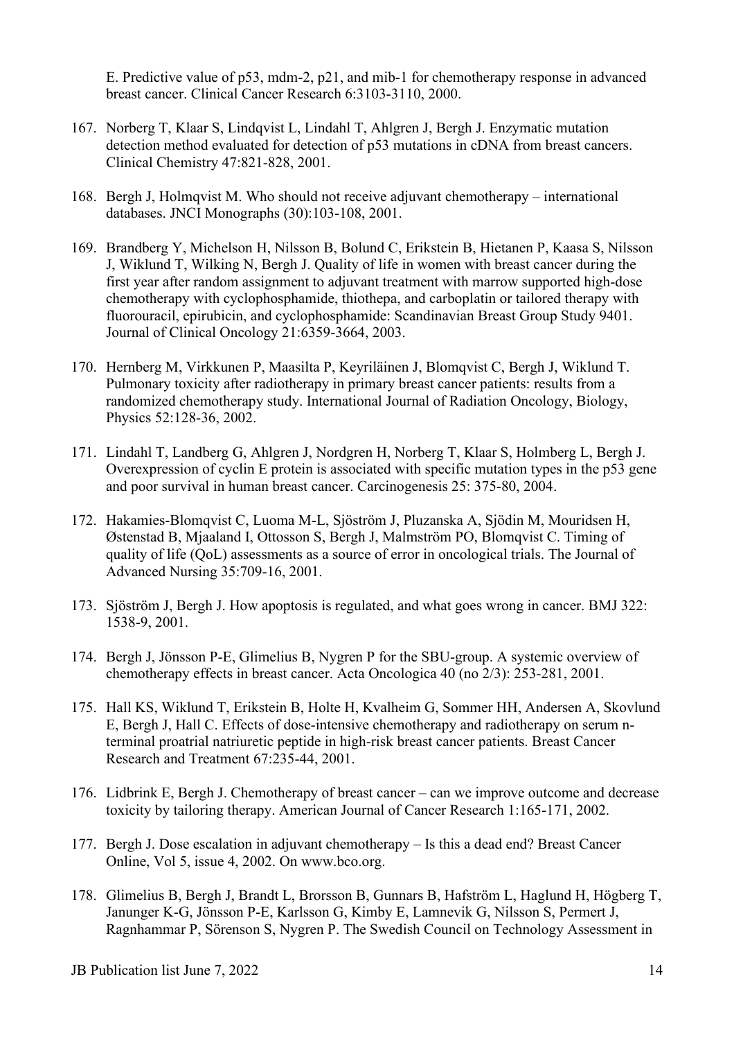E. Predictive value of p53, mdm-2, p21, and mib-1 for chemotherapy response in advanced breast cancer. Clinical Cancer Research 6:3103-3110, 2000.

167. Norberg T, Klaar S, Lindqvist L, Lindahl T, Ahlgren J, Bergh J. Enzymatic mutation detection method evaluated for detection of p53 mutations in cDNA from breast cancers. Clinical Chemistry 47:821-828, 2001.

168. Bergh J, Holmqvist M. Who should not receive adjuvant chemotherapy – international databases. JNCI Monographs (30):103-108, 2001.

169. Brandberg Y, Michelson H, Nilsson B, Bolund C, Erikstein B, Hietanen P, Kaasa S, Nilsson J, Wiklund T, Wilking N, Bergh J. Quality of life in women with breast cancer during the first year after random assignment to adjuvant treatment with marrow supported high-dose chemotherapy with cyclophosphamide, thiothepa, and carboplatin or tailored therapy with fluorouracil, epirubicin, and cyclophosphamide: Scandinavian Breast Group Study 9401. Journal of Clinical Oncology 21:6359-3664, 2003.

170. Hernberg M, Virkkunen P, Maasilta P, Keyriläinen J, Blomqvist C, Bergh J, Wiklund T. Pulmonary toxicity after radiotherapy in primary breast cancer patients: results from a randomized chemotherapy study. International Journal of Radiation Oncology, Biology, Physics 52:128-36, 2002.

171. Lindahl T, Landberg G, Ahlgren J, Nordgren H, Norberg T, Klaar S, Holmberg L, Bergh J. Overexpression of cyclin E protein is associated with specific mutation types in the p53 gene and poor survival in human breast cancer. Carcinogenesis 25: 375-80, 2004.

172. Hakamies-Blomqvist C, Luoma M-L, Sjöström J, Pluzanska A, Sjödin M, Mouridsen H, Østenstad B, Mjaaland I, Ottosson S, Bergh J, Malmström PO, Blomqvist C. Timing of quality of life (QoL) assessments as a source of error in oncological trials. The Journal of Advanced Nursing 35:709-16, 2001.

173. Sjöström J, Bergh J. How apoptosis is regulated, and what goes wrong in cancer. BMJ 322: 1538-9, 2001.

174. Bergh J, Jönsson P-E, Glimelius B, Nygren P for the SBU-group. A systemic overview of chemotherapy effects in breast cancer. Acta Oncologica 40 (no 2/3): 253-281, 2001.

175. Hall KS, Wiklund T, Erikstein B, Holte H, Kvalheim G, Sommer HH, Andersen A, Skovlund E, Bergh J, Hall C. Effects of dose-intensive chemotherapy and radiotherapy on serum n-terminal proatrial natriuretic peptide in high-risk breast cancer patients. Breast Cancer Research and Treatment 67:235-44, 2001.

176. Lidbrink E, Bergh J. Chemotherapy of breast cancer – can we improve outcome and decrease toxicity by tailoring therapy. American Journal of Cancer Research 1:165-171, 2002.

177. Bergh J. Dose escalation in adjuvant chemotherapy – Is this a dead end? Breast Cancer Online, Vol 5, issue 4, 2002. On www.bco.org.

178. Glimelius B, Bergh J, Brandt L, Brorsson B, Gunnars B, Hafström L, Haglund H, Högberg T, Janunger K-G, Jönsson P-E, Karlsson G, Kimby E, Lamnevik G, Nilsson S, Permert J, Ragnhammar P, Sörenson S, Nygren P. The Swedish Council on Technology Assessment in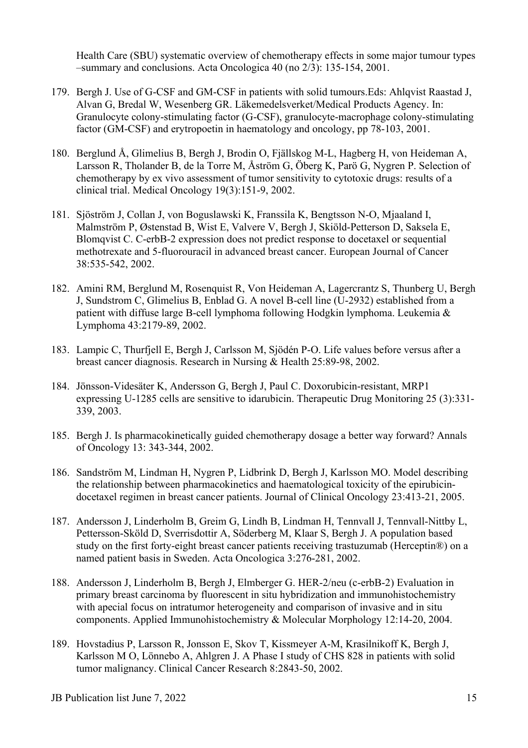Health Care (SBU) systematic overview of chemotherapy effects in some major tumour types –summary and conclusions. Acta Oncologica 40 (no 2/3): 135-154, 2001.

179. Bergh J. Use of G-CSF and GM-CSF in patients with solid tumours.Eds: Ahlqvist Raastad J, Alvan G, Bredal W, Wesenberg GR. Läkemedelsverket/Medical Products Agency. In: Granulocyte colony-stimulating factor (G-CSF), granulocyte-macrophage colony-stimulating factor (GM-CSF) and erytropoetin in haematology and oncology, pp 78-103, 2001.

180. Berglund Å, Glimelius B, Bergh J, Brodin O, Fjällskog M-L, Hagberg H, von Heideman A, Larsson R, Tholander B, de la Torre M, Åström G, Öberg K, Parö G, Nygren P. Selection of chemotherapy by ex vivo assessment of tumor sensitivity to cytotoxic drugs: results of a clinical trial. Medical Oncology 19(3):151-9, 2002.

181. Sjöström J, Collan J, von Boguslawski K, Franssila K, Bengtsson N-O, Mjaaland I, Malmström P, Østenstad B, Wist E, Valvere V, Bergh J, Skiöld-Petterson D, Saksela E, Blomqvist C. C-erbB-2 expression does not predict response to docetaxel or sequential methotrexate and 5-fluorouracil in advanced breast cancer. European Journal of Cancer 38:535-542, 2002.

182. Amini RM, Berglund M, Rosenquist R, Von Heideman A, Lagercrantz S, Thunberg U, Bergh J, Sundstrom C, Glimelius B, Enblad G. A novel B-cell line (U-2932) established from a patient with diffuse large B-cell lymphoma following Hodgkin lymphoma. Leukemia & Lymphoma 43:2179-89, 2002.

183. Lampic C, Thurfjell E, Bergh J, Carlsson M, Sjödén P-O. Life values before versus after a breast cancer diagnosis. Research in Nursing & Health 25:89-98, 2002.

184. Jönsson-Videsäter K, Andersson G, Bergh J, Paul C. Doxorubicin-resistant, MRP1 expressing U-1285 cells are sensitive to idarubicin. Therapeutic Drug Monitoring 25 (3):331-339, 2003.

185. Bergh J. Is pharmacokinetically guided chemotherapy dosage a better way forward? Annals of Oncology 13: 343-344, 2002.

186. Sandström M, Lindman H, Nygren P, Lidbrink D, Bergh J, Karlsson MO. Model describing the relationship between pharmacokinetics and haematological toxicity of the epirubicin-docetaxel regimen in breast cancer patients. Journal of Clinical Oncology 23:413-21, 2005.

187. Andersson J, Linderholm B, Greim G, Lindh B, Lindman H, Tennvall J, Tennvall-Nittby L, Pettersson-Sköld D, Sverrisdottir A, Söderberg M, Klaar S, Bergh J. A population based study on the first forty-eight breast cancer patients receiving trastuzumab (Herceptin®) on a named patient basis in Sweden. Acta Oncologica 3:276-281, 2002.

188. Andersson J, Linderholm B, Bergh J, Elmberger G. HER-2/neu (c-erbB-2) Evaluation in primary breast carcinoma by fluorescent in situ hybridization and immunohistochemistry with apecial focus on intratumor heterogeneity and comparison of invasive and in situ components. Applied Immunohistochemistry & Molecular Morphology 12:14-20, 2004.

189. Hovstadius P, Larsson R, Jonsson E, Skov T, Kissmeyer A-M, Krasilnikoff K, Bergh J, Karlsson M O, Lönnebo A, Ahlgren J. A Phase I study of CHS 828 in patients with solid tumor malignancy. Clinical Cancer Research 8:2843-50, 2002.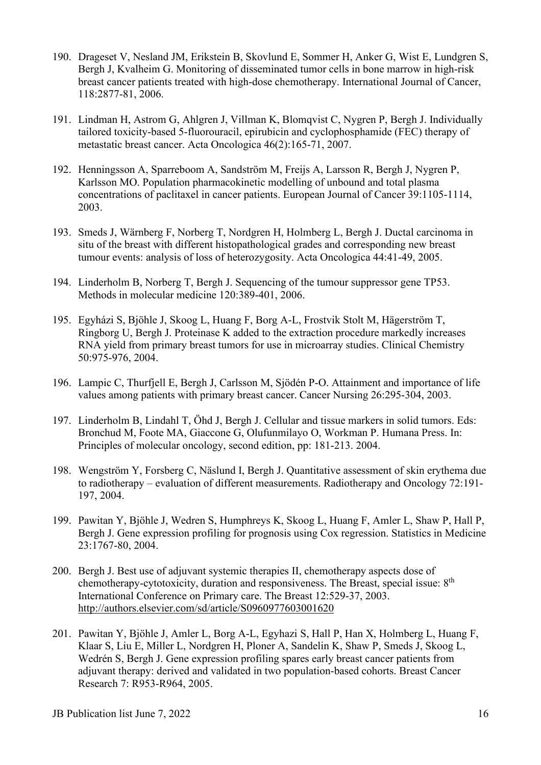190. Drageset V, Nesland JM, Erikstein B, Skovlund E, Sommer H, Anker G, Wist E, Lundgren S, Bergh J, Kvalheim G. Monitoring of disseminated tumor cells in bone marrow in high-risk breast cancer patients treated with high-dose chemotherapy. International Journal of Cancer, 118:2877-81, 2006.

191. Lindman H, Astrom G, Ahlgren J, Villman K, Blomqvist C, Nygren P, Bergh J. Individually tailored toxicity-based 5-fluorouracil, epirubicin and cyclophosphamide (FEC) therapy of metastatic breast cancer. Acta Oncologica 46(2):165-71, 2007.

192. Henningsson A, Sparreboom A, Sandström M, Freijs A, Larsson R, Bergh J, Nygren P, Karlsson MO. Population pharmacokinetic modelling of unbound and total plasma concentrations of paclitaxel in cancer patients. European Journal of Cancer 39:1105-1114, 2003.

193. Smeds J, Wärnberg F, Norberg T, Nordgren H, Holmberg L, Bergh J. Ductal carcinoma in situ of the breast with different histopathological grades and corresponding new breast tumour events: analysis of loss of heterozygosity. Acta Oncologica 44:41-49, 2005.

194. Linderholm B, Norberg T, Bergh J. Sequencing of the tumour suppressor gene TP53. Methods in molecular medicine 120:389-401, 2006.

195. Egyházi S, Bjöhle J, Skoog L, Huang F, Borg A-L, Frostvik Stolt M, Hägerström T, Ringborg U, Bergh J. Proteinase K added to the extraction procedure markedly increases RNA yield from primary breast tumors for use in microarray studies. Clinical Chemistry 50:975-976, 2004.

196. Lampic C, Thurfjell E, Bergh J, Carlsson M, Sjödén P-O. Attainment and importance of life values among patients with primary breast cancer. Cancer Nursing 26:295-304, 2003.

197. Linderholm B, Lindahl T, Öhd J, Bergh J. Cellular and tissue markers in solid tumors. Eds: Bronchud M, Foote MA, Giaccone G, Olufunmilayo O, Workman P. Humana Press. In: Principles of molecular oncology, second edition, pp: 181-213. 2004.

198. Wengström Y, Forsberg C, Näslund I, Bergh J. Quantitative assessment of skin erythema due to radiotherapy – evaluation of different measurements. Radiotherapy and Oncology 72:191-197, 2004.

199. Pawitan Y, Bjöhle J, Wedren S, Humphreys K, Skoog L, Huang F, Amler L, Shaw P, Hall P, Bergh J. Gene expression profiling for prognosis using Cox regression. Statistics in Medicine 23:1767-80, 2004.

200. Bergh J. Best use of adjuvant systemic therapies II, chemotherapy aspects dose of chemotherapy-cytotoxicity, duration and responsiveness. The Breast, special issue: 8th International Conference on Primary care. The Breast 12:529-37, 2003. http://authors.elsevier.com/sd/article/S0960977603001620

201. Pawitan Y, Bjöhle J, Amler L, Borg A-L, Egyhazi S, Hall P, Han X, Holmberg L, Huang F, Klaar S, Liu E, Miller L, Nordgren H, Ploner A, Sandelin K, Shaw P, Smeds J, Skoog L, Wedrén S, Bergh J. Gene expression profiling spares early breast cancer patients from adjuvant therapy: derived and validated in two population-based cohorts. Breast Cancer Research 7: R953-R964, 2005.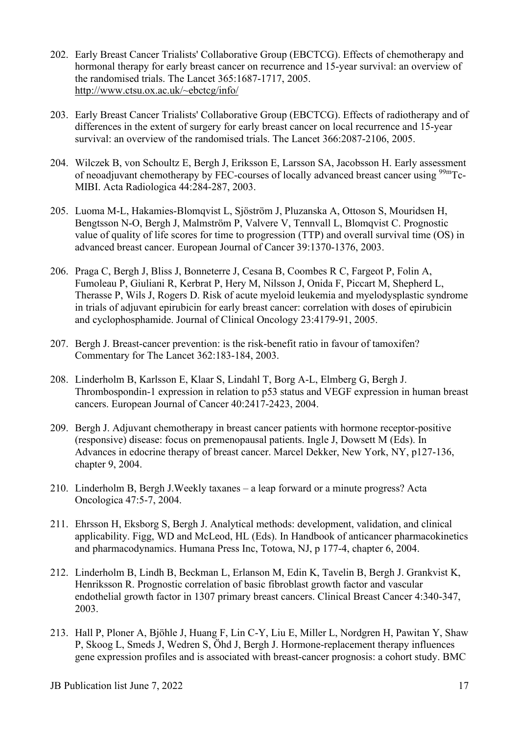202. Early Breast Cancer Trialists' Collaborative Group (EBCTCG). Effects of chemotherapy and hormonal therapy for early breast cancer on recurrence and 15-year survival: an overview of the randomised trials. The Lancet 365:1687-1717, 2005. http://www.ctsu.ox.ac.uk/~ebctcg/info/

203. Early Breast Cancer Trialists' Collaborative Group (EBCTCG). Effects of radiotherapy and of differences in the extent of surgery for early breast cancer on local recurrence and 15-year survival: an overview of the randomised trials. The Lancet 366:2087-2106, 2005.

204. Wilczek B, von Schoultz E, Bergh J, Eriksson E, Larsson SA, Jacobsson H. Early assessment of neoadjuvant chemotherapy by FEC-courses of locally advanced breast cancer using $^{99m}$Tc-MIBI. Acta Radiologica 44:284-287, 2003.

205. Luoma M-L, Hakamies-Blomqvist L, Sjöström J, Pluzanska A, Ottoson S, Mouridsen H, Bengtsson N-O, Bergh J, Malmström P, Valvere V, Tennvall L, Blomqvist C. Prognostic value of quality of life scores for time to progression (TTP) and overall survival time (OS) in advanced breast cancer. European Journal of Cancer 39:1370-1376, 2003.

206. Praga C, Bergh J, Bliss J, Bonneterre J, Cesana B, Coombes R C, Fargeot P, Folin A, Fumoleau P, Giuliani R, Kerbrat P, Hery M, Nilsson J, Onida F, Piccart M, Shepherd L, Therasse P, Wils J, Rogers D. Risk of acute myeloid leukemia and myelodysplastic syndrome in trials of adjuvant epirubicin for early breast cancer: correlation with doses of epirubicin and cyclophosphamide. Journal of Clinical Oncology 23:4179-91, 2005.

207. Bergh J. Breast-cancer prevention: is the risk-benefit ratio in favour of tamoxifen? Commentary for The Lancet 362:183-184, 2003.

208. Linderholm B, Karlsson E, Klaar S, Lindahl T, Borg A-L, Elmberg G, Bergh J. Thrombospondin-1 expression in relation to p53 status and VEGF expression in human breast cancers. European Journal of Cancer 40:2417-2423, 2004.

209. Bergh J. Adjuvant chemotherapy in breast cancer patients with hormone receptor-positive (responsive) disease: focus on premenopausal patients. Ingle J, Dowsett M (Eds). In Advances in edocrine therapy of breast cancer. Marcel Dekker, New York, NY, p127-136, chapter 9, 2004.

210. Linderholm B, Bergh J.Weekly taxanes – a leap forward or a minute progress? Acta Oncologica 47:5-7, 2004.

211. Ehrsson H, Eksborg S, Bergh J. Analytical methods: development, validation, and clinical applicability. Figg, WD and McLeod, HL (Eds). In Handbook of anticancer pharmacokinetics and pharmacodynamics. Humana Press Inc, Totowa, NJ, p 177-4, chapter 6, 2004.

212. Linderholm B, Lindh B, Beckman L, Erlanson M, Edin K, Tavelin B, Bergh J. Grankvist K, Henriksson R. Prognostic correlation of basic fibroblast growth factor and vascular endothelial growth factor in 1307 primary breast cancers. Clinical Breast Cancer 4:340-347, 2003.

213. Hall P, Ploner A, Bjöhle J, Huang F, Lin C-Y, Liu E, Miller L, Nordgren H, Pawitan Y, Shaw P, Skoog L, Smeds J, Wedren S, Öhd J, Bergh J. Hormone-replacement therapy influences gene expression profiles and is associated with breast-cancer prognosis: a cohort study. BMC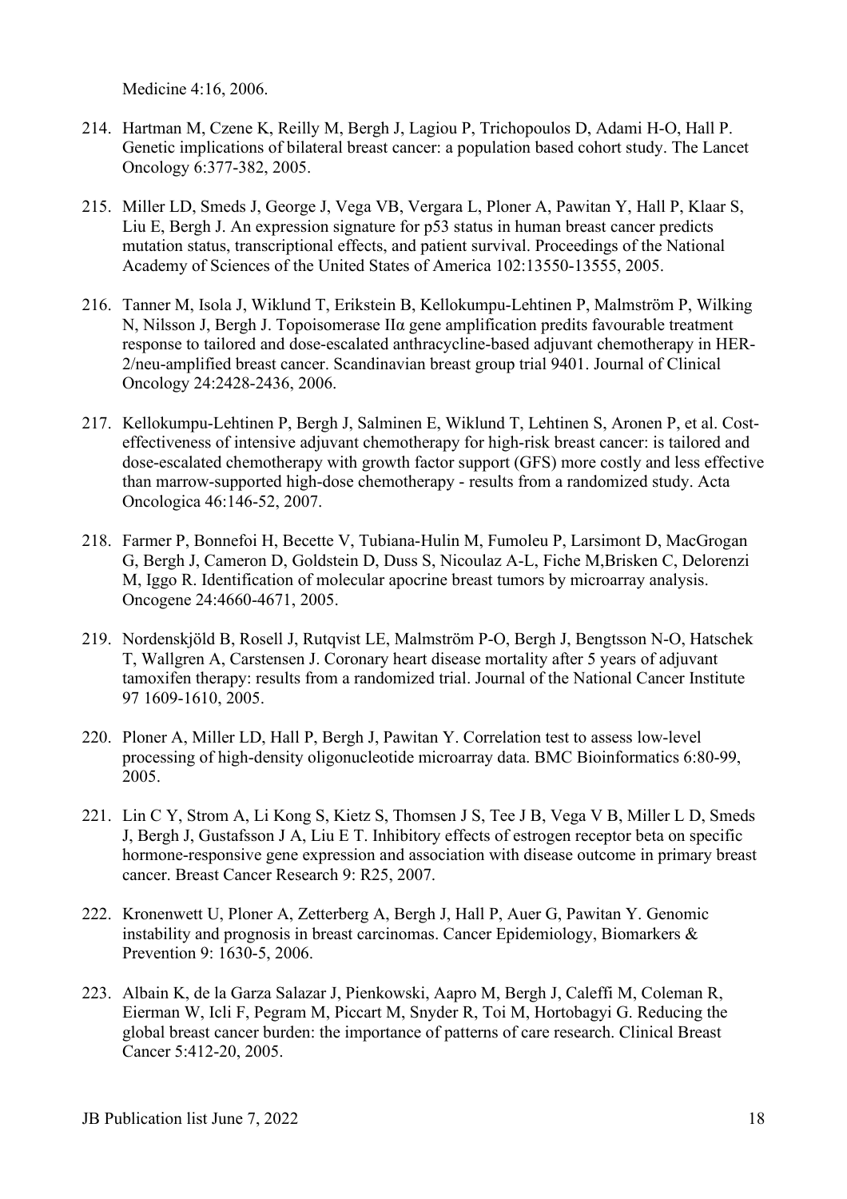Medicine 4:16, 2006.

214. Hartman M, Czene K, Reilly M, Bergh J, Lagiou P, Trichopoulos D, Adami H-O, Hall P. Genetic implications of bilateral breast cancer: a population based cohort study. The Lancet Oncology 6:377-382, 2005.

215. Miller LD, Smeds J, George J, Vega VB, Vergara L, Ploner A, Pawitan Y, Hall P, Klaar S, Liu E, Bergh J. An expression signature for p53 status in human breast cancer predicts mutation status, transcriptional effects, and patient survival. Proceedings of the National Academy of Sciences of the United States of America 102:13550-13555, 2005.

216. Tanner M, Isola J, Wiklund T, Erikstein B, Kellokumpu-Lehtinen P, Malmström P, Wilking N, Nilsson J, Bergh J. Topoisomerase IIα gene amplification predits favourable treatment response to tailored and dose-escalated anthracycline-based adjuvant chemotherapy in HER-2/neu-amplified breast cancer. Scandinavian breast group trial 9401. Journal of Clinical Oncology 24:2428-2436, 2006.

217. Kellokumpu-Lehtinen P, Bergh J, Salminen E, Wiklund T, Lehtinen S, Aronen P, et al. Cost-effectiveness of intensive adjuvant chemotherapy for high-risk breast cancer: is tailored and dose-escalated chemotherapy with growth factor support (GFS) more costly and less effective than marrow-supported high-dose chemotherapy - results from a randomized study. Acta Oncologica 46:146-52, 2007.

218. Farmer P, Bonnefoi H, Becette V, Tubiana-Hulin M, Fumoleu P, Larsimont D, MacGrogan G, Bergh J, Cameron D, Goldstein D, Duss S, Nicoulaz A-L, Fiche M,Brisken C, Delorenzi M, Iggo R. Identification of molecular apocrine breast tumors by microarray analysis. Oncogene 24:4660-4671, 2005.

219. Nordenskjöld B, Rosell J, Rutqvist LE, Malmström P-O, Bergh J, Bengtsson N-O, Hatschek T, Wallgren A, Carstensen J. Coronary heart disease mortality after 5 years of adjuvant tamoxifen therapy: results from a randomized trial. Journal of the National Cancer Institute 97 1609-1610, 2005.

220. Ploner A, Miller LD, Hall P, Bergh J, Pawitan Y. Correlation test to assess low-level processing of high-density oligonucleotide microarray data. BMC Bioinformatics 6:80-99, 2005.

221. Lin C Y, Strom A, Li Kong S, Kietz S, Thomsen J S, Tee J B, Vega V B, Miller L D, Smeds J, Bergh J, Gustafsson J A, Liu E T. Inhibitory effects of estrogen receptor beta on specific hormone-responsive gene expression and association with disease outcome in primary breast cancer. Breast Cancer Research 9: R25, 2007.

222. Kronenwett U, Ploner A, Zetterberg A, Bergh J, Hall P, Auer G, Pawitan Y. Genomic instability and prognosis in breast carcinomas. Cancer Epidemiology, Biomarkers & Prevention 9: 1630-5, 2006.

223. Albain K, de la Garza Salazar J, Pienkowski, Aapro M, Bergh J, Caleffi M, Coleman R, Eierman W, Icli F, Pegram M, Piccart M, Snyder R, Toi M, Hortobagyi G. Reducing the global breast cancer burden: the importance of patterns of care research. Clinical Breast Cancer 5:412-20, 2005.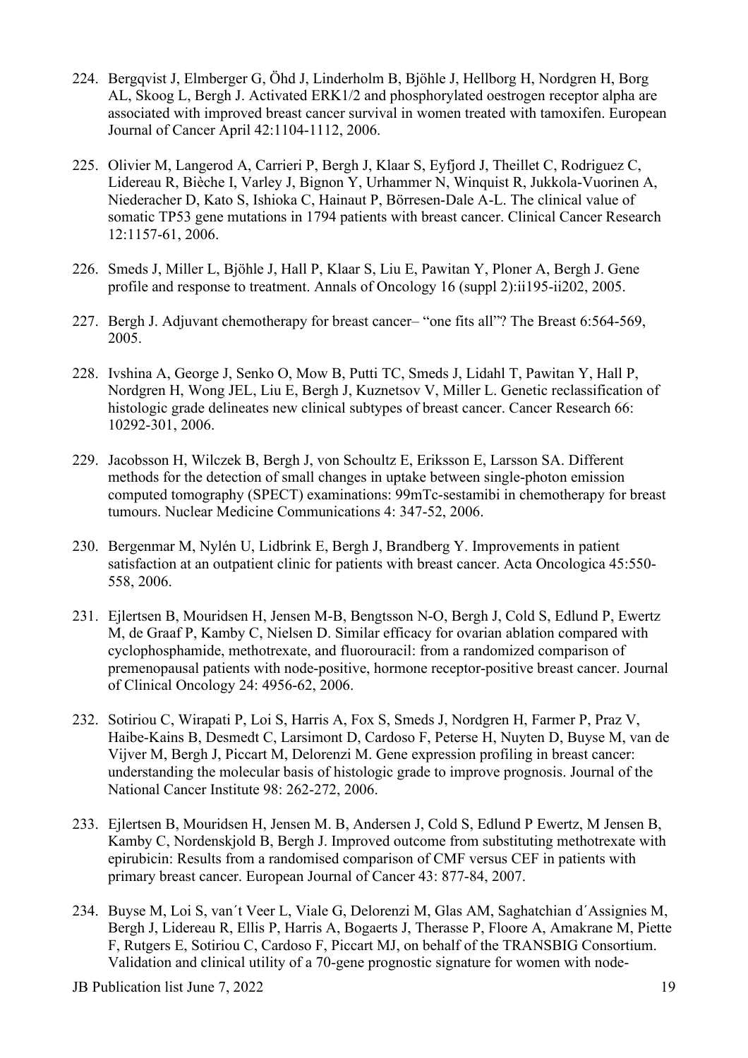224. Bergqvist J, Elmberger G, Öhd J, Linderholm B, Bjöhle J, Hellborg H, Nordgren H, Borg AL, Skoog L, Bergh J. Activated ERK1/2 and phosphorylated oestrogen receptor alpha are associated with improved breast cancer survival in women treated with tamoxifen. European Journal of Cancer April 42:1104-1112, 2006.

225. Olivier M, Langerod A, Carrieri P, Bergh J, Klaar S, Eyfjord J, Theillet C, Rodriguez C, Lidereau R, Bièche I, Varley J, Bignon Y, Urhammer N, Winquist R, Jukkola-Vuorinen A, Niederacher D, Kato S, Ishioka C, Hainaut P, Börresen-Dale A-L. The clinical value of somatic TP53 gene mutations in 1794 patients with breast cancer. Clinical Cancer Research 12:1157-61, 2006.

226. Smeds J, Miller L, Bjöhle J, Hall P, Klaar S, Liu E, Pawitan Y, Ploner A, Bergh J. Gene profile and response to treatment. Annals of Oncology 16 (suppl 2):ii195-ii202, 2005.

227. Bergh J. Adjuvant chemotherapy for breast cancer– "one fits all"? The Breast 6:564-569, 2005.

228. Ivshina A, George J, Senko O, Mow B, Putti TC, Smeds J, Lidahl T, Pawitan Y, Hall P, Nordgren H, Wong JEL, Liu E, Bergh J, Kuznetsov V, Miller L. Genetic reclassification of histologic grade delineates new clinical subtypes of breast cancer. Cancer Research 66: 10292-301, 2006.

229. Jacobsson H, Wilczek B, Bergh J, von Schoultz E, Eriksson E, Larsson SA. Different methods for the detection of small changes in uptake between single-photon emission computed tomography (SPECT) examinations: 99mTc-sestamibi in chemotherapy for breast tumours. Nuclear Medicine Communications 4: 347-52, 2006.

230. Bergenmar M, Nylén U, Lidbrink E, Bergh J, Brandberg Y. Improvements in patient satisfaction at an outpatient clinic for patients with breast cancer. Acta Oncologica 45:550-558, 2006.

231. Ejlertsen B, Mouridsen H, Jensen M-B, Bengtsson N-O, Bergh J, Cold S, Edlund P, Ewertz M, de Graaf P, Kamby C, Nielsen D. Similar efficacy for ovarian ablation compared with cyclophosphamide, methotrexate, and fluorouracil: from a randomized comparison of premenopausal patients with node-positive, hormone receptor-positive breast cancer. Journal of Clinical Oncology 24: 4956-62, 2006.

232. Sotiriou C, Wirapati P, Loi S, Harris A, Fox S, Smeds J, Nordgren H, Farmer P, Praz V, Haibe-Kains B, Desmedt C, Larsimont D, Cardoso F, Peterse H, Nuyten D, Buyse M, van de Vijver M, Bergh J, Piccart M, Delorenzi M. Gene expression profiling in breast cancer: understanding the molecular basis of histologic grade to improve prognosis. Journal of the National Cancer Institute 98: 262-272, 2006.

233. Ejlertsen B, Mouridsen H, Jensen M. B, Andersen J, Cold S, Edlund P Ewertz, M Jensen B, Kamby C, Nordenskjold B, Bergh J. Improved outcome from substituting methotrexate with epirubicin: Results from a randomised comparison of CMF versus CEF in patients with primary breast cancer. European Journal of Cancer 43: 877-84, 2007.

234. Buyse M, Loi S, van´t Veer L, Viale G, Delorenzi M, Glas AM, Saghatchian d´Assignies M, Bergh J, Lidereau R, Ellis P, Harris A, Bogaerts J, Therasse P, Floore A, Amakrane M, Piette F, Rutgers E, Sotiriou C, Cardoso F, Piccart MJ, on behalf of the TRANSBIG Consortium. Validation and clinical utility of a 70-gene prognostic signature for women with node-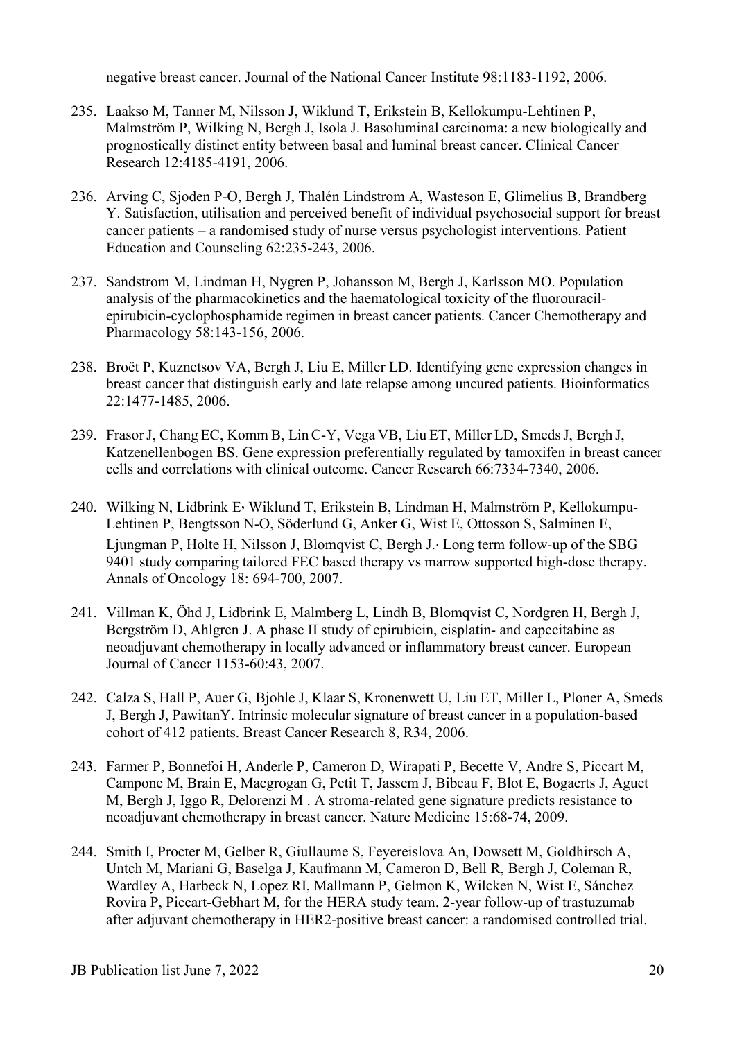negative breast cancer. Journal of the National Cancer Institute 98:1183-1192, 2006.

235. Laakso M, Tanner M, Nilsson J, Wiklund T, Erikstein B, Kellokumpu-Lehtinen P, Malmström P, Wilking N, Bergh J, Isola J. Basoluminal carcinoma: a new biologically and prognostically distinct entity between basal and luminal breast cancer. Clinical Cancer Research 12:4185-4191, 2006.

236. Arving C, Sjoden P-O, Bergh J, Thalén Lindstrom A, Wasteson E, Glimelius B, Brandberg Y. Satisfaction, utilisation and perceived benefit of individual psychosocial support for breast cancer patients – a randomised study of nurse versus psychologist interventions. Patient Education and Counseling 62:235-243, 2006.

237. Sandstrom M, Lindman H, Nygren P, Johansson M, Bergh J, Karlsson MO. Population analysis of the pharmacokinetics and the haematological toxicity of the fluorouracil-epirubicin-cyclophosphamide regimen in breast cancer patients. Cancer Chemotherapy and Pharmacology 58:143-156, 2006.

238. Broët P, Kuznetsov VA, Bergh J, Liu E, Miller LD. Identifying gene expression changes in breast cancer that distinguish early and late relapse among uncured patients. Bioinformatics 22:1477-1485, 2006.

239. Frasor J, Chang EC, Komm B, Lin C-Y, Vega VB, Liu ET, Miller LD, Smeds J, Bergh J, Katzenellenbogen BS. Gene expression preferentially regulated by tamoxifen in breast cancer cells and correlations with clinical outcome. Cancer Research 66:7334-7340, 2006.

240. Wilking N, Lidbrink E, Wiklund T, Erikstein B, Lindman H, Malmström P, Kellokumpu-Lehtinen P, Bengtsson N-O, Söderlund G, Anker G, Wist E, Ottosson S, Salminen E, Ljungman P, Holte H, Nilsson J, Blomqvist C, Bergh J. Long term follow-up of the SBG 9401 study comparing tailored FEC based therapy vs marrow supported high-dose therapy. Annals of Oncology 18: 694-700, 2007.

241. Villman K, Öhd J, Lidbrink E, Malmberg L, Lindh B, Blomqvist C, Nordgren H, Bergh J, Bergström D, Ahlgren J. A phase II study of epirubicin, cisplatin- and capecitabine as neoadjuvant chemotherapy in locally advanced or inflammatory breast cancer. European Journal of Cancer 1153-60:43, 2007.

242. Calza S, Hall P, Auer G, Bjohle J, Klaar S, Kronenwett U, Liu ET, Miller L, Ploner A, Smeds J, Bergh J, PawitanY. Intrinsic molecular signature of breast cancer in a population-based cohort of 412 patients. Breast Cancer Research 8, R34, 2006.

243. Farmer P, Bonnefoi H, Anderle P, Cameron D, Wirapati P, Becette V, Andre S, Piccart M, Campone M, Brain E, Macgrogan G, Petit T, Jassem J, Bibeau F, Blot E, Bogaerts J, Aguet M, Bergh J, Iggo R, Delorenzi M . A stroma-related gene signature predicts resistance to neoadjuvant chemotherapy in breast cancer. Nature Medicine 15:68-74, 2009.

244. Smith I, Procter M, Gelber R, Giullaume S, Feyereislova An, Dowsett M, Goldhirsch A, Untch M, Mariani G, Baselga J, Kaufmann M, Cameron D, Bell R, Bergh J, Coleman R, Wardley A, Harbeck N, Lopez RI, Mallmann P, Gelmon K, Wilcken N, Wist E, Sánchez Rovira P, Piccart-Gebhart M, for the HERA study team. 2-year follow-up of trastuzumab after adjuvant chemotherapy in HER2-positive breast cancer: a randomised controlled trial.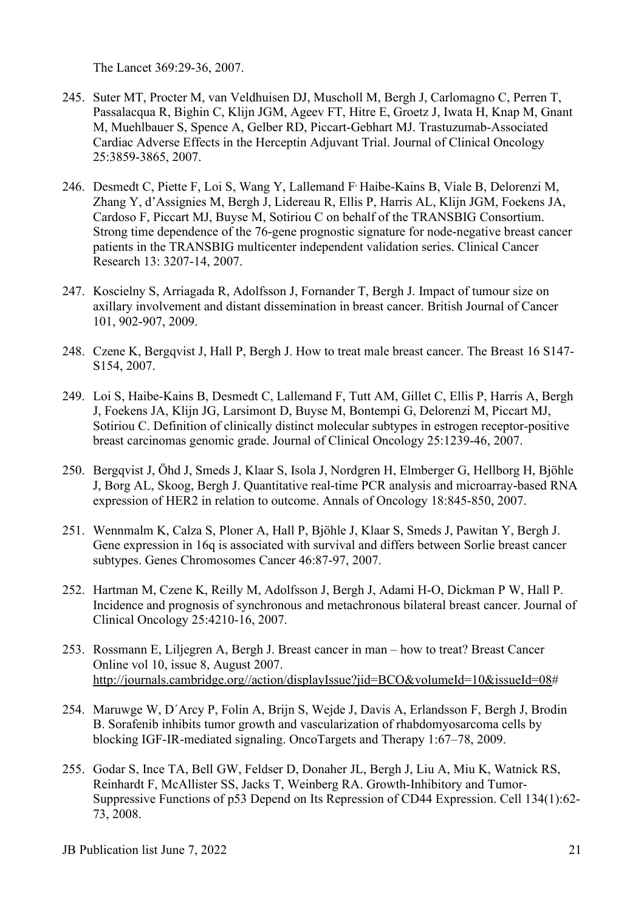The Lancet 369:29-36, 2007.

245. Suter MT, Procter M, van Veldhuisen DJ, Muscholl M, Bergh J, Carlomagno C, Perren T, Passalacqua R, Bighin C, Klijn JGM, Ageev FT, Hitre E, Groetz J, Iwata H, Knap M, Gnant M, Muehlbauer S, Spence A, Gelber RD, Piccart-Gebhart MJ. Trastuzumab-Associated Cardiac Adverse Effects in the Herceptin Adjuvant Trial. Journal of Clinical Oncology 25:3859-3865, 2007.

246. Desmedt C, Piette F, Loi S, Wang Y, Lallemand F, Haibe-Kains B, Viale B, Delorenzi M, Zhang Y, d'Assignies M, Bergh J, Lidereau R, Ellis P, Harris AL, Klijn JGM, Foekens JA, Cardoso F, Piccart MJ, Buyse M, Sotiriou C on behalf of the TRANSBIG Consortium. Strong time dependence of the 76-gene prognostic signature for node-negative breast cancer patients in the TRANSBIG multicenter independent validation series. Clinical Cancer Research 13: 3207-14, 2007.

247. Koscielny S, Arriagada R, Adolfsson J, Fornander T, Bergh J. Impact of tumour size on axillary involvement and distant dissemination in breast cancer. British Journal of Cancer 101, 902-907, 2009.

248. Czene K, Bergqvist J, Hall P, Bergh J. How to treat male breast cancer. The Breast 16 S147-S154, 2007.

249. Loi S, Haibe-Kains B, Desmedt C, Lallemand F, Tutt AM, Gillet C, Ellis P, Harris A, Bergh J, Foekens JA, Klijn JG, Larsimont D, Buyse M, Bontempi G, Delorenzi M, Piccart MJ, Sotiriou C. Definition of clinically distinct molecular subtypes in estrogen receptor-positive breast carcinomas genomic grade. Journal of Clinical Oncology 25:1239-46, 2007.

250. Bergqvist J, Öhd J, Smeds J, Klaar S, Isola J, Nordgren H, Elmberger G, Hellborg H, Bjöhle J, Borg AL, Skoog, Bergh J. Quantitative real-time PCR analysis and microarray-based RNA expression of HER2 in relation to outcome. Annals of Oncology 18:845-850, 2007.

251. Wennmalm K, Calza S, Ploner A, Hall P, Bjöhle J, Klaar S, Smeds J, Pawitan Y, Bergh J. Gene expression in 16q is associated with survival and differs between Sorlie breast cancer subtypes. Genes Chromosomes Cancer 46:87-97, 2007.

252. Hartman M, Czene K, Reilly M, Adolfsson J, Bergh J, Adami H-O, Dickman P W, Hall P. Incidence and prognosis of synchronous and metachronous bilateral breast cancer. Journal of Clinical Oncology 25:4210-16, 2007.

253. Rossmann E, Liljegren A, Bergh J. Breast cancer in man – how to treat? Breast Cancer Online vol 10, issue 8, August 2007. http://journals.cambridge.org//action/displayIssue?jid=BCO&volumeId=10&issueId=08#

254. Maruwge W, D´Arcy P, Folin A, Brijn S, Wejde J, Davis A, Erlandsson F, Bergh J, Brodin B. Sorafenib inhibits tumor growth and vascularization of rhabdomyosarcoma cells by blocking IGF-IR-mediated signaling. OncoTargets and Therapy 1:67–78, 2009.

255. Godar S, Ince TA, Bell GW, Feldser D, Donaher JL, Bergh J, Liu A, Miu K, Watnick RS, Reinhardt F, McAllister SS, Jacks T, Weinberg RA. Growth-Inhibitory and Tumor-Suppressive Functions of p53 Depend on Its Repression of CD44 Expression. Cell 134(1):62-73, 2008.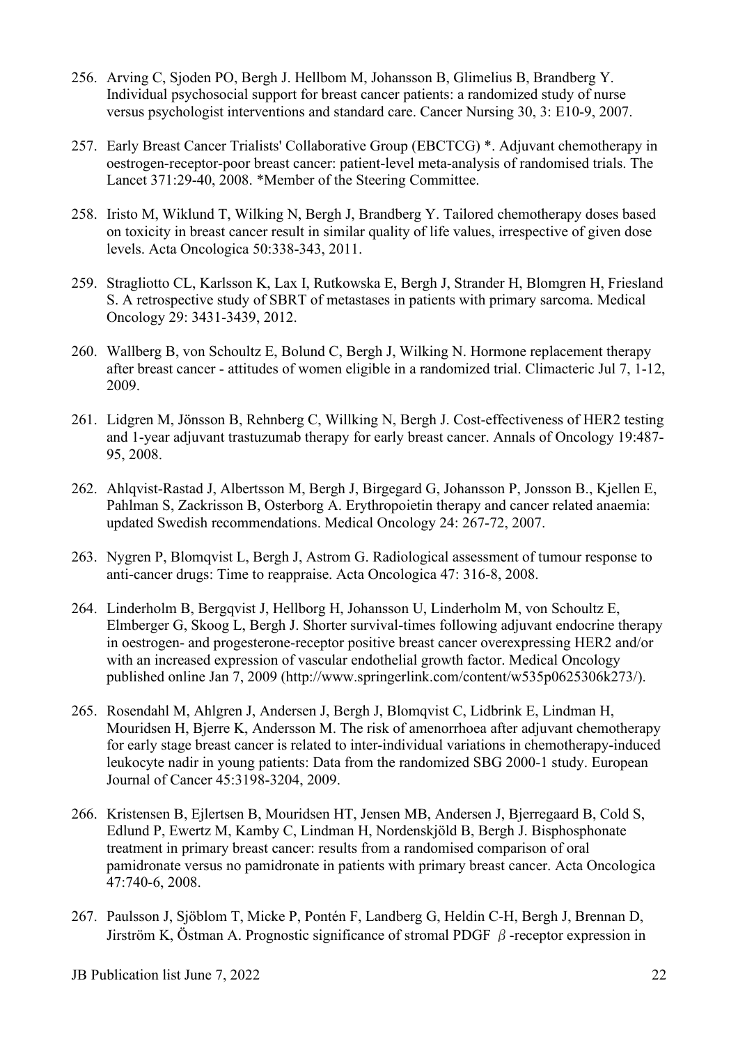256. Arving C, Sjoden PO, Bergh J. Hellbom M, Johansson B, Glimelius B, Brandberg Y. Individual psychosocial support for breast cancer patients: a randomized study of nurse versus psychologist interventions and standard care. Cancer Nursing 30, 3: E10-9, 2007.

257. Early Breast Cancer Trialists' Collaborative Group (EBCTCG) *. Adjuvant chemotherapy in oestrogen-receptor-poor breast cancer: patient-level meta-analysis of randomised trials. The Lancet 371:29-40, 2008. *Member of the Steering Committee.

258. Iristo M, Wiklund T, Wilking N, Bergh J, Brandberg Y. Tailored chemotherapy doses based on toxicity in breast cancer result in similar quality of life values, irrespective of given dose levels. Acta Oncologica 50:338-343, 2011.

259. Stragliotto CL, Karlsson K, Lax I, Rutkowska E, Bergh J, Strander H, Blomgren H, Friesland S. A retrospective study of SBRT of metastases in patients with primary sarcoma. Medical Oncology 29: 3431-3439, 2012.

260. Wallberg B, von Schoultz E, Bolund C, Bergh J, Wilking N. Hormone replacement therapy after breast cancer - attitudes of women eligible in a randomized trial. Climacteric Jul 7, 1-12, 2009.

261. Lidgren M, Jönsson B, Rehnberg C, Willking N, Bergh J. Cost-effectiveness of HER2 testing and 1-year adjuvant trastuzumab therapy for early breast cancer. Annals of Oncology 19:487-95, 2008.

262. Ahlqvist-Rastad J, Albertsson M, Bergh J, Birgegard G, Johansson P, Jonsson B., Kjellen E, Pahlman S, Zackrisson B, Osterborg A. Erythropoietin therapy and cancer related anaemia: updated Swedish recommendations. Medical Oncology 24: 267-72, 2007.

263. Nygren P, Blomqvist L, Bergh J, Astrom G. Radiological assessment of tumour response to anti-cancer drugs: Time to reappraise. Acta Oncologica 47: 316-8, 2008.

264. Linderholm B, Bergqvist J, Hellborg H, Johansson U, Linderholm M, von Schoultz E, Elmberger G, Skoog L, Bergh J. Shorter survival-times following adjuvant endocrine therapy in oestrogen- and progesterone-receptor positive breast cancer overexpressing HER2 and/or with an increased expression of vascular endothelial growth factor. Medical Oncology published online Jan 7, 2009 (http://www.springerlink.com/content/w535p0625306k273/).

265. Rosendahl M, Ahlgren J, Andersen J, Bergh J, Blomqvist C, Lidbrink E, Lindman H, Mouridsen H, Bjerre K, Andersson M. The risk of amenorrhoea after adjuvant chemotherapy for early stage breast cancer is related to inter-individual variations in chemotherapy-induced leukocyte nadir in young patients: Data from the randomized SBG 2000-1 study. European Journal of Cancer 45:3198-3204, 2009.

266. Kristensen B, Ejlertsen B, Mouridsen HT, Jensen MB, Andersen J, Bjerregaard B, Cold S, Edlund P, Ewertz M, Kamby C, Lindman H, Nordenskjöld B, Bergh J. Bisphosphonate treatment in primary breast cancer: results from a randomised comparison of oral pamidronate versus no pamidronate in patients with primary breast cancer. Acta Oncologica 47:740-6, 2008.

267. Paulsson J, Sjöblom T, Micke P, Pontén F, Landberg G, Heldin C-H, Bergh J, Brennan D, Jirström K, Östman A. Prognostic significance of stromal PDGF $\beta$-receptor expression in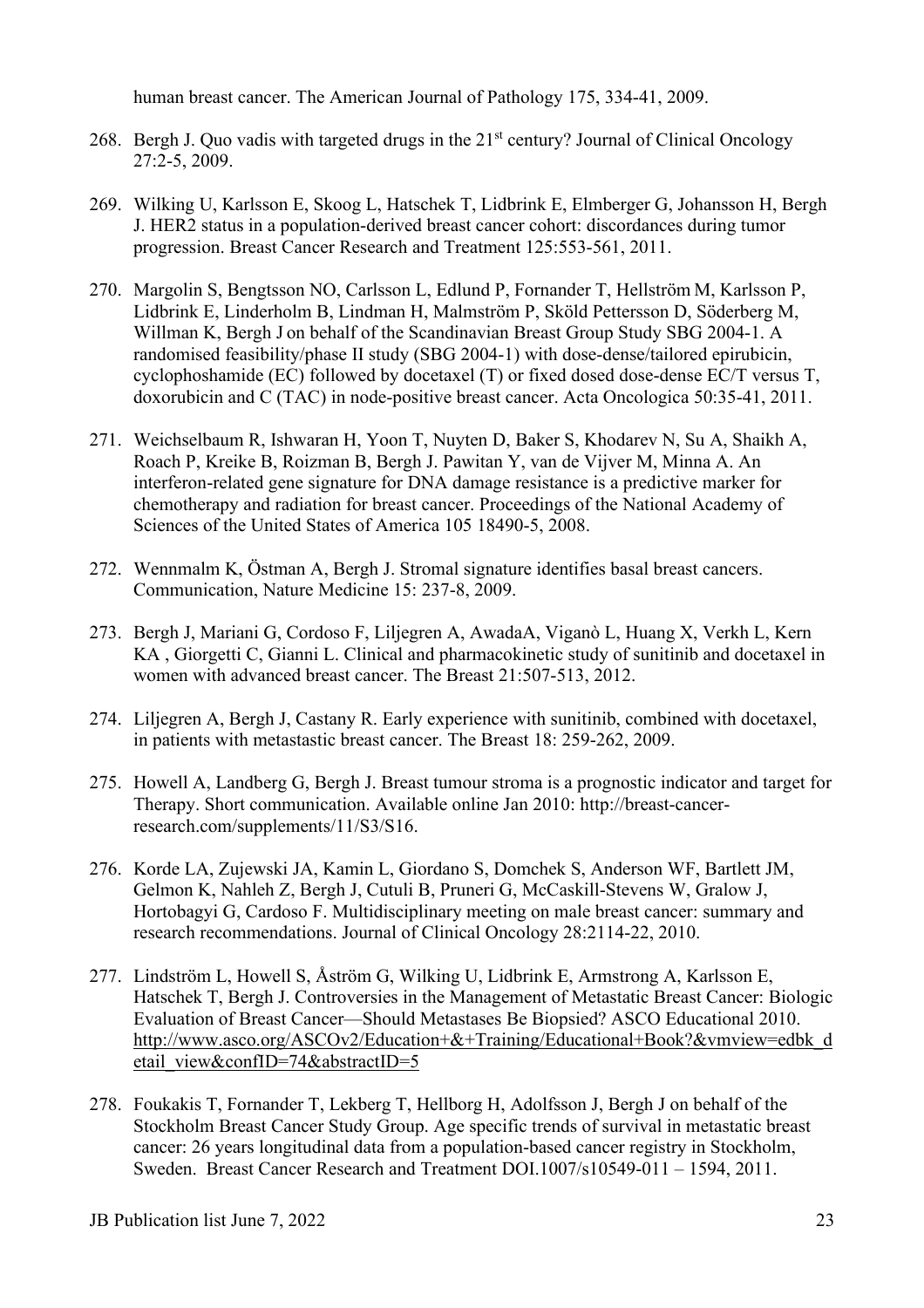human breast cancer. The American Journal of Pathology 175, 334-41, 2009.

268. Bergh J. Quo vadis with targeted drugs in the 21st century? Journal of Clinical Oncology 27:2-5, 2009.

269. Wilking U, Karlsson E, Skoog L, Hatschek T, Lidbrink E, Elmberger G, Johansson H, Bergh J. HER2 status in a population-derived breast cancer cohort: discordances during tumor progression. Breast Cancer Research and Treatment 125:553-561, 2011.

270. Margolin S, Bengtsson NO, Carlsson L, Edlund P, Fornander T, Hellström M, Karlsson P, Lidbrink E, Linderholm B, Lindman H, Malmström P, Sköld Pettersson D, Söderberg M, Willman K, Bergh J on behalf of the Scandinavian Breast Group Study SBG 2004-1. A randomised feasibility/phase II study (SBG 2004-1) with dose-dense/tailored epirubicin, cyclophoshamide (EC) followed by docetaxel (T) or fixed dosed dose-dense EC/T versus T, doxorubicin and C (TAC) in node-positive breast cancer. Acta Oncologica 50:35-41, 2011.

271. Weichselbaum R, Ishwaran H, Yoon T, Nuyten D, Baker S, Khodarev N, Su A, Shaikh A, Roach P, Kreike B, Roizman B, Bergh J. Pawitan Y, van de Vijver M, Minna A. An interferon-related gene signature for DNA damage resistance is a predictive marker for chemotherapy and radiation for breast cancer. Proceedings of the National Academy of Sciences of the United States of America 105 18490-5, 2008.

272. Wennmalm K, Östman A, Bergh J. Stromal signature identifies basal breast cancers. Communication, Nature Medicine 15: 237-8, 2009.

273. Bergh J, Mariani G, Cordoso F, Liljegren A, AwadaA, Viganò L, Huang X, Verkh L, Kern KA , Giorgetti C, Gianni L. Clinical and pharmacokinetic study of sunitinib and docetaxel in women with advanced breast cancer. The Breast 21:507-513, 2012.

274. Liljegren A, Bergh J, Castany R. Early experience with sunitinib, combined with docetaxel, in patients with metastastic breast cancer. The Breast 18: 259-262, 2009.

275. Howell A, Landberg G, Bergh J. Breast tumour stroma is a prognostic indicator and target for Therapy. Short communication. Available online Jan 2010: http://breast-cancer-research.com/supplements/11/S3/S16.

276. Korde LA, Zujewski JA, Kamin L, Giordano S, Domchek S, Anderson WF, Bartlett JM, Gelmon K, Nahleh Z, Bergh J, Cutuli B, Pruneri G, McCaskill-Stevens W, Gralow J, Hortobagyi G, Cardoso F. Multidisciplinary meeting on male breast cancer: summary and research recommendations. Journal of Clinical Oncology 28:2114-22, 2010.

277. Lindström L, Howell S, Åström G, Wilking U, Lidbrink E, Armstrong A, Karlsson E, Hatschek T, Bergh J. Controversies in the Management of Metastatic Breast Cancer: Biologic Evaluation of Breast Cancer—Should Metastases Be Biopsied? ASCO Educational 2010. http://www.asco.org/ASCOv2/Education+&+Training/Educational+Book?&vmview=edbk_detail_view&confID=74&abstractID=5

278. Foukakis T, Fornander T, Lekberg T, Hellborg H, Adolfsson J, Bergh J on behalf of the Stockholm Breast Cancer Study Group. Age specific trends of survival in metastatic breast cancer: 26 years longitudinal data from a population-based cancer registry in Stockholm, Sweden. Breast Cancer Research and Treatment DOI.1007/s10549-011 – 1594, 2011.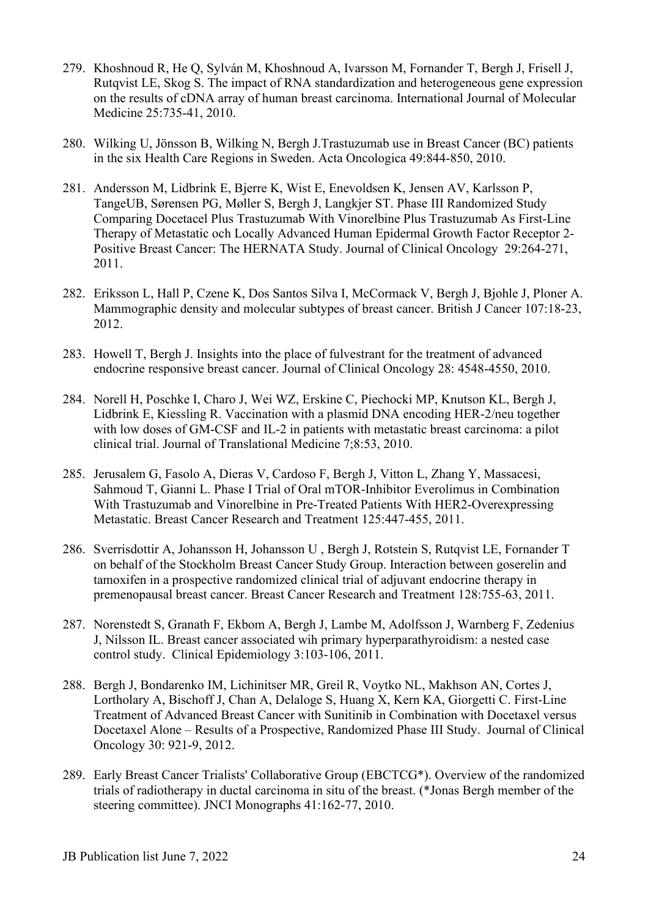279. Khoshnoud R, He Q, Sylván M, Khoshnoud A, Ivarsson M, Fornander T, Bergh J, Frisell J, Rutqvist LE, Skog S. The impact of RNA standardization and heterogeneous gene expression on the results of cDNA array of human breast carcinoma. International Journal of Molecular Medicine 25:735-41, 2010.

280. Wilking U, Jönsson B, Wilking N, Bergh J.Trastuzumab use in Breast Cancer (BC) patients in the six Health Care Regions in Sweden. Acta Oncologica 49:844-850, 2010.

281. Andersson M, Lidbrink E, Bjerre K, Wist E, Enevoldsen K, Jensen AV, Karlsson P, TangeUB, Sørensen PG, Møller S, Bergh J, Langkjer ST. Phase III Randomized Study Comparing Docetacel Plus Trastuzumab With Vinorelbine Plus Trastuzumab As First-Line Therapy of Metastatic och Locally Advanced Human Epidermal Growth Factor Receptor 2-Positive Breast Cancer: The HERNATA Study. Journal of Clinical Oncology 29:264-271, 2011.

282. Eriksson L, Hall P, Czene K, Dos Santos Silva I, McCormack V, Bergh J, Bjohle J, Ploner A. Mammographic density and molecular subtypes of breast cancer. British J Cancer 107:18-23, 2012.

283. Howell T, Bergh J. Insights into the place of fulvestrant for the treatment of advanced endocrine responsive breast cancer. Journal of Clinical Oncology 28: 4548-4550, 2010.

284. Norell H, Poschke I, Charo J, Wei WZ, Erskine C, Piechocki MP, Knutson KL, Bergh J, Lidbrink E, Kiessling R. Vaccination with a plasmid DNA encoding HER-2/neu together with low doses of GM-CSF and IL-2 in patients with metastatic breast carcinoma: a pilot clinical trial. Journal of Translational Medicine 7;8:53, 2010.

285. Jerusalem G, Fasolo A, Dieras V, Cardoso F, Bergh J, Vitton L, Zhang Y, Massacesi, Sahmoud T, Gianni L. Phase I Trial of Oral mTOR-Inhibitor Everolimus in Combination With Trastuzumab and Vinorelbine in Pre-Treated Patients With HER2-Overexpressing Metastatic. Breast Cancer Research and Treatment 125:447-455, 2011.

286. Sverrisdottir A, Johansson H, Johansson U , Bergh J, Rotstein S, Rutqvist LE, Fornander T on behalf of the Stockholm Breast Cancer Study Group. Interaction between goserelin and tamoxifen in a prospective randomized clinical trial of adjuvant endocrine therapy in premenopausal breast cancer. Breast Cancer Research and Treatment 128:755-63, 2011.

287. Norenstedt S, Granath F, Ekbom A, Bergh J, Lambe M, Adolfsson J, Warnberg F, Zedenius J, Nilsson IL. Breast cancer associated wih primary hyperparathyroidism: a nested case control study. Clinical Epidemiology 3:103-106, 2011.

288. Bergh J, Bondarenko IM, Lichinitser MR, Greil R, Voytko NL, Makhson AN, Cortes J, Lortholary A, Bischoff J, Chan A, Delaloge S, Huang X, Kern KA, Giorgetti C. First-Line Treatment of Advanced Breast Cancer with Sunitinib in Combination with Docetaxel versus Docetaxel Alone – Results of a Prospective, Randomized Phase III Study. Journal of Clinical Oncology 30: 921-9, 2012.

289. Early Breast Cancer Trialists' Collaborative Group (EBCTCG*). Overview of the randomized trials of radiotherapy in ductal carcinoma in situ of the breast. (*Jonas Bergh member of the steering committee). JNCI Monographs 41:162-77, 2010.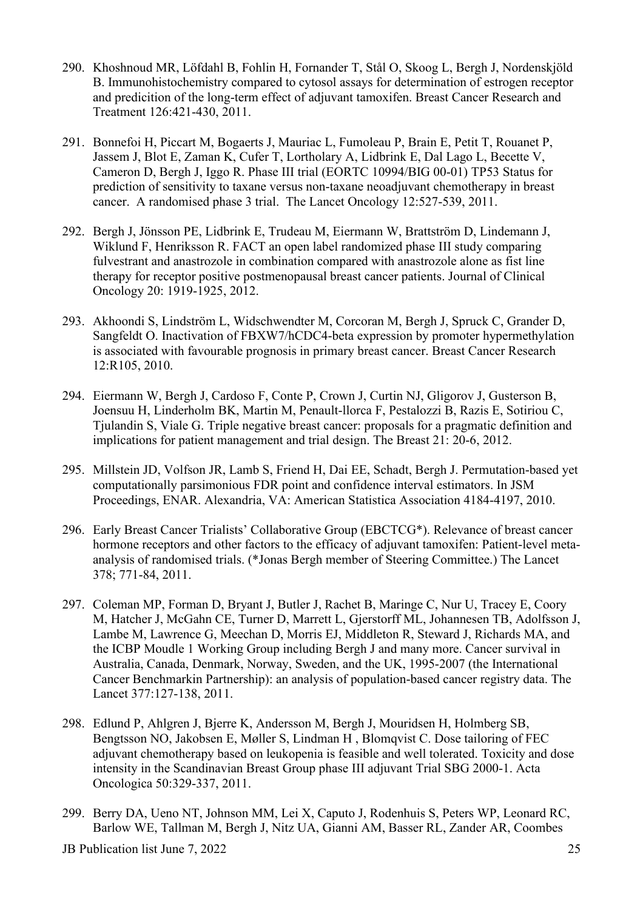290. Khoshnoud MR, Löfdahl B, Fohlin H, Fornander T, Stål O, Skoog L, Bergh J, Nordenskjöld B. Immunohistochemistry compared to cytosol assays for determination of estrogen receptor and predicition of the long-term effect of adjuvant tamoxifen. Breast Cancer Research and Treatment 126:421-430, 2011.

291. Bonnefoi H, Piccart M, Bogaerts J, Mauriac L, Fumoleau P, Brain E, Petit T, Rouanet P, Jassem J, Blot E, Zaman K, Cufer T, Lortholary A, Lidbrink E, Dal Lago L, Becette V, Cameron D, Bergh J, Iggo R. Phase III trial (EORTC 10994/BIG 00-01) TP53 Status for prediction of sensitivity to taxane versus non-taxane neoadjuvant chemotherapy in breast cancer. A randomised phase 3 trial. The Lancet Oncology 12:527-539, 2011.

292. Bergh J, Jönsson PE, Lidbrink E, Trudeau M, Eiermann W, Brattström D, Lindemann J, Wiklund F, Henriksson R. FACT an open label randomized phase III study comparing fulvestrant and anastrozole in combination compared with anastrozole alone as fist line therapy for receptor positive postmenopausal breast cancer patients. Journal of Clinical Oncology 20: 1919-1925, 2012.

293. Akhoondi S, Lindström L, Widschwendter M, Corcoran M, Bergh J, Spruck C, Grander D, Sangfeldt O. Inactivation of FBXW7/hCDC4-beta expression by promoter hypermethylation is associated with favourable prognosis in primary breast cancer. Breast Cancer Research 12:R105, 2010.

294. Eiermann W, Bergh J, Cardoso F, Conte P, Crown J, Curtin NJ, Gligorov J, Gusterson B, Joensuu H, Linderholm BK, Martin M, Penault-llorca F, Pestalozzi B, Razis E, Sotiriou C, Tjulandin S, Viale G. Triple negative breast cancer: proposals for a pragmatic definition and implications for patient management and trial design. The Breast 21: 20-6, 2012.

295. Millstein JD, Volfson JR, Lamb S, Friend H, Dai EE, Schadt, Bergh J. Permutation-based yet computationally parsimonious FDR point and confidence interval estimators. In JSM Proceedings, ENAR. Alexandria, VA: American Statistica Association 4184-4197, 2010.

296. Early Breast Cancer Trialists' Collaborative Group (EBCTCG*). Relevance of breast cancer hormone receptors and other factors to the efficacy of adjuvant tamoxifen: Patient-level meta-analysis of randomised trials. (*Jonas Bergh member of Steering Committee.) The Lancet 378; 771-84, 2011.

297. Coleman MP, Forman D, Bryant J, Butler J, Rachet B, Maringe C, Nur U, Tracey E, Coory M, Hatcher J, McGahn CE, Turner D, Marrett L, Gjerstorff ML, Johannesen TB, Adolfsson J, Lambe M, Lawrence G, Meechan D, Morris EJ, Middleton R, Steward J, Richards MA, and the ICBP Moudle 1 Working Group including Bergh J and many more. Cancer survival in Australia, Canada, Denmark, Norway, Sweden, and the UK, 1995-2007 (the International Cancer Benchmarkin Partnership): an analysis of population-based cancer registry data. The Lancet 377:127-138, 2011.

298. Edlund P, Ahlgren J, Bjerre K, Andersson M, Bergh J, Mouridsen H, Holmberg SB, Bengtsson NO, Jakobsen E, Møller S, Lindman H , Blomqvist C. Dose tailoring of FEC adjuvant chemotherapy based on leukopenia is feasible and well tolerated. Toxicity and dose intensity in the Scandinavian Breast Group phase III adjuvant Trial SBG 2000-1. Acta Oncologica 50:329-337, 2011.

299. Berry DA, Ueno NT, Johnson MM, Lei X, Caputo J, Rodenhuis S, Peters WP, Leonard RC, Barlow WE, Tallman M, Bergh J, Nitz UA, Gianni AM, Basser RL, Zander AR, Coombes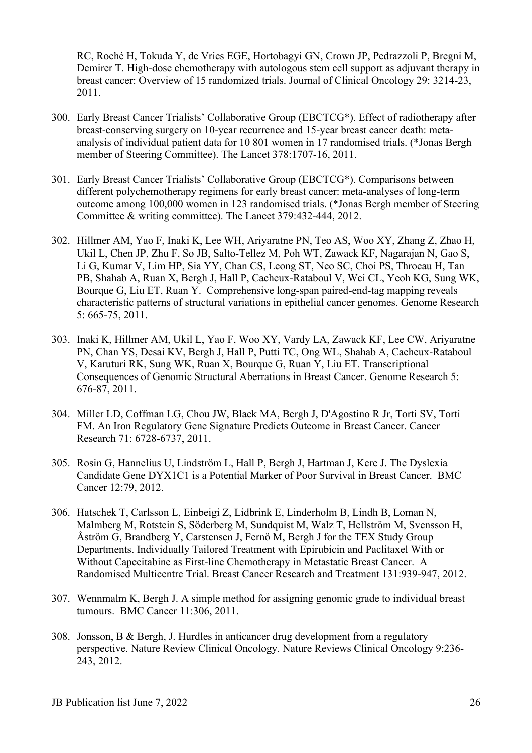RC, Roché H, Tokuda Y, de Vries EGE, Hortobagyi GN, Crown JP, Pedrazzoli P, Bregni M, Demirer T. High-dose chemotherapy with autologous stem cell support as adjuvant therapy in breast cancer: Overview of 15 randomized trials. Journal of Clinical Oncology 29: 3214-23, 2011.

300. Early Breast Cancer Trialists' Collaborative Group (EBCTCG*). Effect of radiotherapy after breast-conserving surgery on 10-year recurrence and 15-year breast cancer death: meta-analysis of individual patient data for 10 801 women in 17 randomised trials. (*Jonas Bergh member of Steering Committee). The Lancet 378:1707-16, 2011.

301. Early Breast Cancer Trialists' Collaborative Group (EBCTCG*). Comparisons between different polychemotherapy regimens for early breast cancer: meta-analyses of long-term outcome among 100,000 women in 123 randomised trials. (*Jonas Bergh member of Steering Committee & writing committee). The Lancet 379:432-444, 2012.

302. Hillmer AM, Yao F, Inaki K, Lee WH, Ariyaratne PN, Teo AS, Woo XY, Zhang Z, Zhao H, Ukil L, Chen JP, Zhu F, So JB, Salto-Tellez M, Poh WT, Zawack KF, Nagarajan N, Gao S, Li G, Kumar V, Lim HP, Sia YY, Chan CS, Leong ST, Neo SC, Choi PS, Throeau H, Tan PB, Shahab A, Ruan X, Bergh J, Hall P, Cacheux-Rataboul V, Wei CL, Yeoh KG, Sung WK, Bourque G, Liu ET, Ruan Y. Comprehensive long-span paired-end-tag mapping reveals characteristic patterns of structural variations in epithelial cancer genomes. Genome Research 5: 665-75, 2011.

303. Inaki K, Hillmer AM, Ukil L, Yao F, Woo XY, Vardy LA, Zawack KF, Lee CW, Ariyaratne PN, Chan YS, Desai KV, Bergh J, Hall P, Putti TC, Ong WL, Shahab A, Cacheux-Rataboul V, Karuturi RK, Sung WK, Ruan X, Bourque G, Ruan Y, Liu ET. Transcriptional Consequences of Genomic Structural Aberrations in Breast Cancer. Genome Research 5: 676-87, 2011.

304. Miller LD, Coffman LG, Chou JW, Black MA, Bergh J, D'Agostino R Jr, Torti SV, Torti FM. An Iron Regulatory Gene Signature Predicts Outcome in Breast Cancer. Cancer Research 71: 6728-6737, 2011.

305. Rosin G, Hannelius U, Lindström L, Hall P, Bergh J, Hartman J, Kere J. The Dyslexia Candidate Gene DYX1C1 is a Potential Marker of Poor Survival in Breast Cancer. BMC Cancer 12:79, 2012.

306. Hatschek T, Carlsson L, Einbeigi Z, Lidbrink E, Linderholm B, Lindh B, Loman N, Malmberg M, Rotstein S, Söderberg M, Sundquist M, Walz T, Hellström M, Svensson H, Åström G, Brandberg Y, Carstensen J, Fernö M, Bergh J for the TEX Study Group Departments. Individually Tailored Treatment with Epirubicin and Paclitaxel With or Without Capecitabine as First-line Chemotherapy in Metastatic Breast Cancer. A Randomised Multicentre Trial. Breast Cancer Research and Treatment 131:939-947, 2012.

307. Wennmalm K, Bergh J. A simple method for assigning genomic grade to individual breast tumours. BMC Cancer 11:306, 2011.

308. Jonsson, B & Bergh, J. Hurdles in anticancer drug development from a regulatory perspective. Nature Review Clinical Oncology. Nature Reviews Clinical Oncology 9:236-243, 2012.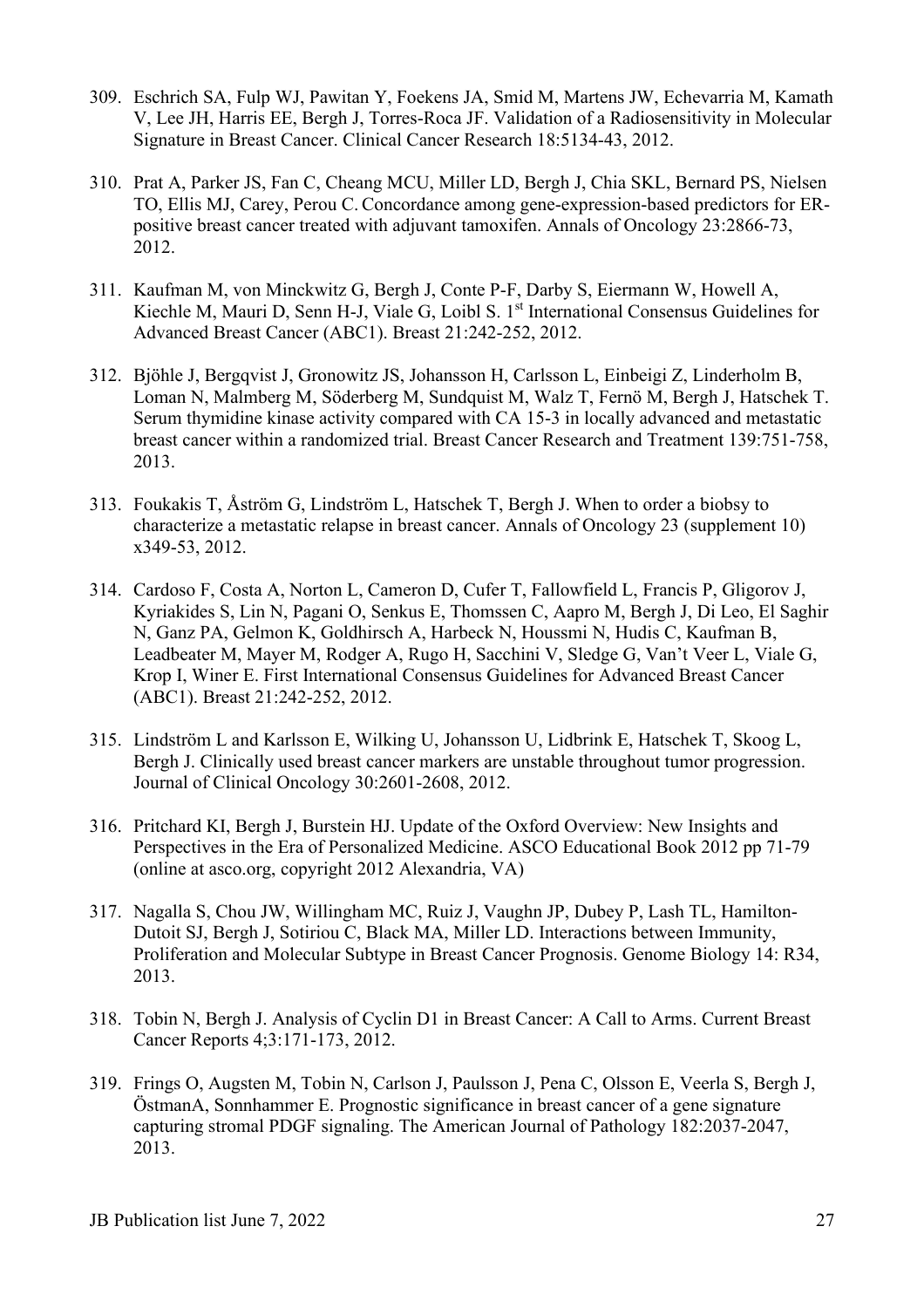309. Eschrich SA, Fulp WJ, Pawitan Y, Foekens JA, Smid M, Martens JW, Echevarria M, Kamath V, Lee JH, Harris EE, Bergh J, Torres-Roca JF. Validation of a Radiosensitivity in Molecular Signature in Breast Cancer. Clinical Cancer Research 18:5134-43, 2012.

310. Prat A, Parker JS, Fan C, Cheang MCU, Miller LD, Bergh J, Chia SKL, Bernard PS, Nielsen TO, Ellis MJ, Carey, Perou C. Concordance among gene-expression-based predictors for ER-positive breast cancer treated with adjuvant tamoxifen. Annals of Oncology 23:2866-73, 2012.

311. Kaufman M, von Minckwitz G, Bergh J, Conte P-F, Darby S, Eiermann W, Howell A, Kiechle M, Mauri D, Senn H-J, Viale G, Loibl S. 1st International Consensus Guidelines for Advanced Breast Cancer (ABC1). Breast 21:242-252, 2012.

312. Bjöhle J, Bergqvist J, Gronowitz JS, Johansson H, Carlsson L, Einbeigi Z, Linderholm B, Loman N, Malmberg M, Söderberg M, Sundquist M, Walz T, Fernö M, Bergh J, Hatschek T. Serum thymidine kinase activity compared with CA 15-3 in locally advanced and metastatic breast cancer within a randomized trial. Breast Cancer Research and Treatment 139:751-758, 2013.

313. Foukakis T, Åström G, Lindström L, Hatschek T, Bergh J. When to order a biobsy to characterize a metastatic relapse in breast cancer. Annals of Oncology 23 (supplement 10) x349-53, 2012.

314. Cardoso F, Costa A, Norton L, Cameron D, Cufer T, Fallowfield L, Francis P, Gligorov J, Kyriakides S, Lin N, Pagani O, Senkus E, Thomssen C, Aapro M, Bergh J, Di Leo, El Saghir N, Ganz PA, Gelmon K, Goldhirsch A, Harbeck N, Houssmi N, Hudis C, Kaufman B, Leadbeater M, Mayer M, Rodger A, Rugo H, Sacchini V, Sledge G, Van't Veer L, Viale G, Krop I, Winer E. First International Consensus Guidelines for Advanced Breast Cancer (ABC1). Breast 21:242-252, 2012.

315. Lindström L and Karlsson E, Wilking U, Johansson U, Lidbrink E, Hatschek T, Skoog L, Bergh J. Clinically used breast cancer markers are unstable throughout tumor progression. Journal of Clinical Oncology 30:2601-2608, 2012.

316. Pritchard KI, Bergh J, Burstein HJ. Update of the Oxford Overview: New Insights and Perspectives in the Era of Personalized Medicine. ASCO Educational Book 2012 pp 71-79 (online at asco.org, copyright 2012 Alexandria, VA)

317. Nagalla S, Chou JW, Willingham MC, Ruiz J, Vaughn JP, Dubey P, Lash TL, Hamilton-Dutoit SJ, Bergh J, Sotiriou C, Black MA, Miller LD. Interactions between Immunity, Proliferation and Molecular Subtype in Breast Cancer Prognosis. Genome Biology 14: R34, 2013.

318. Tobin N, Bergh J. Analysis of Cyclin D1 in Breast Cancer: A Call to Arms. Current Breast Cancer Reports 4;3:171-173, 2012.

319. Frings O, Augsten M, Tobin N, Carlson J, Paulsson J, Pena C, Olsson E, Veerla S, Bergh J, ÖstmanA, Sonnhammer E. Prognostic significance in breast cancer of a gene signature capturing stromal PDGF signaling. The American Journal of Pathology 182:2037-2047, 2013.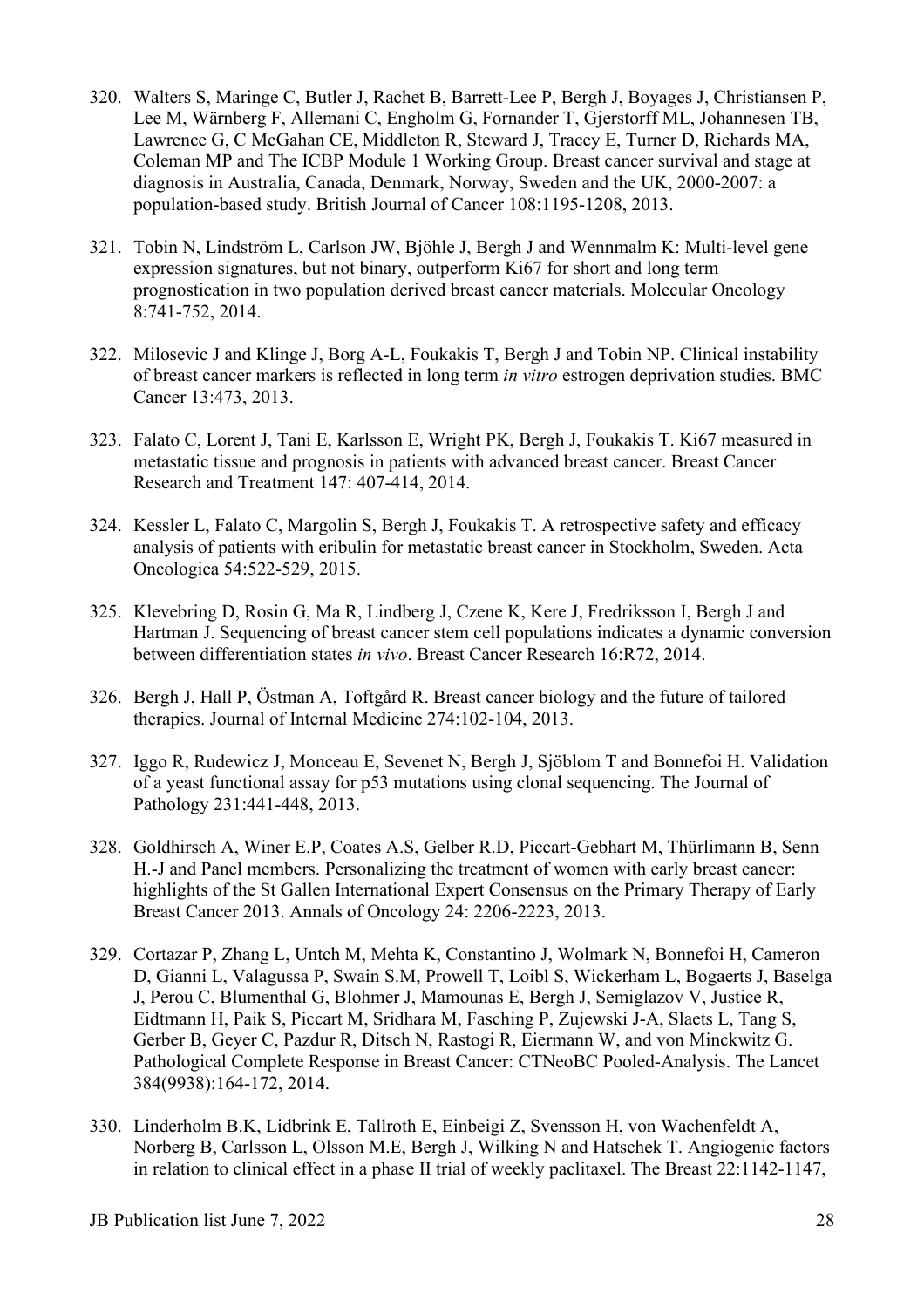320. Walters S, Maringe C, Butler J, Rachet B, Barrett-Lee P, Bergh J, Boyages J, Christiansen P, Lee M, Wärnberg F, Allemani C, Engholm G, Fornander T, Gjerstorff ML, Johannesen TB, Lawrence G, C McGahan CE, Middleton R, Steward J, Tracey E, Turner D, Richards MA, Coleman MP and The ICBP Module 1 Working Group. Breast cancer survival and stage at diagnosis in Australia, Canada, Denmark, Norway, Sweden and the UK, 2000-2007: a population-based study. British Journal of Cancer 108:1195-1208, 2013.

321. Tobin N, Lindström L, Carlson JW, Bjöhle J, Bergh J and Wennmalm K: Multi-level gene expression signatures, but not binary, outperform Ki67 for short and long term prognostication in two population derived breast cancer materials. Molecular Oncology 8:741-752, 2014.

322. Milosevic J and Klinge J, Borg A-L, Foukakis T, Bergh J and Tobin NP. Clinical instability of breast cancer markers is reflected in long term *in vitro* estrogen deprivation studies. BMC Cancer 13:473, 2013.

323. Falato C, Lorent J, Tani E, Karlsson E, Wright PK, Bergh J, Foukakis T. Ki67 measured in metastatic tissue and prognosis in patients with advanced breast cancer. Breast Cancer Research and Treatment 147: 407-414, 2014.

324. Kessler L, Falato C, Margolin S, Bergh J, Foukakis T. A retrospective safety and efficacy analysis of patients with eribulin for metastatic breast cancer in Stockholm, Sweden. Acta Oncologica 54:522-529, 2015.

325. Klevebring D, Rosin G, Ma R, Lindberg J, Czene K, Kere J, Fredriksson I, Bergh J and Hartman J. Sequencing of breast cancer stem cell populations indicates a dynamic conversion between differentiation states *in vivo*. Breast Cancer Research 16:R72, 2014.

326. Bergh J, Hall P, Östman A, Toftgård R. Breast cancer biology and the future of tailored therapies. Journal of Internal Medicine 274:102-104, 2013.

327. Iggo R, Rudewicz J, Monceau E, Sevenet N, Bergh J, Sjöblom T and Bonnefoi H. Validation of a yeast functional assay for p53 mutations using clonal sequencing. The Journal of Pathology 231:441-448, 2013.

328. Goldhirsch A, Winer E.P, Coates A.S, Gelber R.D, Piccart-Gebhart M, Thürlimann B, Senn H.-J and Panel members. Personalizing the treatment of women with early breast cancer: highlights of the St Gallen International Expert Consensus on the Primary Therapy of Early Breast Cancer 2013. Annals of Oncology 24: 2206-2223, 2013.

329. Cortazar P, Zhang L, Untch M, Mehta K, Constantino J, Wolmark N, Bonnefoi H, Cameron D, Gianni L, Valagussa P, Swain S.M, Prowell T, Loibl S, Wickerham L, Bogaerts J, Baselga J, Perou C, Blumenthal G, Blohmer J, Mamounas E, Bergh J, Semiglazov V, Justice R, Eidtmann H, Paik S, Piccart M, Sridhara M, Fasching P, Zujewski J-A, Slaets L, Tang S, Gerber B, Geyer C, Pazdur R, Ditsch N, Rastogi R, Eiermann W, and von Minckwitz G. Pathological Complete Response in Breast Cancer: CTNeoBC Pooled-Analysis. The Lancet 384(9938):164-172, 2014.

330. Linderholm B.K, Lidbrink E, Tallroth E, Einbeigi Z, Svensson H, von Wachenfeldt A, Norberg B, Carlsson L, Olsson M.E, Bergh J, Wilking N and Hatschek T. Angiogenic factors in relation to clinical effect in a phase II trial of weekly paclitaxel. The Breast 22:1142-1147,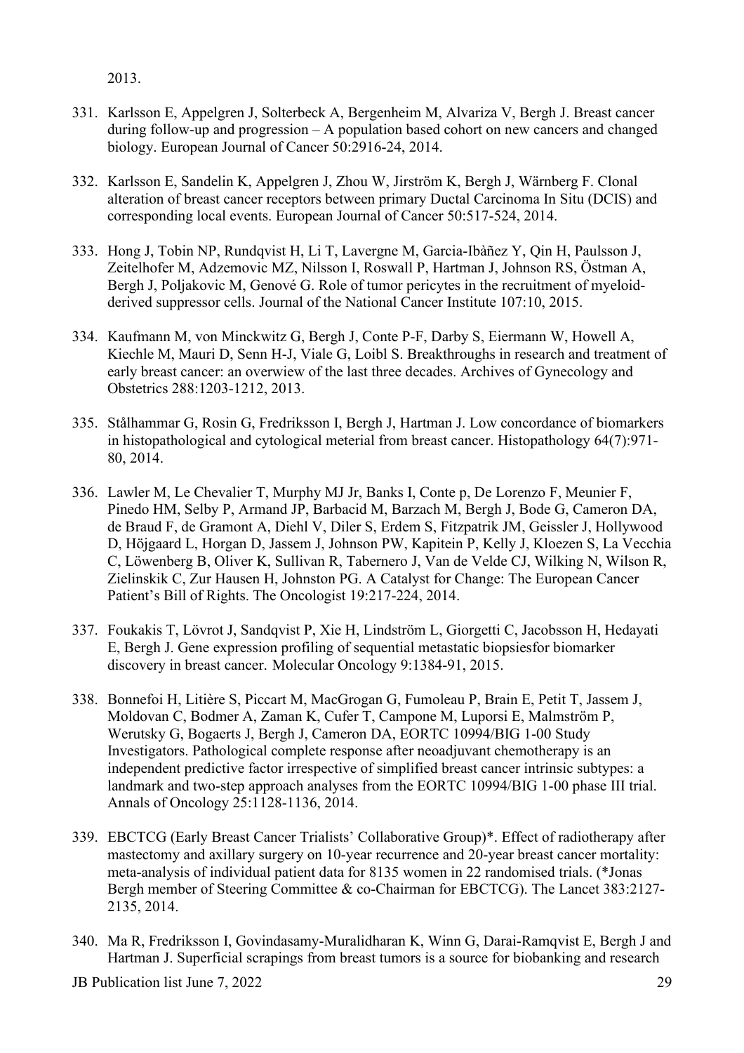2013.

331. Karlsson E, Appelgren J, Solterbeck A, Bergenheim M, Alvariza V, Bergh J. Breast cancer during follow-up and progression – A population based cohort on new cancers and changed biology. European Journal of Cancer 50:2916-24, 2014.

332. Karlsson E, Sandelin K, Appelgren J, Zhou W, Jirström K, Bergh J, Wärnberg F. Clonal alteration of breast cancer receptors between primary Ductal Carcinoma In Situ (DCIS) and corresponding local events. European Journal of Cancer 50:517-524, 2014.

333. Hong J, Tobin NP, Rundqvist H, Li T, Lavergne M, Garcia-Ibàñez Y, Qin H, Paulsson J, Zeitelhofer M, Adzemovic MZ, Nilsson I, Roswall P, Hartman J, Johnson RS, Östman A, Bergh J, Poljakovic M, Genové G. Role of tumor pericytes in the recruitment of myeloid-derived suppressor cells. Journal of the National Cancer Institute 107:10, 2015.

334. Kaufmann M, von Minckwitz G, Bergh J, Conte P-F, Darby S, Eiermann W, Howell A, Kiechle M, Mauri D, Senn H-J, Viale G, Loibl S. Breakthroughs in research and treatment of early breast cancer: an overwiew of the last three decades. Archives of Gynecology and Obstetrics 288:1203-1212, 2013.

335. Stålhammar G, Rosin G, Fredriksson I, Bergh J, Hartman J. Low concordance of biomarkers in histopathological and cytological meterial from breast cancer. Histopathology 64(7):971-80, 2014.

336. Lawler M, Le Chevalier T, Murphy MJ Jr, Banks I, Conte p, De Lorenzo F, Meunier F, Pinedo HM, Selby P, Armand JP, Barbacid M, Barzach M, Bergh J, Bode G, Cameron DA, de Braud F, de Gramont A, Diehl V, Diler S, Erdem S, Fitzpatrik JM, Geissler J, Hollywood D, Höjgaard L, Horgan D, Jassem J, Johnson PW, Kapitein P, Kelly J, Kloezen S, La Vecchia C, Löwenberg B, Oliver K, Sullivan R, Tabernero J, Van de Velde CJ, Wilking N, Wilson R, Zielinskik C, Zur Hausen H, Johnston PG. A Catalyst for Change: The European Cancer Patient's Bill of Rights. The Oncologist 19:217-224, 2014.

337. Foukakis T, Lövrot J, Sandqvist P, Xie H, Lindström L, Giorgetti C, Jacobsson H, Hedayati E, Bergh J. Gene expression profiling of sequential metastatic biopsiesfor biomarker discovery in breast cancer. Molecular Oncology 9:1384-91, 2015.

338. Bonnefoi H, Litière S, Piccart M, MacGrogan G, Fumoleau P, Brain E, Petit T, Jassem J, Moldovan C, Bodmer A, Zaman K, Cufer T, Campone M, Luporsi E, Malmström P, Werutsky G, Bogaerts J, Bergh J, Cameron DA, EORTC 10994/BIG 1-00 Study Investigators. Pathological complete response after neoadjuvant chemotherapy is an independent predictive factor irrespective of simplified breast cancer intrinsic subtypes: a landmark and two-step approach analyses from the EORTC 10994/BIG 1-00 phase III trial. Annals of Oncology 25:1128-1136, 2014.

339. EBCTCG (Early Breast Cancer Trialists' Collaborative Group)*. Effect of radiotherapy after mastectomy and axillary surgery on 10-year recurrence and 20-year breast cancer mortality: meta-analysis of individual patient data for 8135 women in 22 randomised trials. (*Jonas Bergh member of Steering Committee & co-Chairman for EBCTCG). The Lancet 383:2127-2135, 2014.

340. Ma R, Fredriksson I, Govindasamy-Muralidharan K, Winn G, Darai-Ramqvist E, Bergh J and Hartman J. Superficial scrapings from breast tumors is a source for biobanking and research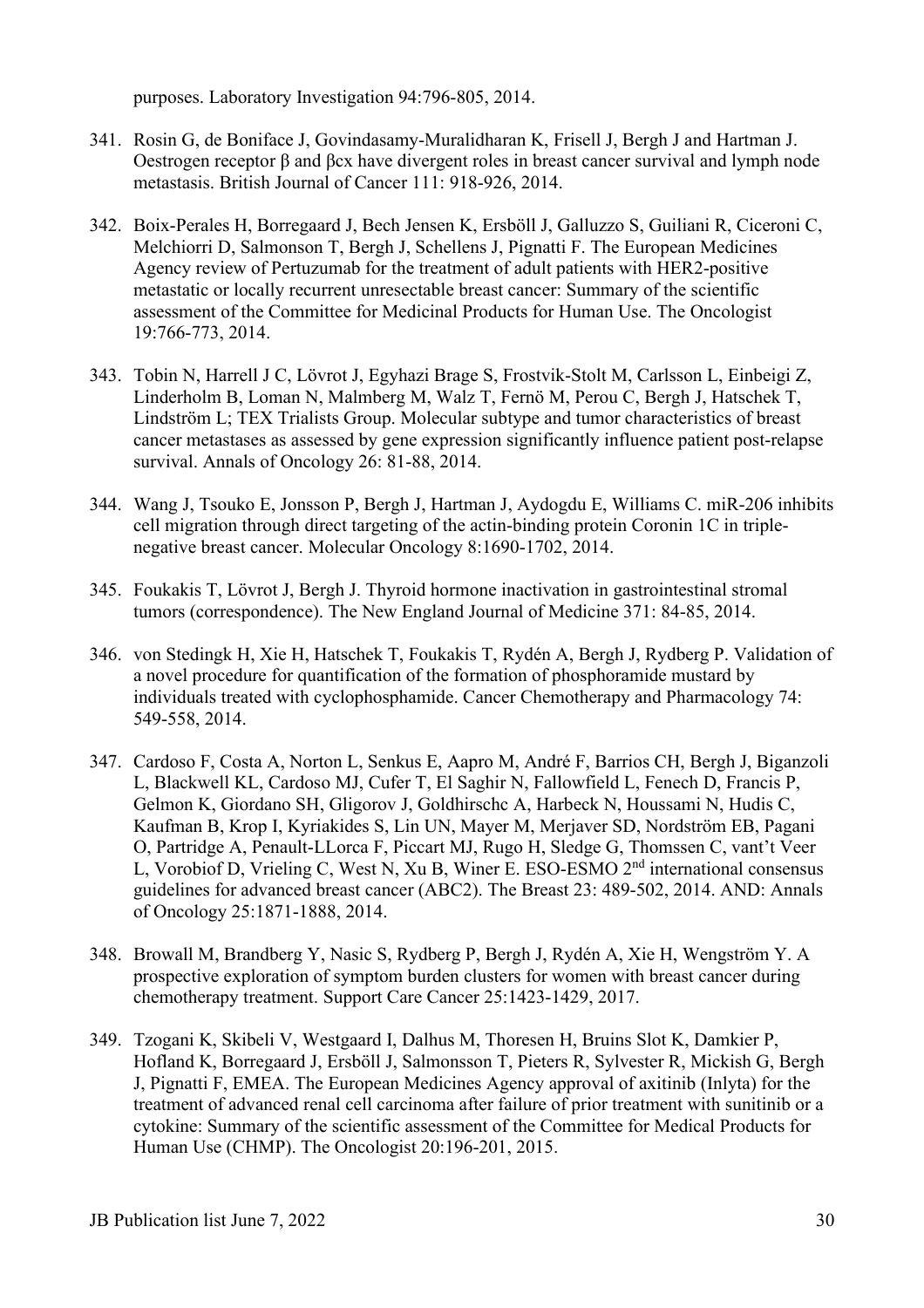purposes. Laboratory Investigation 94:796-805, 2014.

341. Rosin G, de Boniface J, Govindasamy-Muralidharan K, Frisell J, Bergh J and Hartman J. Oestrogen receptor β and βcx have divergent roles in breast cancer survival and lymph node metastasis. British Journal of Cancer 111: 918-926, 2014.

342. Boix-Perales H, Borregaard J, Bech Jensen K, Ersböll J, Galluzzo S, Guiliani R, Ciceroni C, Melchiorri D, Salmonson T, Bergh J, Schellens J, Pignatti F. The European Medicines Agency review of Pertuzumab for the treatment of adult patients with HER2-positive metastatic or locally recurrent unresectable breast cancer: Summary of the scientific assessment of the Committee for Medicinal Products for Human Use. The Oncologist 19:766-773, 2014.

343. Tobin N, Harrell J C, Lövrot J, Egyhazi Brage S, Frostvik-Stolt M, Carlsson L, Einbeigi Z, Linderholm B, Loman N, Malmberg M, Walz T, Fernö M, Perou C, Bergh J, Hatschek T, Lindström L; TEX Trialists Group. Molecular subtype and tumor characteristics of breast cancer metastases as assessed by gene expression significantly influence patient post-relapse survival. Annals of Oncology 26: 81-88, 2014.

344. Wang J, Tsouko E, Jonsson P, Bergh J, Hartman J, Aydogdu E, Williams C. miR-206 inhibits cell migration through direct targeting of the actin-binding protein Coronin 1C in triple-negative breast cancer. Molecular Oncology 8:1690-1702, 2014.

345. Foukakis T, Lövrot J, Bergh J. Thyroid hormone inactivation in gastrointestinal stromal tumors (correspondence). The New England Journal of Medicine 371: 84-85, 2014.

346. von Stedingk H, Xie H, Hatschek T, Foukakis T, Rydén A, Bergh J, Rydberg P. Validation of a novel procedure for quantification of the formation of phosphoramide mustard by individuals treated with cyclophosphamide. Cancer Chemotherapy and Pharmacology 74: 549-558, 2014.

347. Cardoso F, Costa A, Norton L, Senkus E, Aapro M, André F, Barrios CH, Bergh J, Biganzoli L, Blackwell KL, Cardoso MJ, Cufer T, El Saghir N, Fallowfield L, Fenech D, Francis P, Gelmon K, Giordano SH, Gligorov J, Goldhirschc A, Harbeck N, Houssami N, Hudis C, Kaufman B, Krop I, Kyriakides S, Lin UN, Mayer M, Merjaver SD, Nordström EB, Pagani O, Partridge A, Penault-LLorca F, Piccart MJ, Rugo H, Sledge G, Thomssen C, vant't Veer L, Vorobiof D, Vrieling C, West N, Xu B, Winer E. ESO-ESMO 2nd international consensus guidelines for advanced breast cancer (ABC2). The Breast 23: 489-502, 2014. AND: Annals of Oncology 25:1871-1888, 2014.

348. Browall M, Brandberg Y, Nasic S, Rydberg P, Bergh J, Rydén A, Xie H, Wengström Y. A prospective exploration of symptom burden clusters for women with breast cancer during chemotherapy treatment. Support Care Cancer 25:1423-1429, 2017.

349. Tzogani K, Skibeli V, Westgaard I, Dalhus M, Thoresen H, Bruins Slot K, Damkier P, Hofland K, Borregaard J, Ersböll J, Salmonsson T, Pieters R, Sylvester R, Mickish G, Bergh J, Pignatti F, EMEA. The European Medicines Agency approval of axitinib (Inlyta) for the treatment of advanced renal cell carcinoma after failure of prior treatment with sunitinib or a cytokine: Summary of the scientific assessment of the Committee for Medical Products for Human Use (CHMP). The Oncologist 20:196-201, 2015.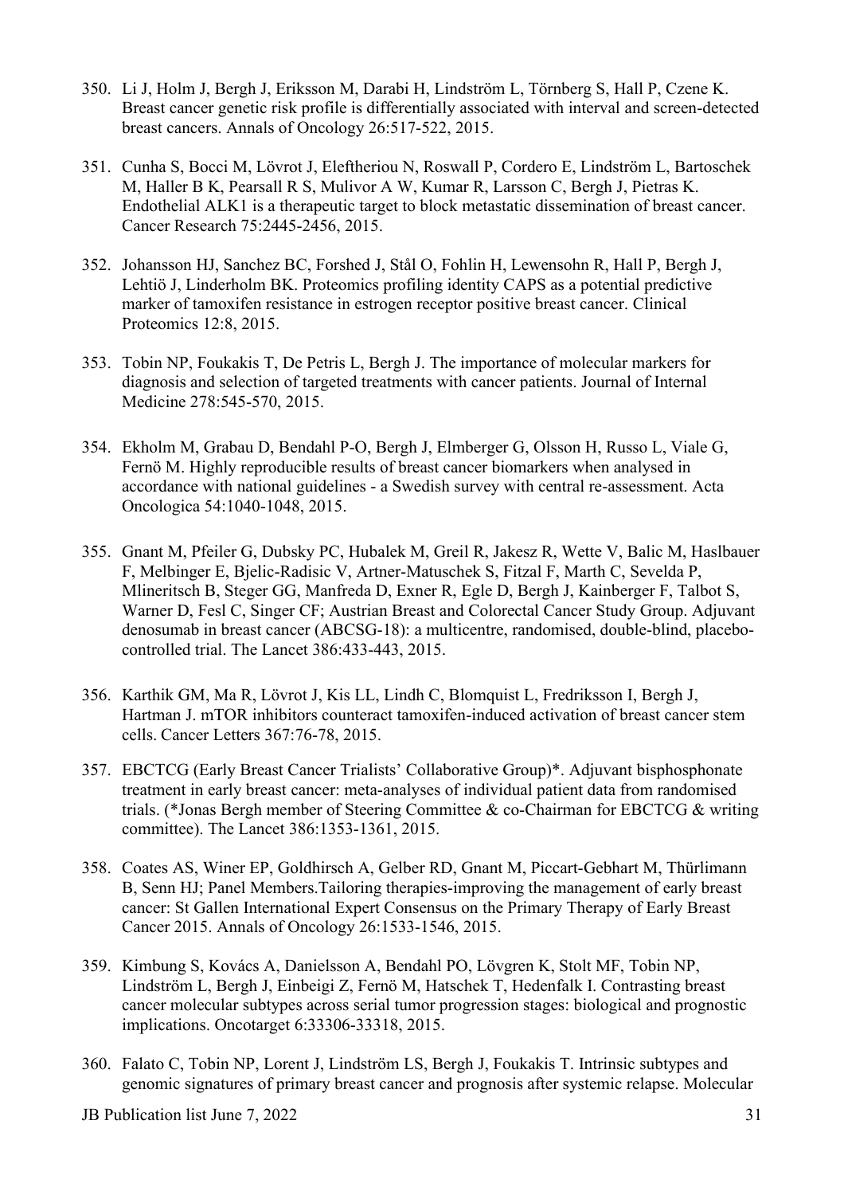350. Li J, Holm J, Bergh J, Eriksson M, Darabi H, Lindström L, Törnberg S, Hall P, Czene K. Breast cancer genetic risk profile is differentially associated with interval and screen-detected breast cancers. Annals of Oncology 26:517-522, 2015.

351. Cunha S, Bocci M, Lövrot J, Eleftheriou N, Roswall P, Cordero E, Lindström L, Bartoschek M, Haller B K, Pearsall R S, Mulivor A W, Kumar R, Larsson C, Bergh J, Pietras K. Endothelial ALK1 is a therapeutic target to block metastatic dissemination of breast cancer. Cancer Research 75:2445-2456, 2015.

352. Johansson HJ, Sanchez BC, Forshed J, Stål O, Fohlin H, Lewensohn R, Hall P, Bergh J, Lehtiö J, Linderholm BK. Proteomics profiling identity CAPS as a potential predictive marker of tamoxifen resistance in estrogen receptor positive breast cancer. Clinical Proteomics 12:8, 2015.

353. Tobin NP, Foukakis T, De Petris L, Bergh J. The importance of molecular markers for diagnosis and selection of targeted treatments with cancer patients. Journal of Internal Medicine 278:545-570, 2015.

354. Ekholm M, Grabau D, Bendahl P-O, Bergh J, Elmberger G, Olsson H, Russo L, Viale G, Fernö M. Highly reproducible results of breast cancer biomarkers when analysed in accordance with national guidelines - a Swedish survey with central re-assessment. Acta Oncologica 54:1040-1048, 2015.

355. Gnant M, Pfeiler G, Dubsky PC, Hubalek M, Greil R, Jakesz R, Wette V, Balic M, Haslbauer F, Melbinger E, Bjelic-Radisic V, Artner-Matuschek S, Fitzal F, Marth C, Sevelda P, Mlineritsch B, Steger GG, Manfreda D, Exner R, Egle D, Bergh J, Kainberger F, Talbot S, Warner D, Fesl C, Singer CF; Austrian Breast and Colorectal Cancer Study Group. Adjuvant denosumab in breast cancer (ABCSG-18): a multicentre, randomised, double-blind, placebo-controlled trial. The Lancet 386:433-443, 2015.

356. Karthik GM, Ma R, Lövrot J, Kis LL, Lindh C, Blomquist L, Fredriksson I, Bergh J, Hartman J. mTOR inhibitors counteract tamoxifen-induced activation of breast cancer stem cells. Cancer Letters 367:76-78, 2015.

357. EBCTCG (Early Breast Cancer Trialists' Collaborative Group)*. Adjuvant bisphosphonate treatment in early breast cancer: meta-analyses of individual patient data from randomised trials. (*Jonas Bergh member of Steering Committee & co-Chairman for EBCTCG & writing committee). The Lancet 386:1353-1361, 2015.

358. Coates AS, Winer EP, Goldhirsch A, Gelber RD, Gnant M, Piccart-Gebhart M, Thürlimann B, Senn HJ; Panel Members.Tailoring therapies-improving the management of early breast cancer: St Gallen International Expert Consensus on the Primary Therapy of Early Breast Cancer 2015. Annals of Oncology 26:1533-1546, 2015.

359. Kimbung S, Kovács A, Danielsson A, Bendahl PO, Lövgren K, Stolt MF, Tobin NP, Lindström L, Bergh J, Einbeigi Z, Fernö M, Hatschek T, Hedenfalk I. Contrasting breast cancer molecular subtypes across serial tumor progression stages: biological and prognostic implications. Oncotarget 6:33306-33318, 2015.

360. Falato C, Tobin NP, Lorent J, Lindström LS, Bergh J, Foukakis T. Intrinsic subtypes and genomic signatures of primary breast cancer and prognosis after systemic relapse. Molecular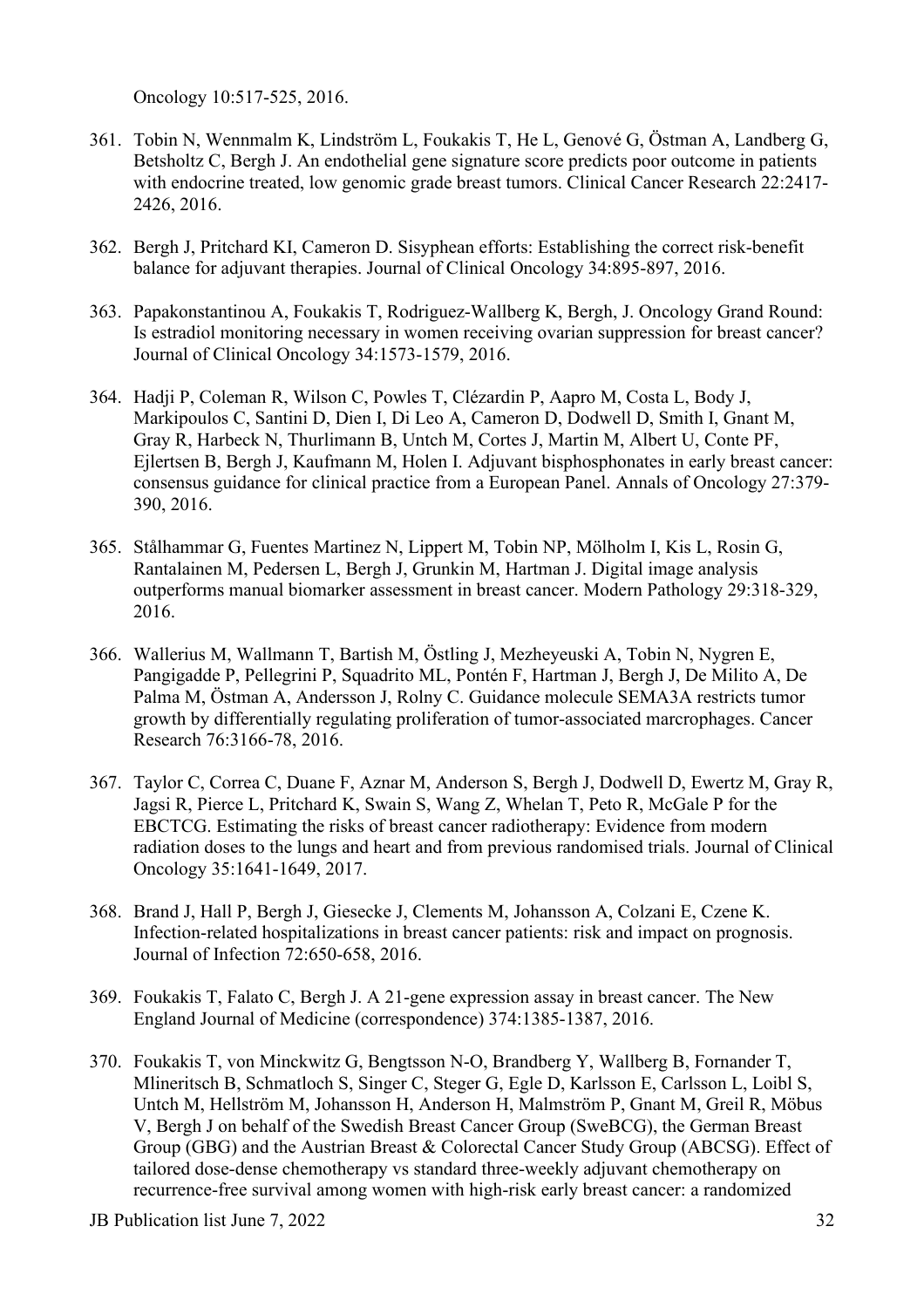Oncology 10:517-525, 2016.

361. Tobin N, Wennmalm K, Lindström L, Foukakis T, He L, Genové G, Östman A, Landberg G, Betsholtz C, Bergh J. An endothelial gene signature score predicts poor outcome in patients with endocrine treated, low genomic grade breast tumors. Clinical Cancer Research 22:2417-2426, 2016.

362. Bergh J, Pritchard KI, Cameron D. Sisyphean efforts: Establishing the correct risk-benefit balance for adjuvant therapies. Journal of Clinical Oncology 34:895-897, 2016.

363. Papakonstantinou A, Foukakis T, Rodriguez-Wallberg K, Bergh, J. Oncology Grand Round: Is estradiol monitoring necessary in women receiving ovarian suppression for breast cancer? Journal of Clinical Oncology 34:1573-1579, 2016.

364. Hadji P, Coleman R, Wilson C, Powles T, Clézardin P, Aapro M, Costa L, Body J, Markipoulos C, Santini D, Dien I, Di Leo A, Cameron D, Dodwell D, Smith I, Gnant M, Gray R, Harbeck N, Thurlimann B, Untch M, Cortes J, Martin M, Albert U, Conte PF, Ejlertsen B, Bergh J, Kaufmann M, Holen I. Adjuvant bisphosphonates in early breast cancer: consensus guidance for clinical practice from a European Panel. Annals of Oncology 27:379-390, 2016.

365. Stålhammar G, Fuentes Martinez N, Lippert M, Tobin NP, Mölholm I, Kis L, Rosin G, Rantalainen M, Pedersen L, Bergh J, Grunkin M, Hartman J. Digital image analysis outperforms manual biomarker assessment in breast cancer. Modern Pathology 29:318-329, 2016.

366. Wallerius M, Wallmann T, Bartish M, Östling J, Mezheyeuski A, Tobin N, Nygren E, Pangigadde P, Pellegrini P, Squadrito ML, Pontén F, Hartman J, Bergh J, De Milito A, De Palma M, Östman A, Andersson J, Rolny C. Guidance molecule SEMA3A restricts tumor growth by differentially regulating proliferation of tumor-associated marcrophages. Cancer Research 76:3166-78, 2016.

367. Taylor C, Correa C, Duane F, Aznar M, Anderson S, Bergh J, Dodwell D, Ewertz M, Gray R, Jagsi R, Pierce L, Pritchard K, Swain S, Wang Z, Whelan T, Peto R, McGale P for the EBCTCG. Estimating the risks of breast cancer radiotherapy: Evidence from modern radiation doses to the lungs and heart and from previous randomised trials. Journal of Clinical Oncology 35:1641-1649, 2017.

368. Brand J, Hall P, Bergh J, Giesecke J, Clements M, Johansson A, Colzani E, Czene K. Infection-related hospitalizations in breast cancer patients: risk and impact on prognosis. Journal of Infection 72:650-658, 2016.

369. Foukakis T, Falato C, Bergh J. A 21-gene expression assay in breast cancer. The New England Journal of Medicine (correspondence) 374:1385-1387, 2016.

370. Foukakis T, von Minckwitz G, Bengtsson N-O, Brandberg Y, Wallberg B, Fornander T, Mlineritsch B, Schmatloch S, Singer C, Steger G, Egle D, Karlsson E, Carlsson L, Loibl S, Untch M, Hellström M, Johansson H, Anderson H, Malmström P, Gnant M, Greil R, Möbus V, Bergh J on behalf of the Swedish Breast Cancer Group (SweBCG), the German Breast Group (GBG) and the Austrian Breast & Colorectal Cancer Study Group (ABCSG). Effect of tailored dose-dense chemotherapy vs standard three-weekly adjuvant chemotherapy on recurrence-free survival among women with high-risk early breast cancer: a randomized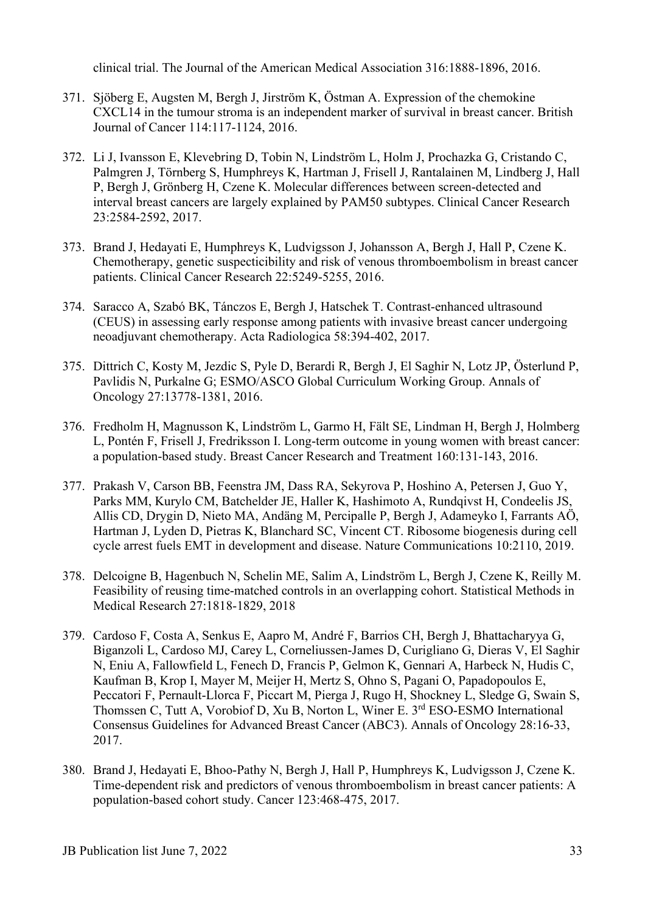clinical trial. The Journal of the American Medical Association 316:1888-1896, 2016.

371. Sjöberg E, Augsten M, Bergh J, Jirström K, Östman A. Expression of the chemokine CXCL14 in the tumour stroma is an independent marker of survival in breast cancer. British Journal of Cancer 114:117-1124, 2016.

372. Li J, Ivansson E, Klevebring D, Tobin N, Lindström L, Holm J, Prochazka G, Cristando C, Palmgren J, Törnberg S, Humphreys K, Hartman J, Frisell J, Rantalainen M, Lindberg J, Hall P, Bergh J, Grönberg H, Czene K. Molecular differences between screen-detected and interval breast cancers are largely explained by PAM50 subtypes. Clinical Cancer Research 23:2584-2592, 2017.

373. Brand J, Hedayati E, Humphreys K, Ludvigsson J, Johansson A, Bergh J, Hall P, Czene K. Chemotherapy, genetic suspecticibility and risk of venous thromboembolism in breast cancer patients. Clinical Cancer Research 22:5249-5255, 2016.

374. Saracco A, Szabó BK, Tánczos E, Bergh J, Hatschek T. Contrast-enhanced ultrasound (CEUS) in assessing early response among patients with invasive breast cancer undergoing neoadjuvant chemotherapy. Acta Radiologica 58:394-402, 2017.

375. Dittrich C, Kosty M, Jezdic S, Pyle D, Berardi R, Bergh J, El Saghir N, Lotz JP, Österlund P, Pavlidis N, Purkalne G; ESMO/ASCO Global Curriculum Working Group. Annals of Oncology 27:13778-1381, 2016.

376. Fredholm H, Magnusson K, Lindström L, Garmo H, Fält SE, Lindman H, Bergh J, Holmberg L, Pontén F, Frisell J, Fredriksson I. Long-term outcome in young women with breast cancer: a population-based study. Breast Cancer Research and Treatment 160:131-143, 2016.

377. Prakash V, Carson BB, Feenstra JM, Dass RA, Sekyrova P, Hoshino A, Petersen J, Guo Y, Parks MM, Kurylo CM, Batchelder JE, Haller K, Hashimoto A, Rundqivst H, Condeelis JS, Allis CD, Drygin D, Nieto MA, Andäng M, Percipalle P, Bergh J, Adameyko I, Farrants AÖ, Hartman J, Lyden D, Pietras K, Blanchard SC, Vincent CT. Ribosome biogenesis during cell cycle arrest fuels EMT in development and disease. Nature Communications 10:2110, 2019.

378. Delcoigne B, Hagenbuch N, Schelin ME, Salim A, Lindström L, Bergh J, Czene K, Reilly M. Feasibility of reusing time-matched controls in an overlapping cohort. Statistical Methods in Medical Research 27:1818-1829, 2018

379. Cardoso F, Costa A, Senkus E, Aapro M, André F, Barrios CH, Bergh J, Bhattacharyya G, Biganzoli L, Cardoso MJ, Carey L, Corneliussen-James D, Curigliano G, Dieras V, El Saghir N, Eniu A, Fallowfield L, Fenech D, Francis P, Gelmon K, Gennari A, Harbeck N, Hudis C, Kaufman B, Krop I, Mayer M, Meijer H, Mertz S, Ohno S, Pagani O, Papadopoulos E, Peccatori F, Pernault-Llorca F, Piccart M, Pierga J, Rugo H, Shockney L, Sledge G, Swain S, Thomssen C, Tutt A, Vorobiof D, Xu B, Norton L, Winer E. 3rd ESO-ESMO International Consensus Guidelines for Advanced Breast Cancer (ABC3). Annals of Oncology 28:16-33, 2017.

380. Brand J, Hedayati E, Bhoo-Pathy N, Bergh J, Hall P, Humphreys K, Ludvigsson J, Czene K. Time-dependent risk and predictors of venous thromboembolism in breast cancer patients: A population-based cohort study. Cancer 123:468-475, 2017.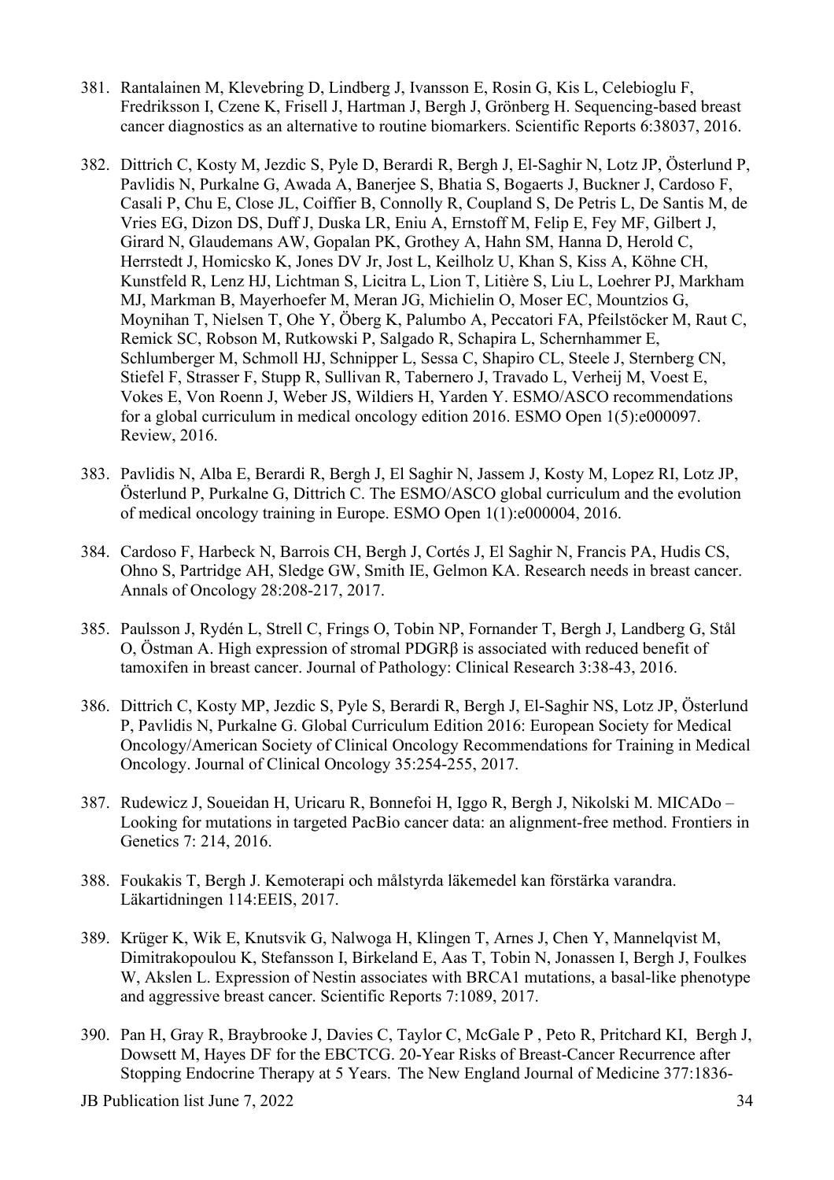381. Rantalainen M, Klevebring D, Lindberg J, Ivansson E, Rosin G, Kis L, Celebioglu F, Fredriksson I, Czene K, Frisell J, Hartman J, Bergh J, Grönberg H. Sequencing-based breast cancer diagnostics as an alternative to routine biomarkers. Scientific Reports 6:38037, 2016.

382. Dittrich C, Kosty M, Jezdic S, Pyle D, Berardi R, Bergh J, El-Saghir N, Lotz JP, Österlund P, Pavlidis N, Purkalne G, Awada A, Banerjee S, Bhatia S, Bogaerts J, Buckner J, Cardoso F, Casali P, Chu E, Close JL, Coiffier B, Connolly R, Coupland S, De Petris L, De Santis M, de Vries EG, Dizon DS, Duff J, Duska LR, Eniu A, Ernstoff M, Felip E, Fey MF, Gilbert J, Girard N, Glaudemans AW, Gopalan PK, Grothey A, Hahn SM, Hanna D, Herold C, Herrstedt J, Homicsko K, Jones DV Jr, Jost L, Keilholz U, Khan S, Kiss A, Köhne CH, Kunstfeld R, Lenz HJ, Lichtman S, Licitra L, Lion T, Litière S, Liu L, Loehrer PJ, Markham MJ, Markman B, Mayerhoefer M, Meran JG, Michielin O, Moser EC, Mountzios G, Moynihan T, Nielsen T, Ohe Y, Öberg K, Palumbo A, Peccatori FA, Pfeilstöcker M, Raut C, Remick SC, Robson M, Rutkowski P, Salgado R, Schapira L, Schernhammer E, Schlumberger M, Schmoll HJ, Schnipper L, Sessa C, Shapiro CL, Steele J, Sternberg CN, Stiefel F, Strasser F, Stupp R, Sullivan R, Tabernero J, Travado L, Verheij M, Voest E, Vokes E, Von Roenn J, Weber JS, Wildiers H, Yarden Y. ESMO/ASCO recommendations for a global curriculum in medical oncology edition 2016. ESMO Open 1(5):e000097. Review, 2016.

383. Pavlidis N, Alba E, Berardi R, Bergh J, El Saghir N, Jassem J, Kosty M, Lopez RI, Lotz JP, Österlund P, Purkalne G, Dittrich C. The ESMO/ASCO global curriculum and the evolution of medical oncology training in Europe. ESMO Open 1(1):e000004, 2016.

384. Cardoso F, Harbeck N, Barrois CH, Bergh J, Cortés J, El Saghir N, Francis PA, Hudis CS, Ohno S, Partridge AH, Sledge GW, Smith IE, Gelmon KA. Research needs in breast cancer. Annals of Oncology 28:208-217, 2017.

385. Paulsson J, Rydén L, Strell C, Frings O, Tobin NP, Fornander T, Bergh J, Landberg G, Stål O, Östman A. High expression of stromal PDGRβ is associated with reduced benefit of tamoxifen in breast cancer. Journal of Pathology: Clinical Research 3:38-43, 2016.

386. Dittrich C, Kosty MP, Jezdic S, Pyle S, Berardi R, Bergh J, El-Saghir NS, Lotz JP, Österlund P, Pavlidis N, Purkalne G. Global Curriculum Edition 2016: European Society for Medical Oncology/American Society of Clinical Oncology Recommendations for Training in Medical Oncology. Journal of Clinical Oncology 35:254-255, 2017.

387. Rudewicz J, Soueidan H, Uricaru R, Bonnefoi H, Iggo R, Bergh J, Nikolski M. MICADo – Looking for mutations in targeted PacBio cancer data: an alignment-free method. Frontiers in Genetics 7: 214, 2016.

388. Foukakis T, Bergh J. Kemoterapi och målstyrda läkemedel kan förstärka varandra. Läkartidningen 114:EEIS, 2017.

389. Krüger K, Wik E, Knutsvik G, Nalwoga H, Klingen T, Arnes J, Chen Y, Mannelqvist M, Dimitrakopoulou K, Stefansson I, Birkeland E, Aas T, Tobin N, Jonassen I, Bergh J, Foulkes W, Akslen L. Expression of Nestin associates with BRCA1 mutations, a basal-like phenotype and aggressive breast cancer. Scientific Reports 7:1089, 2017.

390. Pan H, Gray R, Braybrooke J, Davies C, Taylor C, McGale P , Peto R, Pritchard KI, Bergh J, Dowsett M, Hayes DF for the EBCTCG. 20-Year Risks of Breast-Cancer Recurrence after Stopping Endocrine Therapy at 5 Years. The New England Journal of Medicine 377:1836-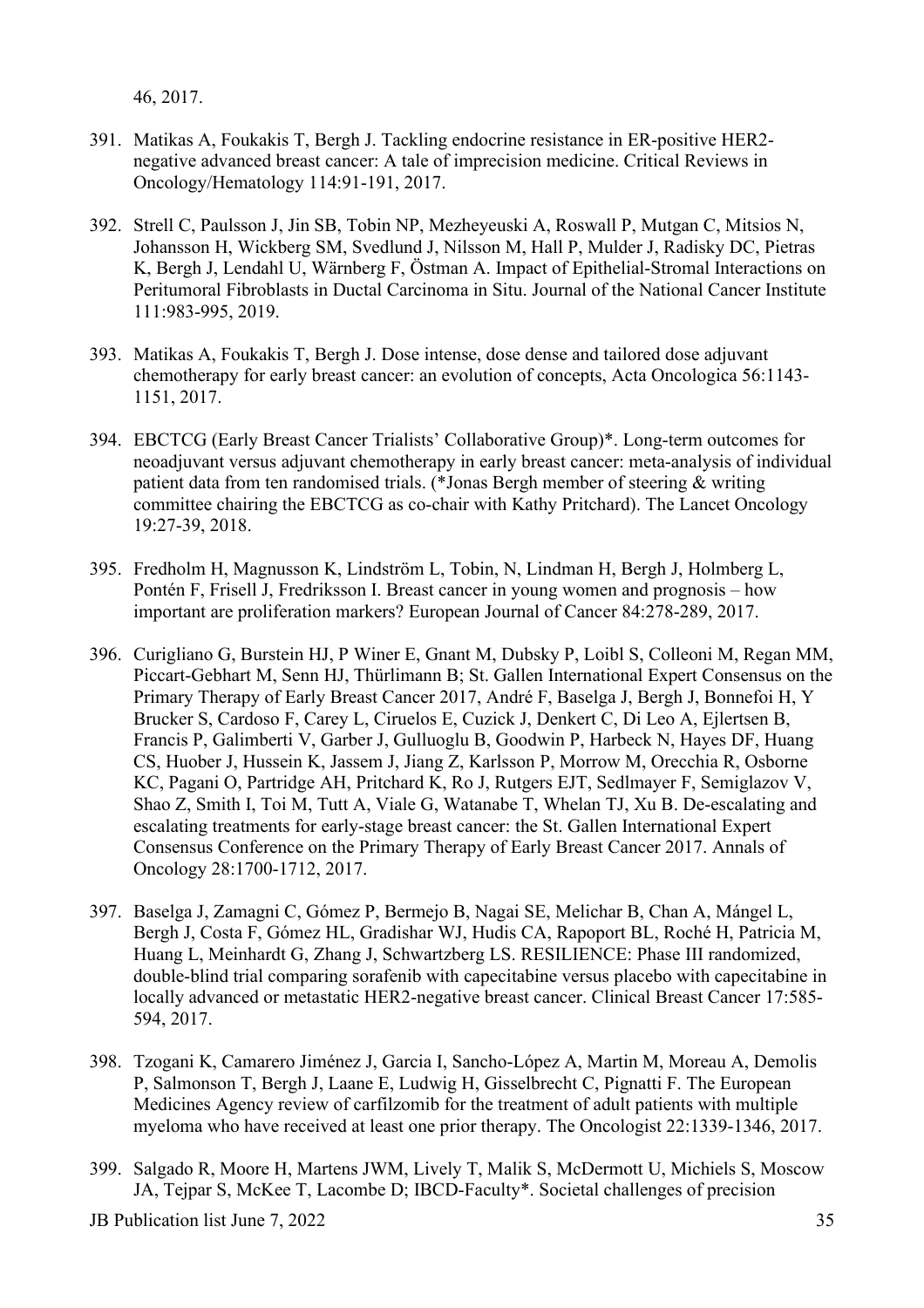46, 2017.

391. Matikas A, Foukakis T, Bergh J. Tackling endocrine resistance in ER-positive HER2-negative advanced breast cancer: A tale of imprecision medicine. Critical Reviews in Oncology/Hematology 114:91-191, 2017.

392. Strell C, Paulsson J, Jin SB, Tobin NP, Mezheyeuski A, Roswall P, Mutgan C, Mitsios N, Johansson H, Wickberg SM, Svedlund J, Nilsson M, Hall P, Mulder J, Radisky DC, Pietras K, Bergh J, Lendahl U, Wärnberg F, Östman A. Impact of Epithelial-Stromal Interactions on Peritumoral Fibroblasts in Ductal Carcinoma in Situ. Journal of the National Cancer Institute 111:983-995, 2019.

393. Matikas A, Foukakis T, Bergh J. Dose intense, dose dense and tailored dose adjuvant chemotherapy for early breast cancer: an evolution of concepts, Acta Oncologica 56:1143-1151, 2017.

394. EBCTCG (Early Breast Cancer Trialists' Collaborative Group)*. Long-term outcomes for neoadjuvant versus adjuvant chemotherapy in early breast cancer: meta-analysis of individual patient data from ten randomised trials. (*Jonas Bergh member of steering & writing committee chairing the EBCTCG as co-chair with Kathy Pritchard). The Lancet Oncology 19:27-39, 2018.

395. Fredholm H, Magnusson K, Lindström L, Tobin, N, Lindman H, Bergh J, Holmberg L, Pontén F, Frisell J, Fredriksson I. Breast cancer in young women and prognosis – how important are proliferation markers? European Journal of Cancer 84:278-289, 2017.

396. Curigliano G, Burstein HJ, P Winer E, Gnant M, Dubsky P, Loibl S, Colleoni M, Regan MM, Piccart-Gebhart M, Senn HJ, Thürlimann B; St. Gallen International Expert Consensus on the Primary Therapy of Early Breast Cancer 2017, André F, Baselga J, Bergh J, Bonnefoi H, Y Brucker S, Cardoso F, Carey L, Ciruelos E, Cuzick J, Denkert C, Di Leo A, Ejlertsen B, Francis P, Galimberti V, Garber J, Gulluoglu B, Goodwin P, Harbeck N, Hayes DF, Huang CS, Huober J, Hussein K, Jassem J, Jiang Z, Karlsson P, Morrow M, Orecchia R, Osborne KC, Pagani O, Partridge AH, Pritchard K, Ro J, Rutgers EJT, Sedlmayer F, Semiglazov V, Shao Z, Smith I, Toi M, Tutt A, Viale G, Watanabe T, Whelan TJ, Xu B. De-escalating and escalating treatments for early-stage breast cancer: the St. Gallen International Expert Consensus Conference on the Primary Therapy of Early Breast Cancer 2017. Annals of Oncology 28:1700-1712, 2017.

397. Baselga J, Zamagni C, Gómez P, Bermejo B, Nagai SE, Melichar B, Chan A, Mángel L, Bergh J, Costa F, Gómez HL, Gradishar WJ, Hudis CA, Rapoport BL, Roché H, Patricia M, Huang L, Meinhardt G, Zhang J, Schwartzberg LS. RESILIENCE: Phase III randomized, double-blind trial comparing sorafenib with capecitabine versus placebo with capecitabine in locally advanced or metastatic HER2-negative breast cancer. Clinical Breast Cancer 17:585-594, 2017.

398. Tzogani K, Camarero Jiménez J, Garcia I, Sancho-López A, Martin M, Moreau A, Demolis P, Salmonson T, Bergh J, Laane E, Ludwig H, Gisselbrecht C, Pignatti F. The European Medicines Agency review of carfilzomib for the treatment of adult patients with multiple myeloma who have received at least one prior therapy. The Oncologist 22:1339-1346, 2017.

399. Salgado R, Moore H, Martens JWM, Lively T, Malik S, McDermott U, Michiels S, Moscow JA, Tejpar S, McKee T, Lacombe D; IBCD-Faculty*. Societal challenges of precision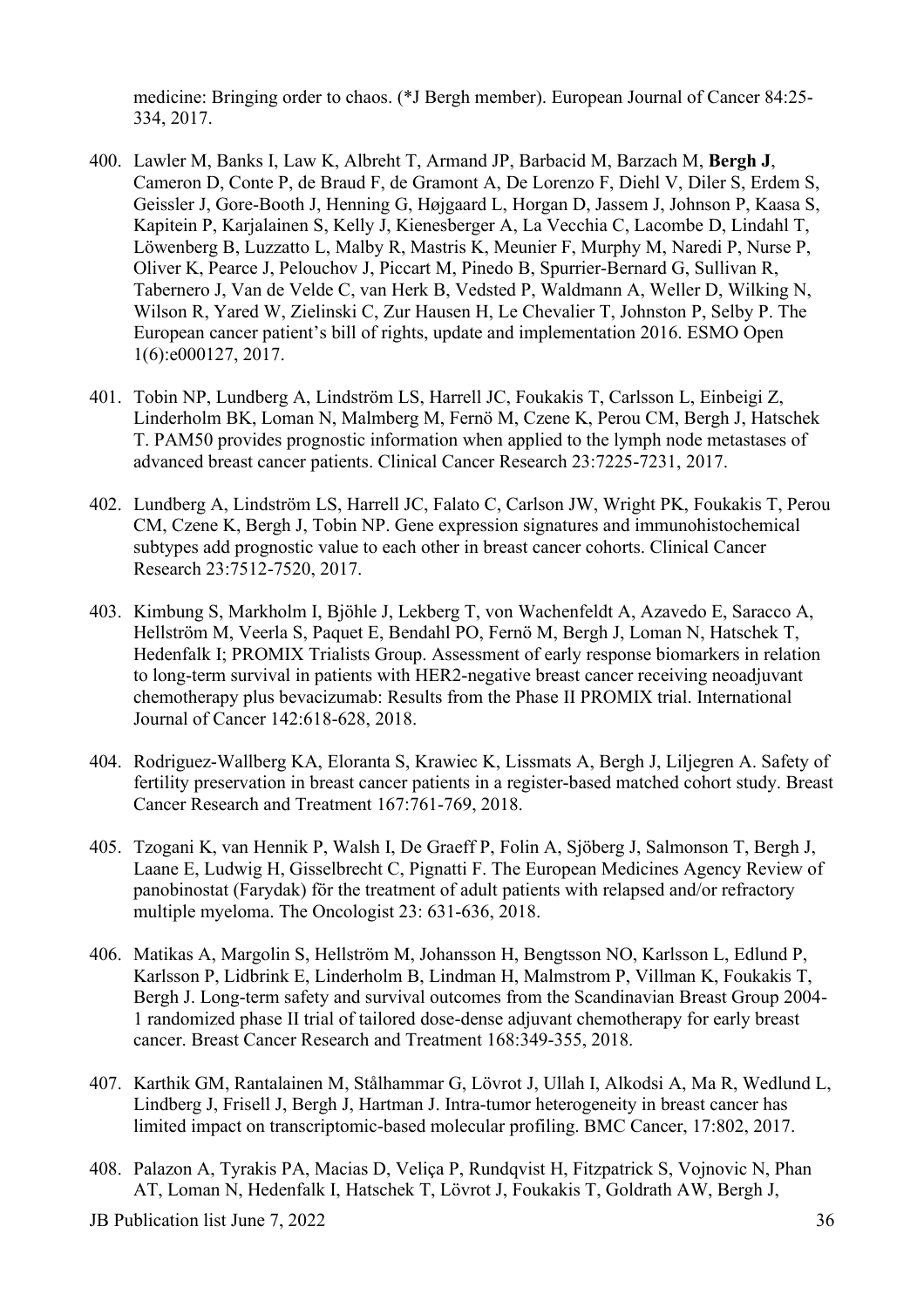medicine: Bringing order to chaos. (*J Bergh member). European Journal of Cancer 84:25-334, 2017.

400. Lawler M, Banks I, Law K, Albreht T, Armand JP, Barbacid M, Barzach M, **Bergh J**, Cameron D, Conte P, de Braud F, de Gramont A, De Lorenzo F, Diehl V, Diler S, Erdem S, Geissler J, Gore-Booth J, Henning G, Højgaard L, Horgan D, Jassem J, Johnson P, Kaasa S, Kapitein P, Karjalainen S, Kelly J, Kienesberger A, La Vecchia C, Lacombe D, Lindahl T, Löwenberg B, Luzzatto L, Malby R, Mastris K, Meunier F, Murphy M, Naredi P, Nurse P, Oliver K, Pearce J, Pelouchov J, Piccart M, Pinedo B, Spurrier-Bernard G, Sullivan R, Tabernero J, Van de Velde C, van Herk B, Vedsted P, Waldmann A, Weller D, Wilking N, Wilson R, Yared W, Zielinski C, Zur Hausen H, Le Chevalier T, Johnston P, Selby P. The European cancer patient's bill of rights, update and implementation 2016. ESMO Open 1(6):e000127, 2017.

401. Tobin NP, Lundberg A, Lindström LS, Harrell JC, Foukakis T, Carlsson L, Einbeigi Z, Linderholm BK, Loman N, Malmberg M, Fernö M, Czene K, Perou CM, Bergh J, Hatschek T. PAM50 provides prognostic information when applied to the lymph node metastases of advanced breast cancer patients. Clinical Cancer Research 23:7225-7231, 2017.

402. Lundberg A, Lindström LS, Harrell JC, Falato C, Carlson JW, Wright PK, Foukakis T, Perou CM, Czene K, Bergh J, Tobin NP. Gene expression signatures and immunohistochemical subtypes add prognostic value to each other in breast cancer cohorts. Clinical Cancer Research 23:7512-7520, 2017.

403. Kimbung S, Markholm I, Bjöhle J, Lekberg T, von Wachenfeldt A, Azavedo E, Saracco A, Hellström M, Veerla S, Paquet E, Bendahl PO, Fernö M, Bergh J, Loman N, Hatschek T, Hedenfalk I; PROMIX Trialists Group. Assessment of early response biomarkers in relation to long-term survival in patients with HER2-negative breast cancer receiving neoadjuvant chemotherapy plus bevacizumab: Results from the Phase II PROMIX trial. International Journal of Cancer 142:618-628, 2018.

404. Rodriguez-Wallberg KA, Eloranta S, Krawiec K, Lissmats A, Bergh J, Liljegren A. Safety of fertility preservation in breast cancer patients in a register-based matched cohort study. Breast Cancer Research and Treatment 167:761-769, 2018.

405. Tzogani K, van Hennik P, Walsh I, De Graeff P, Folin A, Sjöberg J, Salmonson T, Bergh J, Laane E, Ludwig H, Gisselbrecht C, Pignatti F. The European Medicines Agency Review of panobinostat (Farydak) för the treatment of adult patients with relapsed and/or refractory multiple myeloma. The Oncologist 23: 631-636, 2018.

406. Matikas A, Margolin S, Hellström M, Johansson H, Bengtsson NO, Karlsson L, Edlund P, Karlsson P, Lidbrink E, Linderholm B, Lindman H, Malmstrom P, Villman K, Foukakis T, Bergh J. Long-term safety and survival outcomes from the Scandinavian Breast Group 2004-1 randomized phase II trial of tailored dose-dense adjuvant chemotherapy for early breast cancer. Breast Cancer Research and Treatment 168:349-355, 2018.

407. Karthik GM, Rantalainen M, Stålhammar G, Lövrot J, Ullah I, Alkodsi A, Ma R, Wedlund L, Lindberg J, Frisell J, Bergh J, Hartman J. Intra-tumor heterogeneity in breast cancer has limited impact on transcriptomic-based molecular profiling. BMC Cancer, 17:802, 2017.

408. Palazon A, Tyrakis PA, Macias D, Veliça P, Rundqvist H, Fitzpatrick S, Vojnovic N, Phan AT, Loman N, Hedenfalk I, Hatschek T, Lövrot J, Foukakis T, Goldrath AW, Bergh J,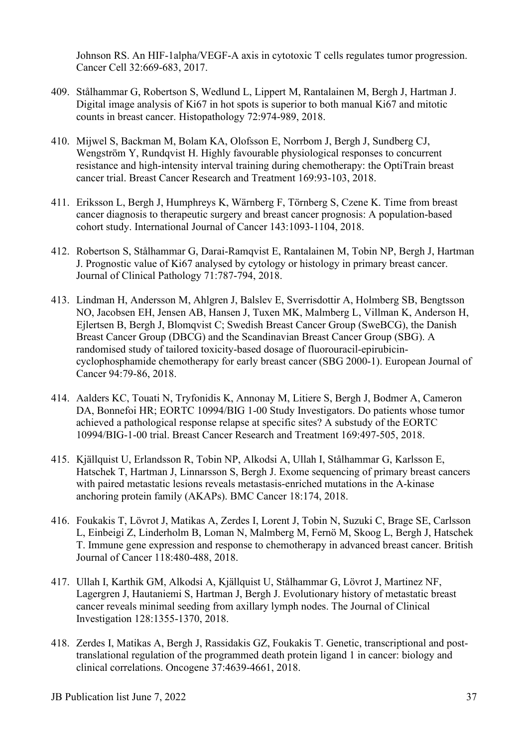Johnson RS. An HIF-1alpha/VEGF-A axis in cytotoxic T cells regulates tumor progression. Cancer Cell 32:669-683, 2017.

409. Stålhammar G, Robertson S, Wedlund L, Lippert M, Rantalainen M, Bergh J, Hartman J. Digital image analysis of Ki67 in hot spots is superior to both manual Ki67 and mitotic counts in breast cancer. Histopathology 72:974-989, 2018.

410. Mijwel S, Backman M, Bolam KA, Olofsson E, Norrbom J, Bergh J, Sundberg CJ, Wengström Y, Rundqvist H. Highly favourable physiological responses to concurrent resistance and high-intensity interval training during chemotherapy: the OptiTrain breast cancer trial. Breast Cancer Research and Treatment 169:93-103, 2018.

411. Eriksson L, Bergh J, Humphreys K, Wärnberg F, Törnberg S, Czene K. Time from breast cancer diagnosis to therapeutic surgery and breast cancer prognosis: A population-based cohort study. International Journal of Cancer 143:1093-1104, 2018.

412. Robertson S, Stålhammar G, Darai-Ramqvist E, Rantalainen M, Tobin NP, Bergh J, Hartman J. Prognostic value of Ki67 analysed by cytology or histology in primary breast cancer. Journal of Clinical Pathology 71:787-794, 2018.

413. Lindman H, Andersson M, Ahlgren J, Balslev E, Sverrisdottir A, Holmberg SB, Bengtsson NO, Jacobsen EH, Jensen AB, Hansen J, Tuxen MK, Malmberg L, Villman K, Anderson H, Ejlertsen B, Bergh J, Blomqvist C; Swedish Breast Cancer Group (SweBCG), the Danish Breast Cancer Group (DBCG) and the Scandinavian Breast Cancer Group (SBG). A randomised study of tailored toxicity-based dosage of fluorouracil-epirubicin-cyclophosphamide chemotherapy for early breast cancer (SBG 2000-1). European Journal of Cancer 94:79-86, 2018.

414. Aalders KC, Touati N, Tryfonidis K, Annonay M, Litiere S, Bergh J, Bodmer A, Cameron DA, Bonnefoi HR; EORTC 10994/BIG 1-00 Study Investigators. Do patients whose tumor achieved a pathological response relapse at specific sites? A substudy of the EORTC 10994/BIG-1-00 trial. Breast Cancer Research and Treatment 169:497-505, 2018.

415. Kjällquist U, Erlandsson R, Tobin NP, Alkodsi A, Ullah I, Stålhammar G, Karlsson E, Hatschek T, Hartman J, Linnarsson S, Bergh J. Exome sequencing of primary breast cancers with paired metastatic lesions reveals metastasis-enriched mutations in the A-kinase anchoring protein family (AKAPs). BMC Cancer 18:174, 2018.

416. Foukakis T, Lövrot J, Matikas A, Zerdes I, Lorent J, Tobin N, Suzuki C, Brage SE, Carlsson L, Einbeigi Z, Linderholm B, Loman N, Malmberg M, Fernö M, Skoog L, Bergh J, Hatschek T. Immune gene expression and response to chemotherapy in advanced breast cancer. British Journal of Cancer 118:480-488, 2018.

417. Ullah I, Karthik GM, Alkodsi A, Kjällquist U, Stålhammar G, Lövrot J, Martinez NF, Lagergren J, Hautaniemi S, Hartman J, Bergh J. Evolutionary history of metastatic breast cancer reveals minimal seeding from axillary lymph nodes. The Journal of Clinical Investigation 128:1355-1370, 2018.

418. Zerdes I, Matikas A, Bergh J, Rassidakis GZ, Foukakis T. Genetic, transcriptional and post-translational regulation of the programmed death protein ligand 1 in cancer: biology and clinical correlations. Oncogene 37:4639-4661, 2018.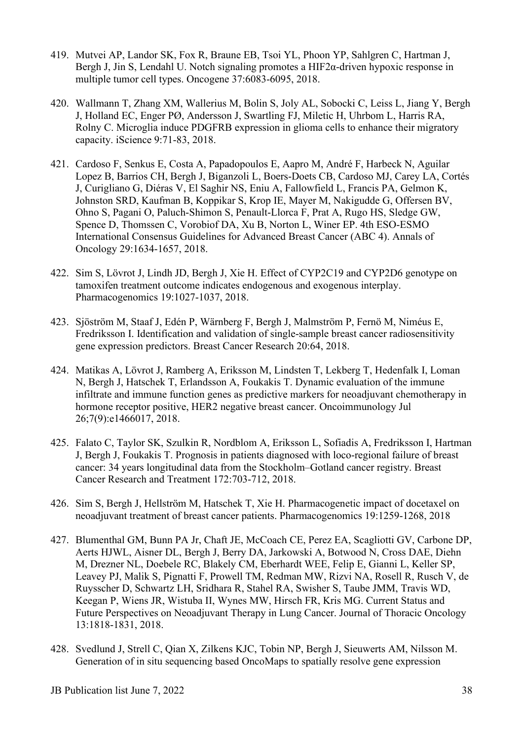419. Mutvei AP, Landor SK, Fox R, Braune EB, Tsoi YL, Phoon YP, Sahlgren C, Hartman J, Bergh J, Jin S, Lendahl U. Notch signaling promotes a HIF2α-driven hypoxic response in multiple tumor cell types. Oncogene 37:6083-6095, 2018.

420. Wallmann T, Zhang XM, Wallerius M, Bolin S, Joly AL, Sobocki C, Leiss L, Jiang Y, Bergh J, Holland EC, Enger PØ, Andersson J, Swartling FJ, Miletic H, Uhrbom L, Harris RA, Rolny C. Microglia induce PDGFRB expression in glioma cells to enhance their migratory capacity. iScience 9:71-83, 2018.

421. Cardoso F, Senkus E, Costa A, Papadopoulos E, Aapro M, André F, Harbeck N, Aguilar Lopez B, Barrios CH, Bergh J, Biganzoli L, Boers-Doets CB, Cardoso MJ, Carey LA, Cortés J, Curigliano G, Diéras V, El Saghir NS, Eniu A, Fallowfield L, Francis PA, Gelmon K, Johnston SRD, Kaufman B, Koppikar S, Krop IE, Mayer M, Nakigudde G, Offersen BV, Ohno S, Pagani O, Paluch-Shimon S, Penault-Llorca F, Prat A, Rugo HS, Sledge GW, Spence D, Thomssen C, Vorobiof DA, Xu B, Norton L, Winer EP. 4th ESO-ESMO International Consensus Guidelines for Advanced Breast Cancer (ABC 4). Annals of Oncology 29:1634-1657, 2018.

422. Sim S, Lövrot J, Lindh JD, Bergh J, Xie H. Effect of CYP2C19 and CYP2D6 genotype on tamoxifen treatment outcome indicates endogenous and exogenous interplay. Pharmacogenomics 19:1027-1037, 2018.

423. Sjöström M, Staaf J, Edén P, Wärnberg F, Bergh J, Malmström P, Fernö M, Niméus E, Fredriksson I. Identification and validation of single-sample breast cancer radiosensitivity gene expression predictors. Breast Cancer Research 20:64, 2018.

424. Matikas A, Lövrot J, Ramberg A, Eriksson M, Lindsten T, Lekberg T, Hedenfalk I, Loman N, Bergh J, Hatschek T, Erlandsson A, Foukakis T. Dynamic evaluation of the immune infiltrate and immune function genes as predictive markers for neoadjuvant chemotherapy in hormone receptor positive, HER2 negative breast cancer. Oncoimmunology Jul 26;7(9):e1466017, 2018.

425. Falato C, Taylor SK, Szulkin R, Nordblom A, Eriksson L, Sofiadis A, Fredriksson I, Hartman J, Bergh J, Foukakis T. Prognosis in patients diagnosed with loco-regional failure of breast cancer: 34 years longitudinal data from the Stockholm–Gotland cancer registry. Breast Cancer Research and Treatment 172:703-712, 2018.

426. Sim S, Bergh J, Hellström M, Hatschek T, Xie H. Pharmacogenetic impact of docetaxel on neoadjuvant treatment of breast cancer patients. Pharmacogenomics 19:1259-1268, 2018

427. Blumenthal GM, Bunn PA Jr, Chaft JE, McCoach CE, Perez EA, Scagliotti GV, Carbone DP, Aerts HJWL, Aisner DL, Bergh J, Berry DA, Jarkowski A, Botwood N, Cross DAE, Diehn M, Drezner NL, Doebele RC, Blakely CM, Eberhardt WEE, Felip E, Gianni L, Keller SP, Leavey PJ, Malik S, Pignatti F, Prowell TM, Redman MW, Rizvi NA, Rosell R, Rusch V, de Ruysscher D, Schwartz LH, Sridhara R, Stahel RA, Swisher S, Taube JMM, Travis WD, Keegan P, Wiens JR, Wistuba II, Wynes MW, Hirsch FR, Kris MG. Current Status and Future Perspectives on Neoadjuvant Therapy in Lung Cancer. Journal of Thoracic Oncology 13:1818-1831, 2018.

428. Svedlund J, Strell C, Qian X, Zilkens KJC, Tobin NP, Bergh J, Sieuwerts AM, Nilsson M. Generation of in situ sequencing based OncoMaps to spatially resolve gene expression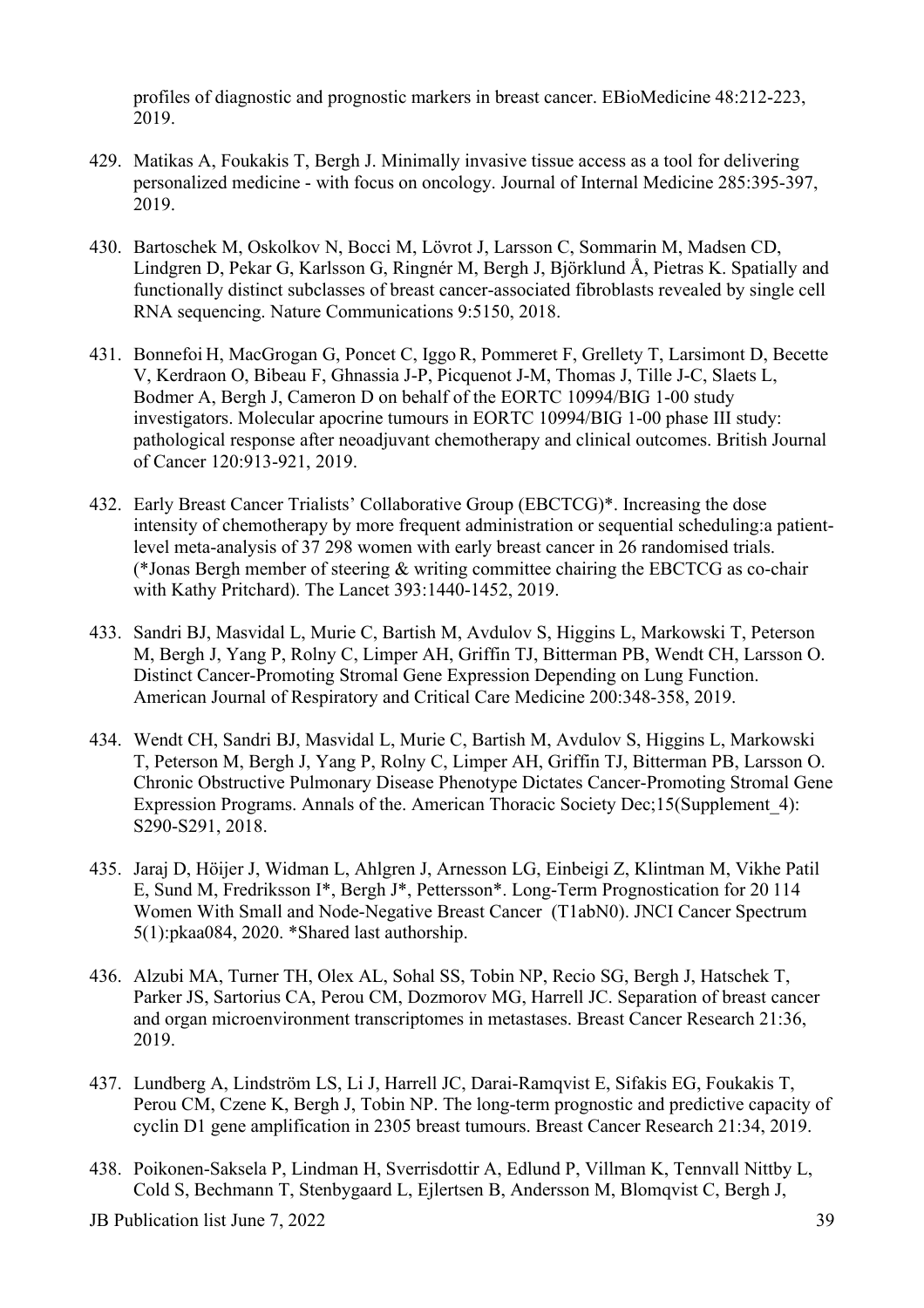profiles of diagnostic and prognostic markers in breast cancer. EBioMedicine 48:212-223, 2019.

429. Matikas A, Foukakis T, Bergh J. Minimally invasive tissue access as a tool for delivering personalized medicine - with focus on oncology. Journal of Internal Medicine 285:395-397, 2019.

430. Bartoschek M, Oskolkov N, Bocci M, Lövrot J, Larsson C, Sommarin M, Madsen CD, Lindgren D, Pekar G, Karlsson G, Ringnér M, Bergh J, Björklund Å, Pietras K. Spatially and functionally distinct subclasses of breast cancer-associated fibroblasts revealed by single cell RNA sequencing. Nature Communications 9:5150, 2018.

431. Bonnefoi H, MacGrogan G, Poncet C, Iggo R, Pommeret F, Grellety T, Larsimont D, Becette V, Kerdraon O, Bibeau F, Ghnassia J-P, Picquenot J-M, Thomas J, Tille J-C, Slaets L, Bodmer A, Bergh J, Cameron D on behalf of the EORTC 10994/BIG 1-00 study investigators. Molecular apocrine tumours in EORTC 10994/BIG 1-00 phase III study: pathological response after neoadjuvant chemotherapy and clinical outcomes. British Journal of Cancer 120:913-921, 2019.

432. Early Breast Cancer Trialists' Collaborative Group (EBCTCG)*. Increasing the dose intensity of chemotherapy by more frequent administration or sequential scheduling:a patient-level meta-analysis of 37 298 women with early breast cancer in 26 randomised trials. (*Jonas Bergh member of steering & writing committee chairing the EBCTCG as co-chair with Kathy Pritchard). The Lancet 393:1440-1452, 2019.

433. Sandri BJ, Masvidal L, Murie C, Bartish M, Avdulov S, Higgins L, Markowski T, Peterson M, Bergh J, Yang P, Rolny C, Limper AH, Griffin TJ, Bitterman PB, Wendt CH, Larsson O. Distinct Cancer-Promoting Stromal Gene Expression Depending on Lung Function. American Journal of Respiratory and Critical Care Medicine 200:348-358, 2019.

434. Wendt CH, Sandri BJ, Masvidal L, Murie C, Bartish M, Avdulov S, Higgins L, Markowski T, Peterson M, Bergh J, Yang P, Rolny C, Limper AH, Griffin TJ, Bitterman PB, Larsson O. Chronic Obstructive Pulmonary Disease Phenotype Dictates Cancer-Promoting Stromal Gene Expression Programs. Annals of the. American Thoracic Society Dec;15(Supplement_4): S290-S291, 2018.

435. Jaraj D, Höijer J, Widman L, Ahlgren J, Arnesson LG, Einbeigi Z, Klintman M, Vikhe Patil E, Sund M, Fredriksson I*, Bergh J*, Pettersson*. Long-Term Prognostication for 20 114 Women With Small and Node-Negative Breast Cancer (T1abN0). JNCI Cancer Spectrum 5(1):pkaa084, 2020. *Shared last authorship.

436. Alzubi MA, Turner TH, Olex AL, Sohal SS, Tobin NP, Recio SG, Bergh J, Hatschek T, Parker JS, Sartorius CA, Perou CM, Dozmorov MG, Harrell JC. Separation of breast cancer and organ microenvironment transcriptomes in metastases. Breast Cancer Research 21:36, 2019.

437. Lundberg A, Lindström LS, Li J, Harrell JC, Darai-Ramqvist E, Sifakis EG, Foukakis T, Perou CM, Czene K, Bergh J, Tobin NP. The long-term prognostic and predictive capacity of cyclin D1 gene amplification in 2305 breast tumours. Breast Cancer Research 21:34, 2019.

438. Poikonen-Saksela P, Lindman H, Sverrisdottir A, Edlund P, Villman K, Tennvall Nittby L, Cold S, Bechmann T, Stenbygaard L, Ejlertsen B, Andersson M, Blomqvist C, Bergh J,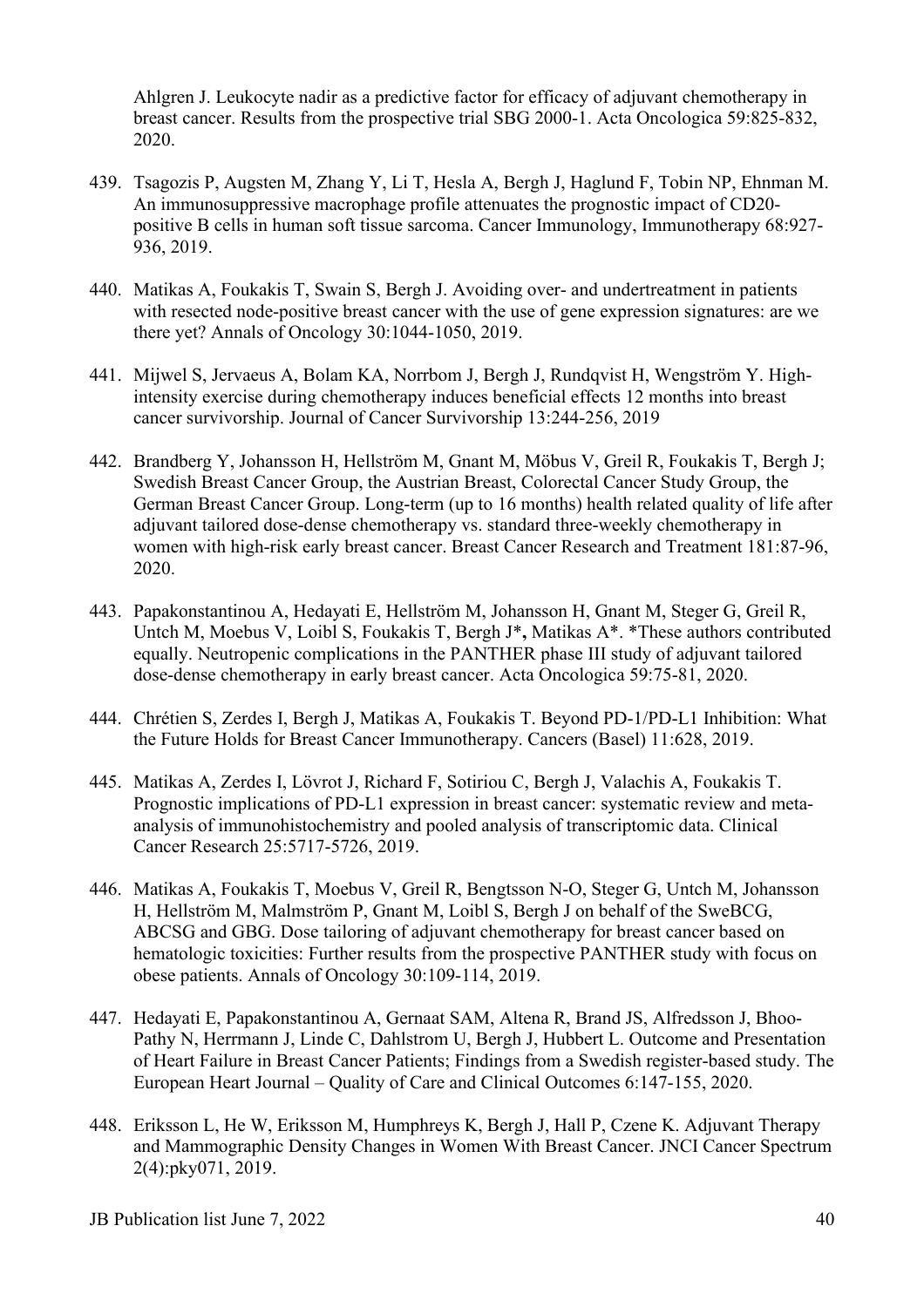Ahlgren J. Leukocyte nadir as a predictive factor for efficacy of adjuvant chemotherapy in breast cancer. Results from the prospective trial SBG 2000-1. Acta Oncologica 59:825-832, 2020.

439. Tsagozis P, Augsten M, Zhang Y, Li T, Hesla A, Bergh J, Haglund F, Tobin NP, Ehnman M. An immunosuppressive macrophage profile attenuates the prognostic impact of CD20-positive B cells in human soft tissue sarcoma. Cancer Immunology, Immunotherapy 68:927-936, 2019.

440. Matikas A, Foukakis T, Swain S, Bergh J. Avoiding over- and undertreatment in patients with resected node-positive breast cancer with the use of gene expression signatures: are we there yet? Annals of Oncology 30:1044-1050, 2019.

441. Mijwel S, Jervaeus A, Bolam KA, Norrbom J, Bergh J, Rundqvist H, Wengström Y. High-intensity exercise during chemotherapy induces beneficial effects 12 months into breast cancer survivorship. Journal of Cancer Survivorship 13:244-256, 2019

442. Brandberg Y, Johansson H, Hellström M, Gnant M, Möbus V, Greil R, Foukakis T, Bergh J; Swedish Breast Cancer Group, the Austrian Breast, Colorectal Cancer Study Group, the German Breast Cancer Group. Long-term (up to 16 months) health related quality of life after adjuvant tailored dose-dense chemotherapy vs. standard three-weekly chemotherapy in women with high-risk early breast cancer. Breast Cancer Research and Treatment 181:87-96, 2020.

443. Papakonstantinou A, Hedayati E, Hellström M, Johansson H, Gnant M, Steger G, Greil R, Untch M, Moebus V, Loibl S, Foukakis T, Bergh J***,** Matikas A*. *These authors contributed equally. Neutropenic complications in the PANTHER phase III study of adjuvant tailored dose-dense chemotherapy in early breast cancer. Acta Oncologica 59:75-81, 2020.

444. Chrétien S, Zerdes I, Bergh J, Matikas A, Foukakis T. Beyond PD-1/PD-L1 Inhibition: What the Future Holds for Breast Cancer Immunotherapy. Cancers (Basel) 11:628, 2019.

445. Matikas A, Zerdes I, Lövrot J, Richard F, Sotiriou C, Bergh J, Valachis A, Foukakis T. Prognostic implications of PD-L1 expression in breast cancer: systematic review and meta-analysis of immunohistochemistry and pooled analysis of transcriptomic data. Clinical Cancer Research 25:5717-5726, 2019.

446. Matikas A, Foukakis T, Moebus V, Greil R, Bengtsson N-O, Steger G, Untch M, Johansson H, Hellström M, Malmström P, Gnant M, Loibl S, Bergh J on behalf of the SweBCG, ABCSG and GBG. Dose tailoring of adjuvant chemotherapy for breast cancer based on hematologic toxicities: Further results from the prospective PANTHER study with focus on obese patients. Annals of Oncology 30:109-114, 2019.

447. Hedayati E, Papakonstantinou A, Gernaat SAM, Altena R, Brand JS, Alfredsson J, Bhoo-Pathy N, Herrmann J, Linde C, Dahlstrom U, Bergh J, Hubbert L. Outcome and Presentation of Heart Failure in Breast Cancer Patients; Findings from a Swedish register-based study. The European Heart Journal – Quality of Care and Clinical Outcomes 6:147-155, 2020.

448. Eriksson L, He W, Eriksson M, Humphreys K, Bergh J, Hall P, Czene K. Adjuvant Therapy and Mammographic Density Changes in Women With Breast Cancer. JNCI Cancer Spectrum 2(4):pky071, 2019.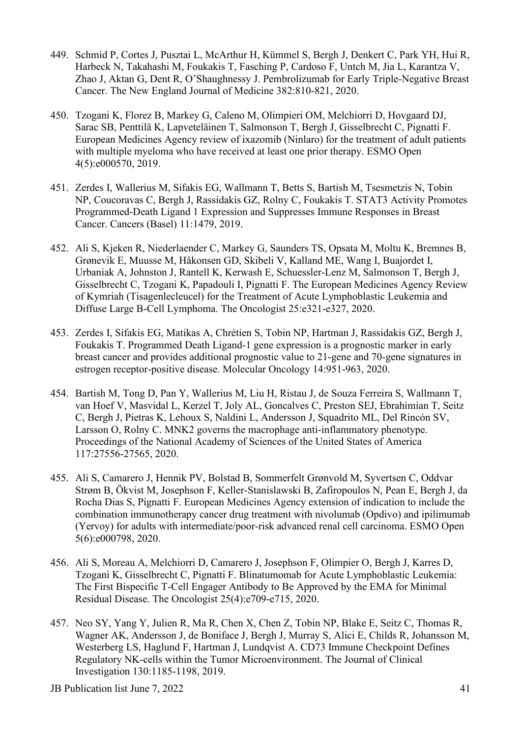449. Schmid P, Cortes J, Pusztai L, McArthur H, Kümmel S, Bergh J, Denkert C, Park YH, Hui R, Harbeck N, Takahashi M, Foukakis T, Fasching P, Cardoso F, Untch M, Jia L, Karantza V, Zhao J, Aktan G, Dent R, O'Shaughnessy J. Pembrolizumab for Early Triple-Negative Breast Cancer. The New England Journal of Medicine 382:810-821, 2020.

450. Tzogani K, Florez B, Markey G, Caleno M, Olimpieri OM, Melchiorri D, Hovgaard DJ, Sarac SB, Penttilä K, Lapveteläinen T, Salmonson T, Bergh J, Gisselbrecht C, Pignatti F. European Medicines Agency review of ixazomib (Ninlaro) for the treatment of adult patients with multiple myeloma who have received at least one prior therapy. ESMO Open 4(5):e000570, 2019.

451. Zerdes I, Wallerius M, Sifakis EG, Wallmann T, Betts S, Bartish M, Tsesmetzis N, Tobin NP, Coucoravas C, Bergh J, Rassidakis GZ, Rolny C, Foukakis T. STAT3 Activity Promotes Programmed-Death Ligand 1 Expression and Suppresses Immune Responses in Breast Cancer. Cancers (Basel) 11:1479, 2019.

452. Ali S, Kjeken R, Niederlaender C, Markey G, Saunders TS, Opsata M, Moltu K, Bremnes B, Grønevik E, Muusse M, Håkonsen GD, Skibeli V, Kalland ME, Wang I, Buajordet I, Urbaniak A, Johnston J, Rantell K, Kerwash E, Schuessler-Lenz M, Salmonson T, Bergh J, Gisselbrecht C, Tzogani K, Papadouli I, Pignatti F. The European Medicines Agency Review of Kymriah (Tisagenlecleucel) for the Treatment of Acute Lymphoblastic Leukemia and Diffuse Large B-Cell Lymphoma. The Oncologist 25:e321-e327, 2020.

453. Zerdes I, Sifakis EG, Matikas A, Chrétien S, Tobin NP, Hartman J, Rassidakis GZ, Bergh J, Foukakis T. Programmed Death Ligand-1 gene expression is a prognostic marker in early breast cancer and provides additional prognostic value to 21-gene and 70-gene signatures in estrogen receptor-positive disease. Molecular Oncology 14:951-963, 2020.

454. Bartish M, Tong D, Pan Y, Wallerius M, Liu H, Ristau J, de Souza Ferreira S, Wallmann T, van Hoef V, Masvidal L, Kerzel T, Joly AL, Goncalves C, Preston SEJ, Ebrahimian T, Seitz C, Bergh J, Pietras K, Lehoux S, Naldini L, Andersson J, Squadrito ML, Del Rincón SV, Larsson O, Rolny C. MNK2 governs the macrophage anti-inflammatory phenotype. Proceedings of the National Academy of Sciences of the United States of America 117:27556-27565, 2020.

455. Ali S, Camarero J, Hennik PV, Bolstad B, Sommerfelt Grønvold M, Syvertsen C, Oddvar Strøm B, Ökvist M, Josephson F, Keller-Stanislawski B, Zafiropoulos N, Pean E, Bergh J, da Rocha Dias S, Pignatti F. European Medicines Agency extension of indication to include the combination immunotherapy cancer drug treatment with nivolumab (Opdivo) and ipilimumab (Yervoy) for adults with intermediate/poor-risk advanced renal cell carcinoma. ESMO Open 5(6):e000798, 2020.

456. Ali S, Moreau A, Melchiorri D, Camarero J, Josephson F, Olimpier O, Bergh J, Karres D, Tzogani K, Gisselbrecht C, Pignatti F. Blinatumomab for Acute Lymphoblastic Leukemia: The First Bispecific T-Cell Engager Antibody to Be Approved by the EMA for Minimal Residual Disease. The Oncologist 25(4):e709-e715, 2020.

457. Neo SY, Yang Y, Julien R, Ma R, Chen X, Chen Z, Tobin NP, Blake E, Seitz C, Thomas R, Wagner AK, Andersson J, de Boniface J, Bergh J, Murray S, Alici E, Childs R, Johansson M, Westerberg LS, Haglund F, Hartman J, Lundqvist A. CD73 Immune Checkpoint Defines Regulatory NK-cells within the Tumor Microenvironment. The Journal of Clinical Investigation 130:1185-1198, 2019.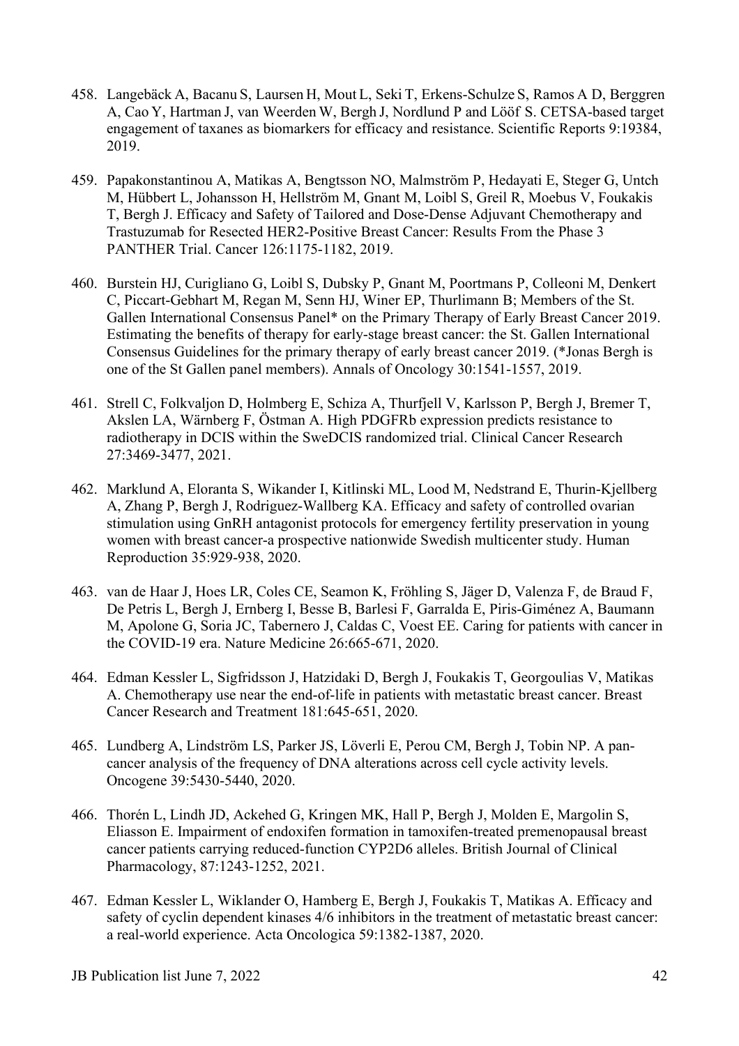458. Langebäck A, Bacanu S, Laursen H, Mout L, Seki T, Erkens-Schulze S, Ramos A D, Berggren A, Cao Y, Hartman J, van Weerden W, Bergh J, Nordlund P and Lööf S. CETSA-based target engagement of taxanes as biomarkers for efficacy and resistance. Scientific Reports 9:19384, 2019.

459. Papakonstantinou A, Matikas A, Bengtsson NO, Malmström P, Hedayati E, Steger G, Untch M, Hübbert L, Johansson H, Hellström M, Gnant M, Loibl S, Greil R, Moebus V, Foukakis T, Bergh J. Efficacy and Safety of Tailored and Dose-Dense Adjuvant Chemotherapy and Trastuzumab for Resected HER2-Positive Breast Cancer: Results From the Phase 3 PANTHER Trial. Cancer 126:1175-1182, 2019.

460. Burstein HJ, Curigliano G, Loibl S, Dubsky P, Gnant M, Poortmans P, Colleoni M, Denkert C, Piccart-Gebhart M, Regan M, Senn HJ, Winer EP, Thurlimann B; Members of the St. Gallen International Consensus Panel* on the Primary Therapy of Early Breast Cancer 2019. Estimating the benefits of therapy for early-stage breast cancer: the St. Gallen International Consensus Guidelines for the primary therapy of early breast cancer 2019. (*Jonas Bergh is one of the St Gallen panel members). Annals of Oncology 30:1541-1557, 2019.

461. Strell C, Folkvaljon D, Holmberg E, Schiza A, Thurfjell V, Karlsson P, Bergh J, Bremer T, Akslen LA, Wärnberg F, Östman A. High PDGFRb expression predicts resistance to radiotherapy in DCIS within the SweDCIS randomized trial. Clinical Cancer Research 27:3469-3477, 2021.

462. Marklund A, Eloranta S, Wikander I, Kitlinski ML, Lood M, Nedstrand E, Thurin-Kjellberg A, Zhang P, Bergh J, Rodriguez-Wallberg KA. Efficacy and safety of controlled ovarian stimulation using GnRH antagonist protocols for emergency fertility preservation in young women with breast cancer-a prospective nationwide Swedish multicenter study. Human Reproduction 35:929-938, 2020.

463. van de Haar J, Hoes LR, Coles CE, Seamon K, Fröhling S, Jäger D, Valenza F, de Braud F, De Petris L, Bergh J, Ernberg I, Besse B, Barlesi F, Garralda E, Piris-Giménez A, Baumann M, Apolone G, Soria JC, Tabernero J, Caldas C, Voest EE. Caring for patients with cancer in the COVID-19 era. Nature Medicine 26:665-671, 2020.

464. Edman Kessler L, Sigfridsson J, Hatzidaki D, Bergh J, Foukakis T, Georgoulias V, Matikas A. Chemotherapy use near the end-of-life in patients with metastatic breast cancer. Breast Cancer Research and Treatment 181:645-651, 2020.

465. Lundberg A, Lindström LS, Parker JS, Löverli E, Perou CM, Bergh J, Tobin NP. A pan-cancer analysis of the frequency of DNA alterations across cell cycle activity levels. Oncogene 39:5430-5440, 2020.

466. Thorén L, Lindh JD, Ackehed G, Kringen MK, Hall P, Bergh J, Molden E, Margolin S, Eliasson E. Impairment of endoxifen formation in tamoxifen-treated premenopausal breast cancer patients carrying reduced-function CYP2D6 alleles. British Journal of Clinical Pharmacology, 87:1243-1252, 2021.

467. Edman Kessler L, Wiklander O, Hamberg E, Bergh J, Foukakis T, Matikas A. Efficacy and safety of cyclin dependent kinases 4/6 inhibitors in the treatment of metastatic breast cancer: a real-world experience. Acta Oncologica 59:1382-1387, 2020.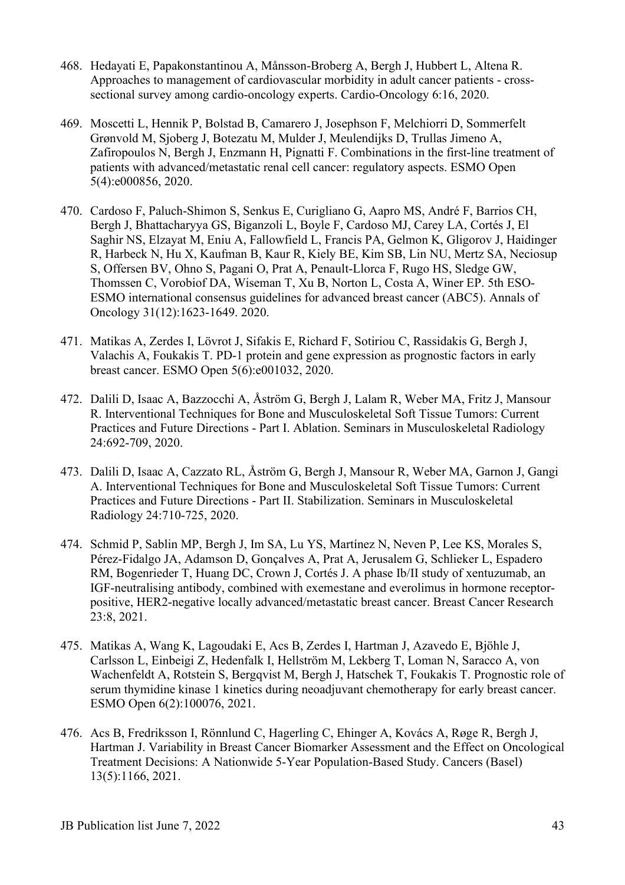468. Hedayati E, Papakonstantinou A, Månsson-Broberg A, Bergh J, Hubbert L, Altena R. Approaches to management of cardiovascular morbidity in adult cancer patients - cross-sectional survey among cardio-oncology experts. Cardio-Oncology 6:16, 2020.

469. Moscetti L, Hennik P, Bolstad B, Camarero J, Josephson F, Melchiorri D, Sommerfelt Grønvold M, Sjoberg J, Botezatu M, Mulder J, Meulendijks D, Trullas Jimeno A, Zafiropoulos N, Bergh J, Enzmann H, Pignatti F. Combinations in the first-line treatment of patients with advanced/metastatic renal cell cancer: regulatory aspects. ESMO Open 5(4):e000856, 2020.

470. Cardoso F, Paluch-Shimon S, Senkus E, Curigliano G, Aapro MS, André F, Barrios CH, Bergh J, Bhattacharyya GS, Biganzoli L, Boyle F, Cardoso MJ, Carey LA, Cortés J, El Saghir NS, Elzayat M, Eniu A, Fallowfield L, Francis PA, Gelmon K, Gligorov J, Haidinger R, Harbeck N, Hu X, Kaufman B, Kaur R, Kiely BE, Kim SB, Lin NU, Mertz SA, Neciosup S, Offersen BV, Ohno S, Pagani O, Prat A, Penault-Llorca F, Rugo HS, Sledge GW, Thomssen C, Vorobiof DA, Wiseman T, Xu B, Norton L, Costa A, Winer EP. 5th ESO-ESMO international consensus guidelines for advanced breast cancer (ABC5). Annals of Oncology 31(12):1623-1649. 2020.

471. Matikas A, Zerdes I, Lövrot J, Sifakis E, Richard F, Sotiriou C, Rassidakis G, Bergh J, Valachis A, Foukakis T. PD-1 protein and gene expression as prognostic factors in early breast cancer. ESMO Open 5(6):e001032, 2020.

472. Dalili D, Isaac A, Bazzocchi A, Åström G, Bergh J, Lalam R, Weber MA, Fritz J, Mansour R. Interventional Techniques for Bone and Musculoskeletal Soft Tissue Tumors: Current Practices and Future Directions - Part I. Ablation. Seminars in Musculoskeletal Radiology 24:692-709, 2020.

473. Dalili D, Isaac A, Cazzato RL, Åström G, Bergh J, Mansour R, Weber MA, Garnon J, Gangi A. Interventional Techniques for Bone and Musculoskeletal Soft Tissue Tumors: Current Practices and Future Directions - Part II. Stabilization. Seminars in Musculoskeletal Radiology 24:710-725, 2020.

474. Schmid P, Sablin MP, Bergh J, Im SA, Lu YS, Martínez N, Neven P, Lee KS, Morales S, Pérez-Fidalgo JA, Adamson D, Gonçalves A, Prat A, Jerusalem G, Schlieker L, Espadero RM, Bogenrieder T, Huang DC, Crown J, Cortés J. A phase Ib/II study of xentuzumab, an IGF-neutralising antibody, combined with exemestane and everolimus in hormone receptor-positive, HER2-negative locally advanced/metastatic breast cancer. Breast Cancer Research 23:8, 2021.

475. Matikas A, Wang K, Lagoudaki E, Acs B, Zerdes I, Hartman J, Azavedo E, Bjöhle J, Carlsson L, Einbeigi Z, Hedenfalk I, Hellström M, Lekberg T, Loman N, Saracco A, von Wachenfeldt A, Rotstein S, Bergqvist M, Bergh J, Hatschek T, Foukakis T. Prognostic role of serum thymidine kinase 1 kinetics during neoadjuvant chemotherapy for early breast cancer. ESMO Open 6(2):100076, 2021.

476. Acs B, Fredriksson I, Rönnlund C, Hagerling C, Ehinger A, Kovács A, Røge R, Bergh J, Hartman J. Variability in Breast Cancer Biomarker Assessment and the Effect on Oncological Treatment Decisions: A Nationwide 5-Year Population-Based Study. Cancers (Basel) 13(5):1166, 2021.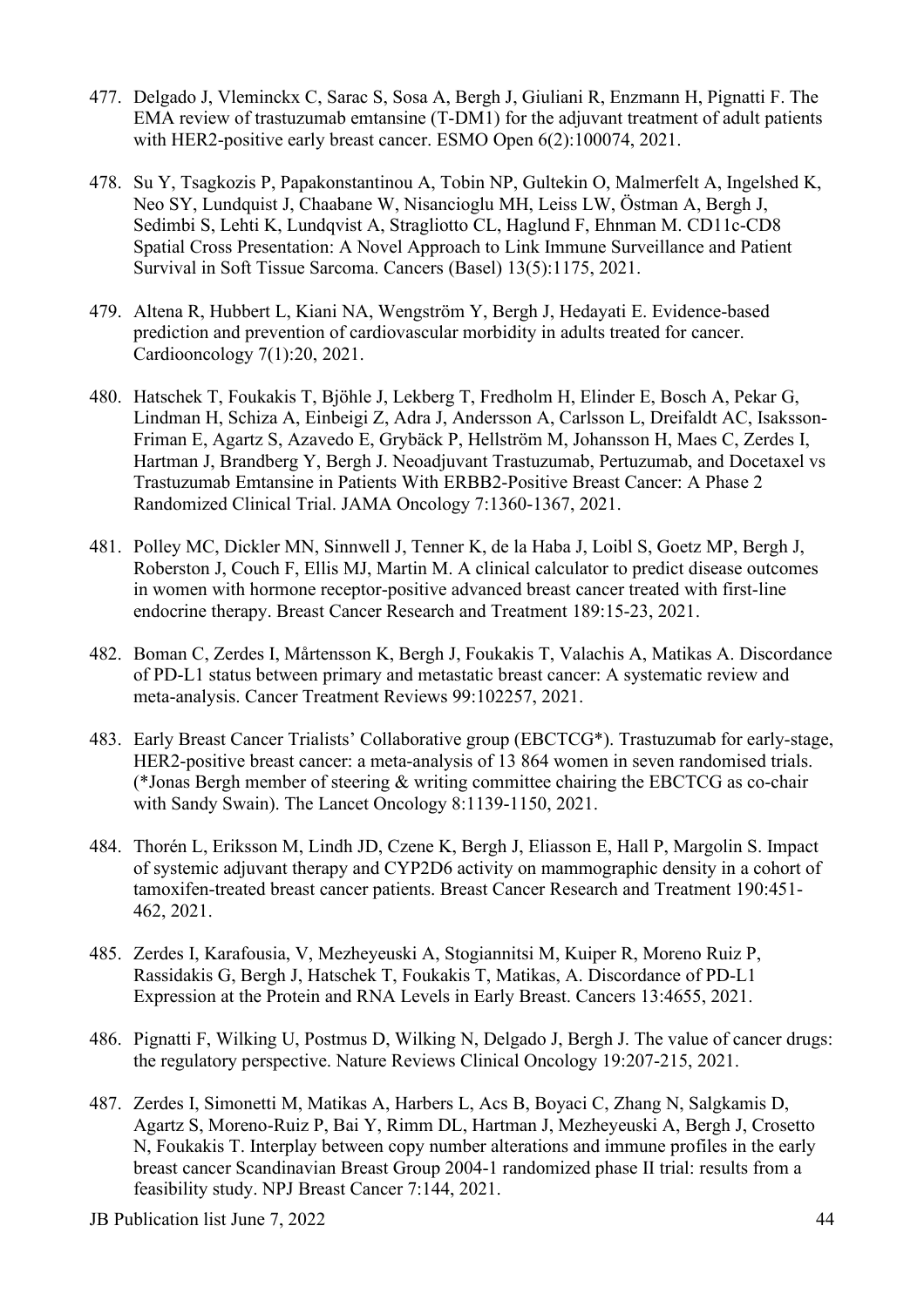477. Delgado J, Vleminckx C, Sarac S, Sosa A, Bergh J, Giuliani R, Enzmann H, Pignatti F. The EMA review of trastuzumab emtansine (T-DM1) for the adjuvant treatment of adult patients with HER2-positive early breast cancer. ESMO Open 6(2):100074, 2021.

478. Su Y, Tsagkozis P, Papakonstantinou A, Tobin NP, Gultekin O, Malmerfelt A, Ingelshed K, Neo SY, Lundquist J, Chaabane W, Nisancioglu MH, Leiss LW, Östman A, Bergh J, Sedimbi S, Lehti K, Lundqvist A, Stragliotto CL, Haglund F, Ehnman M. CD11c-CD8 Spatial Cross Presentation: A Novel Approach to Link Immune Surveillance and Patient Survival in Soft Tissue Sarcoma. Cancers (Basel) 13(5):1175, 2021.

479. Altena R, Hubbert L, Kiani NA, Wengström Y, Bergh J, Hedayati E. Evidence-based prediction and prevention of cardiovascular morbidity in adults treated for cancer. Cardiooncology 7(1):20, 2021.

480. Hatschek T, Foukakis T, Bjöhle J, Lekberg T, Fredholm H, Elinder E, Bosch A, Pekar G, Lindman H, Schiza A, Einbeigi Z, Adra J, Andersson A, Carlsson L, Dreifaldt AC, Isaksson-Friman E, Agartz S, Azavedo E, Grybäck P, Hellström M, Johansson H, Maes C, Zerdes I, Hartman J, Brandberg Y, Bergh J. Neoadjuvant Trastuzumab, Pertuzumab, and Docetaxel vs Trastuzumab Emtansine in Patients With ERBB2-Positive Breast Cancer: A Phase 2 Randomized Clinical Trial. JAMA Oncology 7:1360-1367, 2021.

481. Polley MC, Dickler MN, Sinnwell J, Tenner K, de la Haba J, Loibl S, Goetz MP, Bergh J, Roberston J, Couch F, Ellis MJ, Martin M. A clinical calculator to predict disease outcomes in women with hormone receptor-positive advanced breast cancer treated with first-line endocrine therapy. Breast Cancer Research and Treatment 189:15-23, 2021.

482. Boman C, Zerdes I, Mårtensson K, Bergh J, Foukakis T, Valachis A, Matikas A. Discordance of PD-L1 status between primary and metastatic breast cancer: A systematic review and meta-analysis. Cancer Treatment Reviews 99:102257, 2021.

483. Early Breast Cancer Trialists' Collaborative group (EBCTCG*). Trastuzumab for early-stage, HER2-positive breast cancer: a meta-analysis of 13 864 women in seven randomised trials. (*Jonas Bergh member of steering & writing committee chairing the EBCTCG as co-chair with Sandy Swain). The Lancet Oncology 8:1139-1150, 2021.

484. Thorén L, Eriksson M, Lindh JD, Czene K, Bergh J, Eliasson E, Hall P, Margolin S. Impact of systemic adjuvant therapy and CYP2D6 activity on mammographic density in a cohort of tamoxifen-treated breast cancer patients. Breast Cancer Research and Treatment 190:451-462, 2021.

485. Zerdes I, Karafousia, V, Mezheyeuski A, Stogiannitsi M, Kuiper R, Moreno Ruiz P, Rassidakis G, Bergh J, Hatschek T, Foukakis T, Matikas, A. Discordance of PD-L1 Expression at the Protein and RNA Levels in Early Breast. Cancers 13:4655, 2021.

486. Pignatti F, Wilking U, Postmus D, Wilking N, Delgado J, Bergh J. The value of cancer drugs: the regulatory perspective. Nature Reviews Clinical Oncology 19:207-215, 2021.

487. Zerdes I, Simonetti M, Matikas A, Harbers L, Acs B, Boyaci C, Zhang N, Salgkamis D, Agartz S, Moreno-Ruiz P, Bai Y, Rimm DL, Hartman J, Mezheyeuski A, Bergh J, Crosetto N, Foukakis T. Interplay between copy number alterations and immune profiles in the early breast cancer Scandinavian Breast Group 2004-1 randomized phase II trial: results from a feasibility study. NPJ Breast Cancer 7:144, 2021.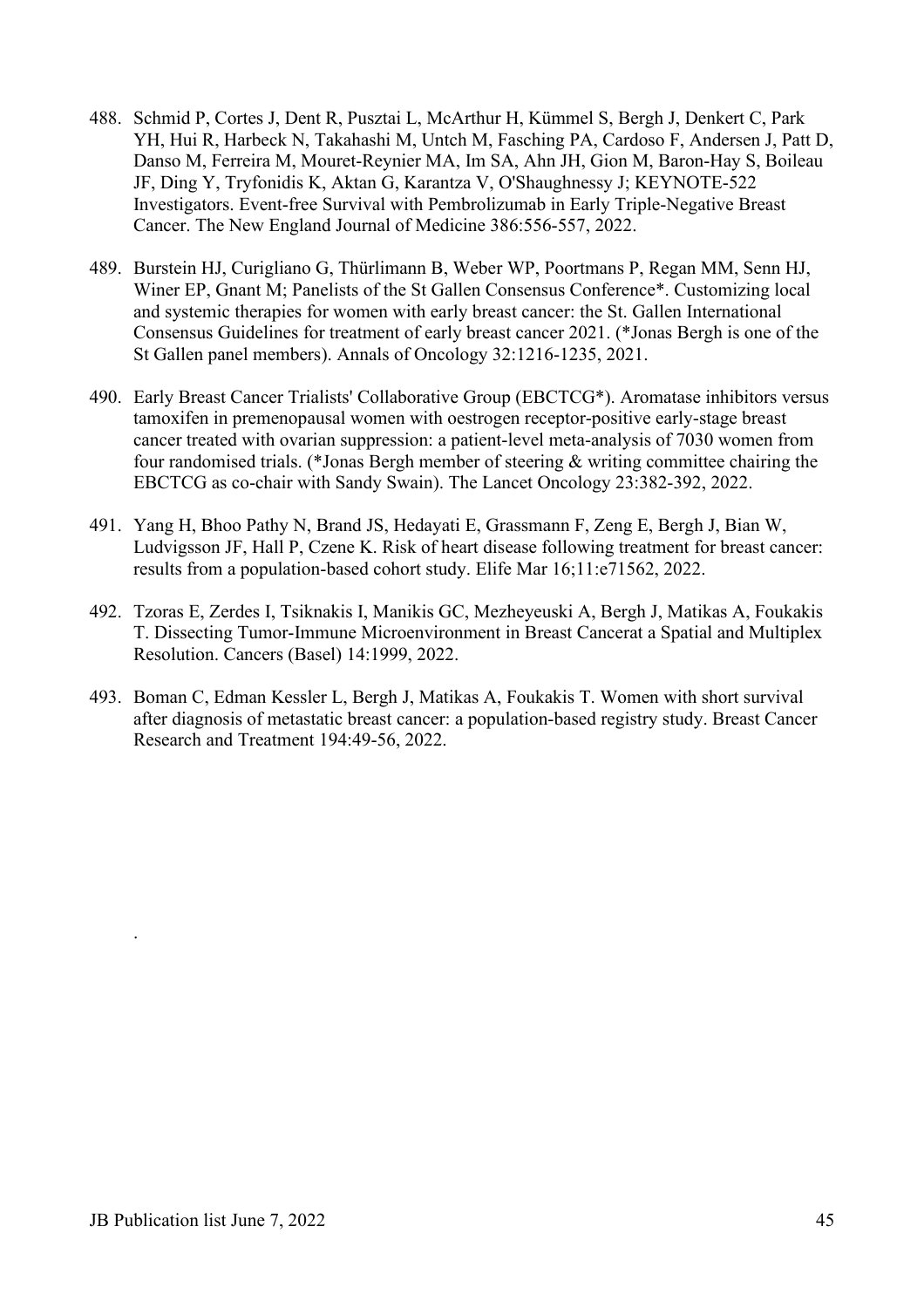488. Schmid P, Cortes J, Dent R, Pusztai L, McArthur H, Kümmel S, Bergh J, Denkert C, Park YH, Hui R, Harbeck N, Takahashi M, Untch M, Fasching PA, Cardoso F, Andersen J, Patt D, Danso M, Ferreira M, Mouret-Reynier MA, Im SA, Ahn JH, Gion M, Baron-Hay S, Boileau JF, Ding Y, Tryfonidis K, Aktan G, Karantza V, O'Shaughnessy J; KEYNOTE-522 Investigators. Event-free Survival with Pembrolizumab in Early Triple-Negative Breast Cancer. The New England Journal of Medicine 386:556-557, 2022.

489. Burstein HJ, Curigliano G, Thürlimann B, Weber WP, Poortmans P, Regan MM, Senn HJ, Winer EP, Gnant M; Panelists of the St Gallen Consensus Conference*. Customizing local and systemic therapies for women with early breast cancer: the St. Gallen International Consensus Guidelines for treatment of early breast cancer 2021. (*Jonas Bergh is one of the St Gallen panel members). Annals of Oncology 32:1216-1235, 2021.

490. Early Breast Cancer Trialists' Collaborative Group (EBCTCG*). Aromatase inhibitors versus tamoxifen in premenopausal women with oestrogen receptor-positive early-stage breast cancer treated with ovarian suppression: a patient-level meta-analysis of 7030 women from four randomised trials. (*Jonas Bergh member of steering & writing committee chairing the EBCTCG as co-chair with Sandy Swain). The Lancet Oncology 23:382-392, 2022.

491. Yang H, Bhoo Pathy N, Brand JS, Hedayati E, Grassmann F, Zeng E, Bergh J, Bian W, Ludvigsson JF, Hall P, Czene K. Risk of heart disease following treatment for breast cancer: results from a population-based cohort study. Elife Mar 16;11:e71562, 2022.

492. Tzoras E, Zerdes I, Tsiknakis I, Manikis GC, Mezheyeuski A, Bergh J, Matikas A, Foukakis T. Dissecting Tumor-Immune Microenvironment in Breast Cancerat a Spatial and Multiplex Resolution. Cancers (Basel) 14:1999, 2022.

493. Boman C, Edman Kessler L, Bergh J, Matikas A, Foukakis T. Women with short survival after diagnosis of metastatic breast cancer: a population-based registry study. Breast Cancer Research and Treatment 194:49-56, 2022.

.